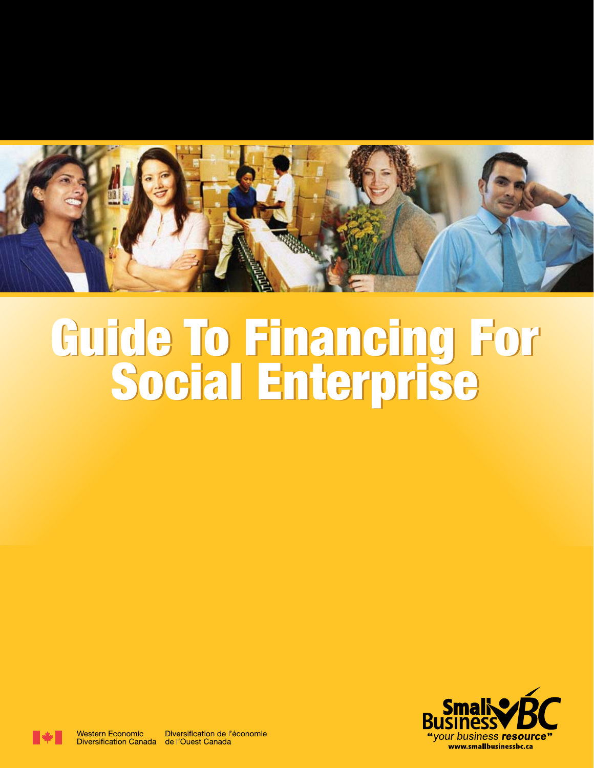# Guide To Financing For Social Enterprise

Western Economic Diversification Canada | Diversification de l'économie de l'Ouest Canada

Small Business BC
"your business resource"
www.smallbusinessbc.ca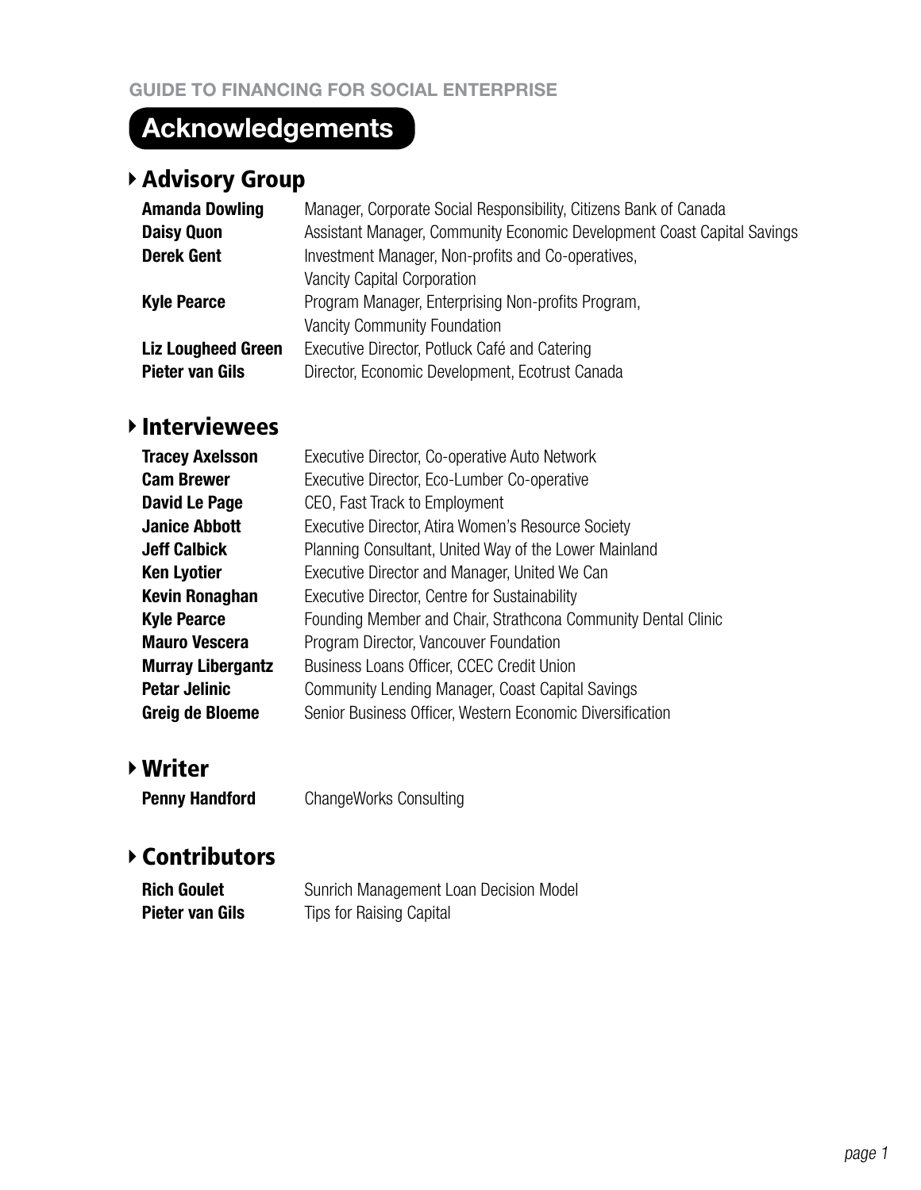# Acknowledgements

## Advisory Group

| | |
|---|---|
| **Amanda Dowling** | Manager, Corporate Social Responsibility, Citizens Bank of Canada |
| **Daisy Quon** | Assistant Manager, Community Economic Development Coast Capital Savings |
| **Derek Gent** | Investment Manager, Non-profits and Co-operatives, Vancity Capital Corporation |
| **Kyle Pearce** | Program Manager, Enterprising Non-profits Program, Vancity Community Foundation |
| **Liz Lougheed Green** | Executive Director, Potluck Café and Catering |
| **Pieter van Gils** | Director, Economic Development, Ecotrust Canada |

## Interviewees

| | |
|---|---|
| **Tracey Axelsson** | Executive Director, Co-operative Auto Network |
| **Cam Brewer** | Executive Director, Eco-Lumber Co-operative |
| **David Le Page** | CEO, Fast Track to Employment |
| **Janice Abbott** | Executive Director, Atira Women's Resource Society |
| **Jeff Calbick** | Planning Consultant, United Way of the Lower Mainland |
| **Ken Lyotier** | Executive Director and Manager, United We Can |
| **Kevin Ronaghan** | Executive Director, Centre for Sustainability |
| **Kyle Pearce** | Founding Member and Chair, Strathcona Community Dental Clinic |
| **Mauro Vescera** | Program Director, Vancouver Foundation |
| **Murray Libergantz** | Business Loans Officer, CCEC Credit Union |
| **Petar Jelinic** | Community Lending Manager, Coast Capital Savings |
| **Greig de Bloeme** | Senior Business Officer, Western Economic Diversification |

## Writer

| | |
|---|---|
| **Penny Handford** | ChangeWorks Consulting |

## Contributors

| | |
|---|---|
| **Rich Goulet** | Sunrich Management Loan Decision Model |
| **Pieter van Gils** | Tips for Raising Capital |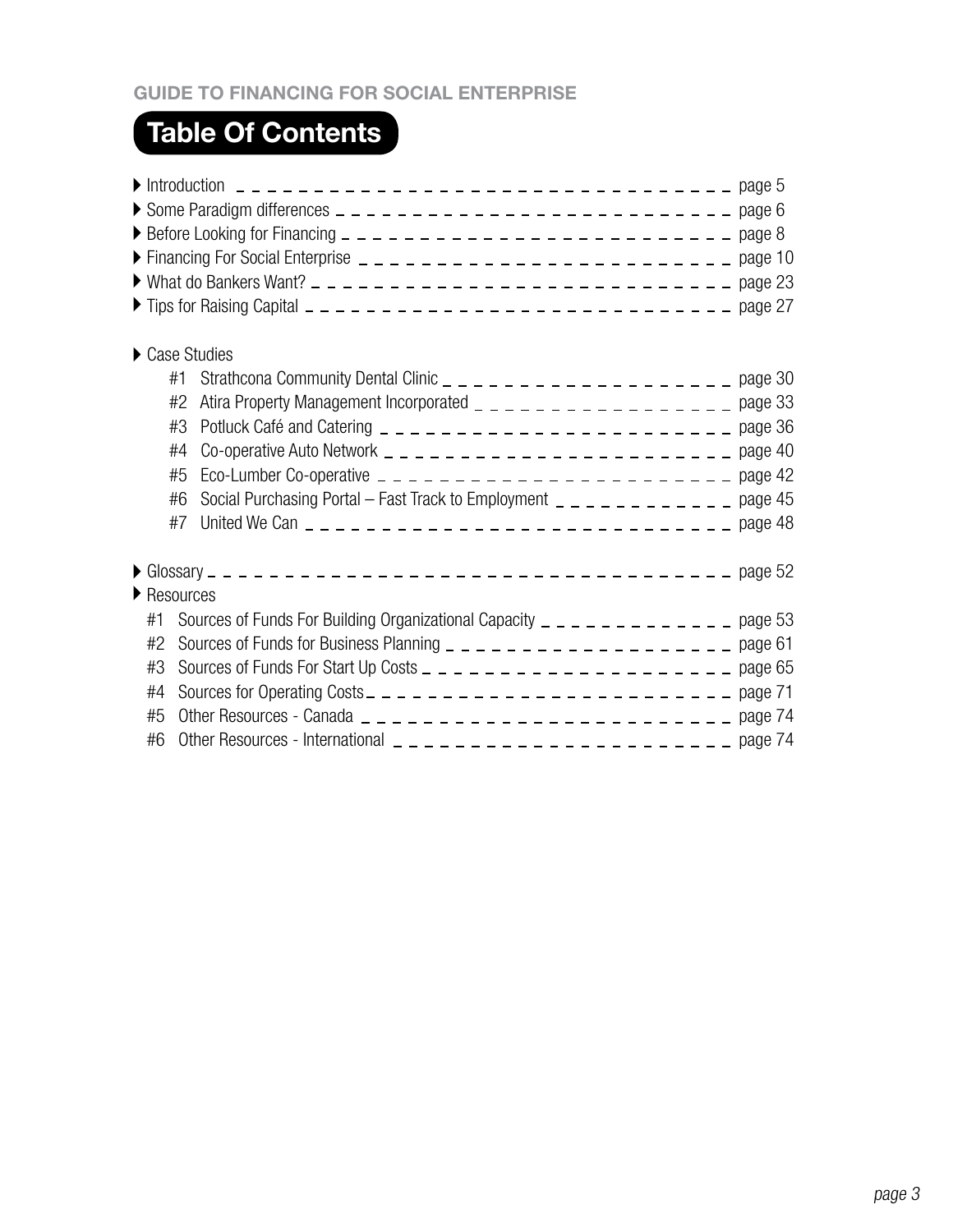GUIDE TO FINANCING FOR SOCIAL ENTERPRISE

# Table Of Contents

- Introduction — page 5
- Some Paradigm differences — page 6
- Before Looking for Financing — page 8
- Financing For Social Enterprise — page 10
- What do Bankers Want? — page 23
- Tips for Raising Capital — page 27

- Case Studies
  - #1 Strathcona Community Dental Clinic — page 30
  - #2 Atira Property Management Incorporated — page 33
  - #3 Potluck Café and Catering — page 36
  - #4 Co-operative Auto Network — page 40
  - #5 Eco-Lumber Co-operative — page 42
  - #6 Social Purchasing Portal – Fast Track to Employment — page 45
  - #7 United We Can — page 48

- Glossary — page 52
- Resources
  - #1 Sources of Funds For Building Organizational Capacity — page 53
  - #2 Sources of Funds for Business Planning — page 61
  - #3 Sources of Funds For Start Up Costs — page 65
  - #4 Sources for Operating Costs — page 71
  - #5 Other Resources - Canada — page 74
  - #6 Other Resources - International — page 74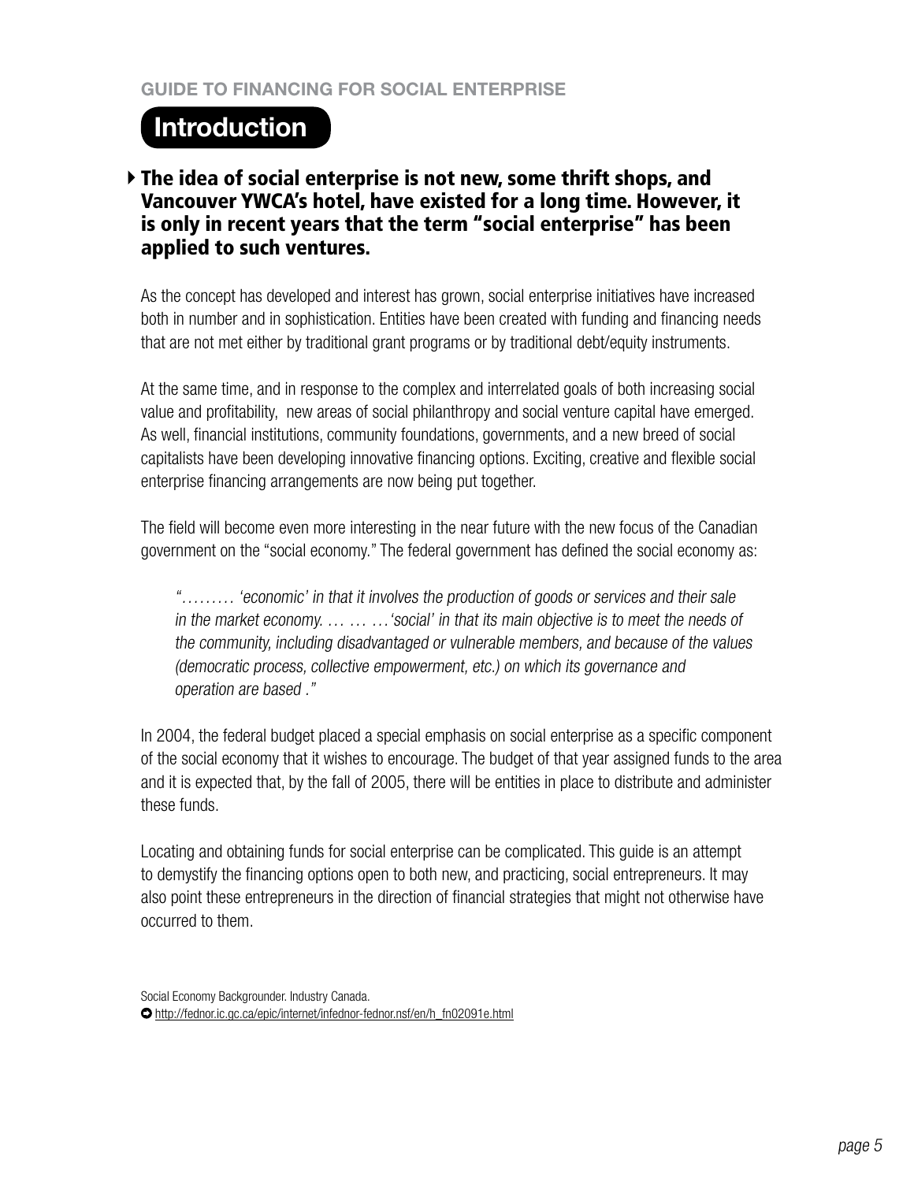# Introduction

**The idea of social enterprise is not new, some thrift shops, and Vancouver YWCA's hotel, have existed for a long time. However, it is only in recent years that the term "social enterprise" has been applied to such ventures.**

As the concept has developed and interest has grown, social enterprise initiatives have increased both in number and in sophistication. Entities have been created with funding and financing needs that are not met either by traditional grant programs or by traditional debt/equity instruments.

At the same time, and in response to the complex and interrelated goals of both increasing social value and profitability, new areas of social philanthropy and social venture capital have emerged. As well, financial institutions, community foundations, governments, and a new breed of social capitalists have been developing innovative financing options. Exciting, creative and flexible social enterprise financing arrangements are now being put together.

The field will become even more interesting in the near future with the new focus of the Canadian government on the "social economy." The federal government has defined the social economy as:

> *"……… 'economic' in that it involves the production of goods or services and their sale in the market economy. … … …'social' in that its main objective is to meet the needs of the community, including disadvantaged or vulnerable members, and because of the values (democratic process, collective empowerment, etc.) on which its governance and operation are based ."*

In 2004, the federal budget placed a special emphasis on social enterprise as a specific component of the social economy that it wishes to encourage. The budget of that year assigned funds to the area and it is expected that, by the fall of 2005, there will be entities in place to distribute and administer these funds.

Locating and obtaining funds for social enterprise can be complicated. This guide is an attempt to demystify the financing options open to both new, and practicing, social entrepreneurs. It may also point these entrepreneurs in the direction of financial strategies that might not otherwise have occurred to them.

Social Economy Backgrounder. Industry Canada.
http://fednor.ic.gc.ca/epic/internet/infednor-fednor.nsf/en/h_fn02091e.html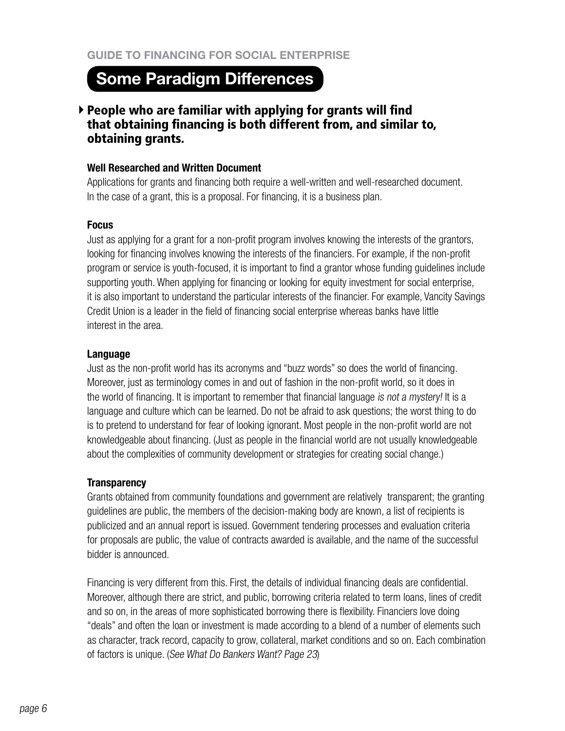## Some Paradigm Differences

**People who are familiar with applying for grants will find that obtaining financing is both different from, and similar to, obtaining grants.**

### Well Researched and Written Document

Applications for grants and financing both require a well-written and well-researched document. In the case of a grant, this is a proposal. For financing, it is a business plan.

### Focus

Just as applying for a grant for a non-profit program involves knowing the interests of the grantors, looking for financing involves knowing the interests of the financiers. For example, if the non-profit program or service is youth-focused, it is important to find a grantor whose funding guidelines include supporting youth. When applying for financing or looking for equity investment for social enterprise, it is also important to understand the particular interests of the financier. For example, Vancity Savings Credit Union is a leader in the field of financing social enterprise whereas banks have little interest in the area.

### Language

Just as the non-profit world has its acronyms and "buzz words" so does the world of financing. Moreover, just as terminology comes in and out of fashion in the non-profit world, so it does in the world of financing. It is important to remember that financial language *is not a mystery!* It is a language and culture which can be learned. Do not be afraid to ask questions; the worst thing to do is to pretend to understand for fear of looking ignorant. Most people in the non-profit world are not knowledgeable about financing. (Just as people in the financial world are not usually knowledgeable about the complexities of community development or strategies for creating social change.)

### Transparency

Grants obtained from community foundations and government are relatively transparent; the granting guidelines are public, the members of the decision-making body are known, a list of recipients is publicized and an annual report is issued. Government tendering processes and evaluation criteria for proposals are public, the value of contracts awarded is available, and the name of the successful bidder is announced.

Financing is very different from this. First, the details of individual financing deals are confidential. Moreover, although there are strict, and public, borrowing criteria related to term loans, lines of credit and so on, in the areas of more sophisticated borrowing there is flexibility. Financiers love doing "deals" and often the loan or investment is made according to a blend of a number of elements such as character, track record, capacity to grow, collateral, market conditions and so on. Each combination of factors is unique. (*See What Do Bankers Want? Page 23*)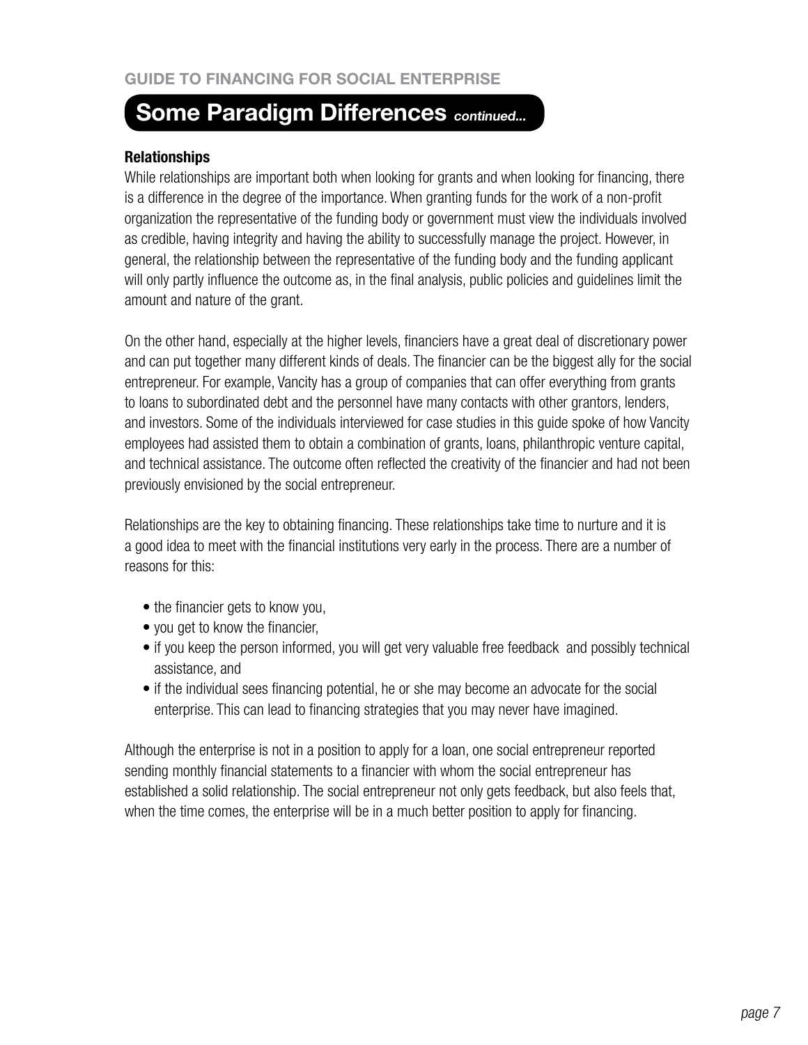## Some Paradigm Differences *continued...*

**Relationships**

While relationships are important both when looking for grants and when looking for financing, there is a difference in the degree of the importance. When granting funds for the work of a non-profit organization the representative of the funding body or government must view the individuals involved as credible, having integrity and having the ability to successfully manage the project. However, in general, the relationship between the representative of the funding body and the funding applicant will only partly influence the outcome as, in the final analysis, public policies and guidelines limit the amount and nature of the grant.

On the other hand, especially at the higher levels, financiers have a great deal of discretionary power and can put together many different kinds of deals. The financier can be the biggest ally for the social entrepreneur. For example, Vancity has a group of companies that can offer everything from grants to loans to subordinated debt and the personnel have many contacts with other grantors, lenders, and investors. Some of the individuals interviewed for case studies in this guide spoke of how Vancity employees had assisted them to obtain a combination of grants, loans, philanthropic venture capital, and technical assistance. The outcome often reflected the creativity of the financier and had not been previously envisioned by the social entrepreneur.

Relationships are the key to obtaining financing. These relationships take time to nurture and it is a good idea to meet with the financial institutions very early in the process. There are a number of reasons for this:

- the financier gets to know you,
- you get to know the financier,
- if you keep the person informed, you will get very valuable free feedback and possibly technical assistance, and
- if the individual sees financing potential, he or she may become an advocate for the social enterprise. This can lead to financing strategies that you may never have imagined.

Although the enterprise is not in a position to apply for a loan, one social entrepreneur reported sending monthly financial statements to a financier with whom the social entrepreneur has established a solid relationship. The social entrepreneur not only gets feedback, but also feels that, when the time comes, the enterprise will be in a much better position to apply for financing.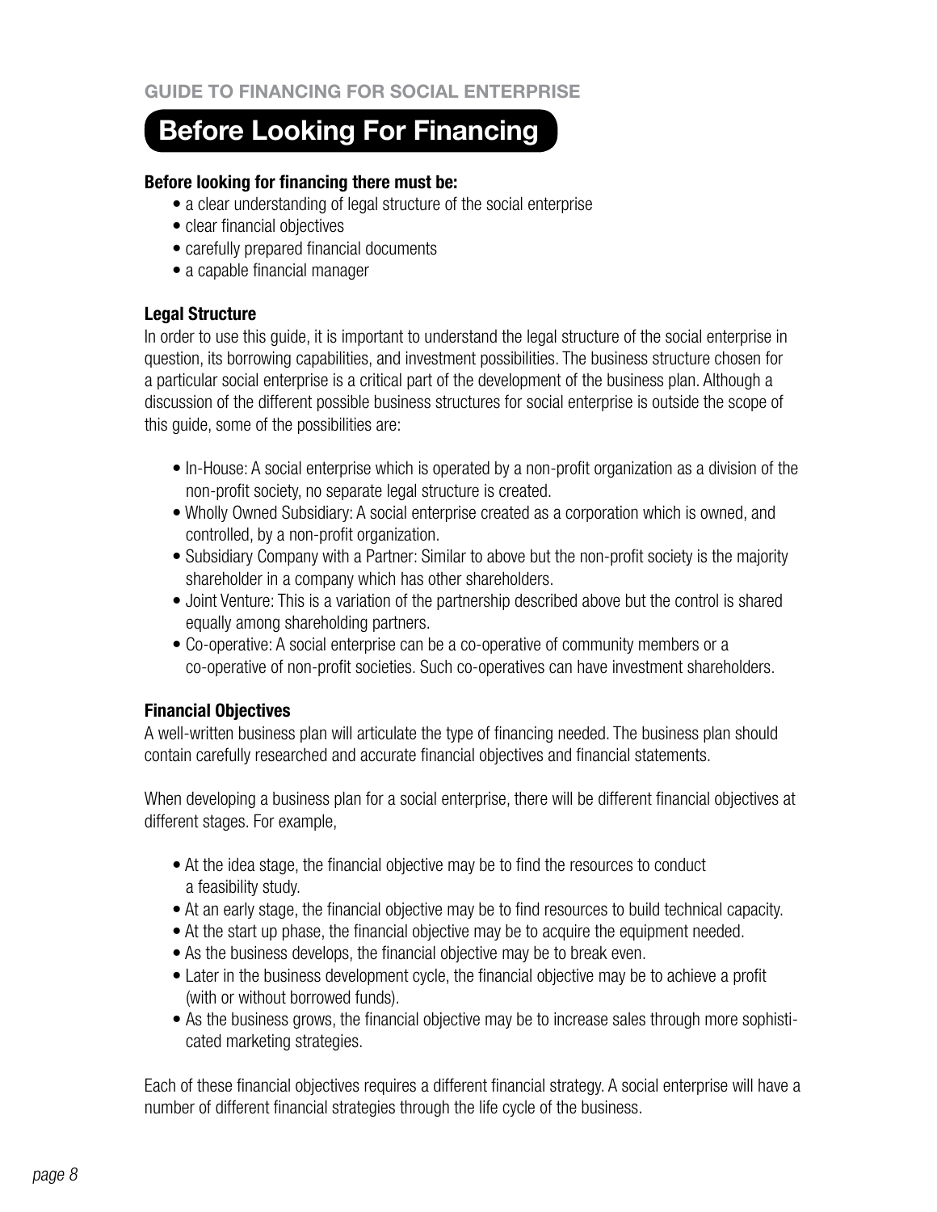# Before Looking For Financing

**Before looking for financing there must be:**

- a clear understanding of legal structure of the social enterprise
- clear financial objectives
- carefully prepared financial documents
- a capable financial manager

### Legal Structure

In order to use this guide, it is important to understand the legal structure of the social enterprise in question, its borrowing capabilities, and investment possibilities. The business structure chosen for a particular social enterprise is a critical part of the development of the business plan. Although a discussion of the different possible business structures for social enterprise is outside the scope of this guide, some of the possibilities are:

- In-House: A social enterprise which is operated by a non-profit organization as a division of the non-profit society, no separate legal structure is created.
- Wholly Owned Subsidiary: A social enterprise created as a corporation which is owned, and controlled, by a non-profit organization.
- Subsidiary Company with a Partner: Similar to above but the non-profit society is the majority shareholder in a company which has other shareholders.
- Joint Venture: This is a variation of the partnership described above but the control is shared equally among shareholding partners.
- Co-operative: A social enterprise can be a co-operative of community members or a co-operative of non-profit societies. Such co-operatives can have investment shareholders.

### Financial Objectives

A well-written business plan will articulate the type of financing needed. The business plan should contain carefully researched and accurate financial objectives and financial statements.

When developing a business plan for a social enterprise, there will be different financial objectives at different stages. For example,

- At the idea stage, the financial objective may be to find the resources to conduct a feasibility study.
- At an early stage, the financial objective may be to find resources to build technical capacity.
- At the start up phase, the financial objective may be to acquire the equipment needed.
- As the business develops, the financial objective may be to break even.
- Later in the business development cycle, the financial objective may be to achieve a profit (with or without borrowed funds).
- As the business grows, the financial objective may be to increase sales through more sophisticated marketing strategies.

Each of these financial objectives requires a different financial strategy. A social enterprise will have a number of different financial strategies through the life cycle of the business.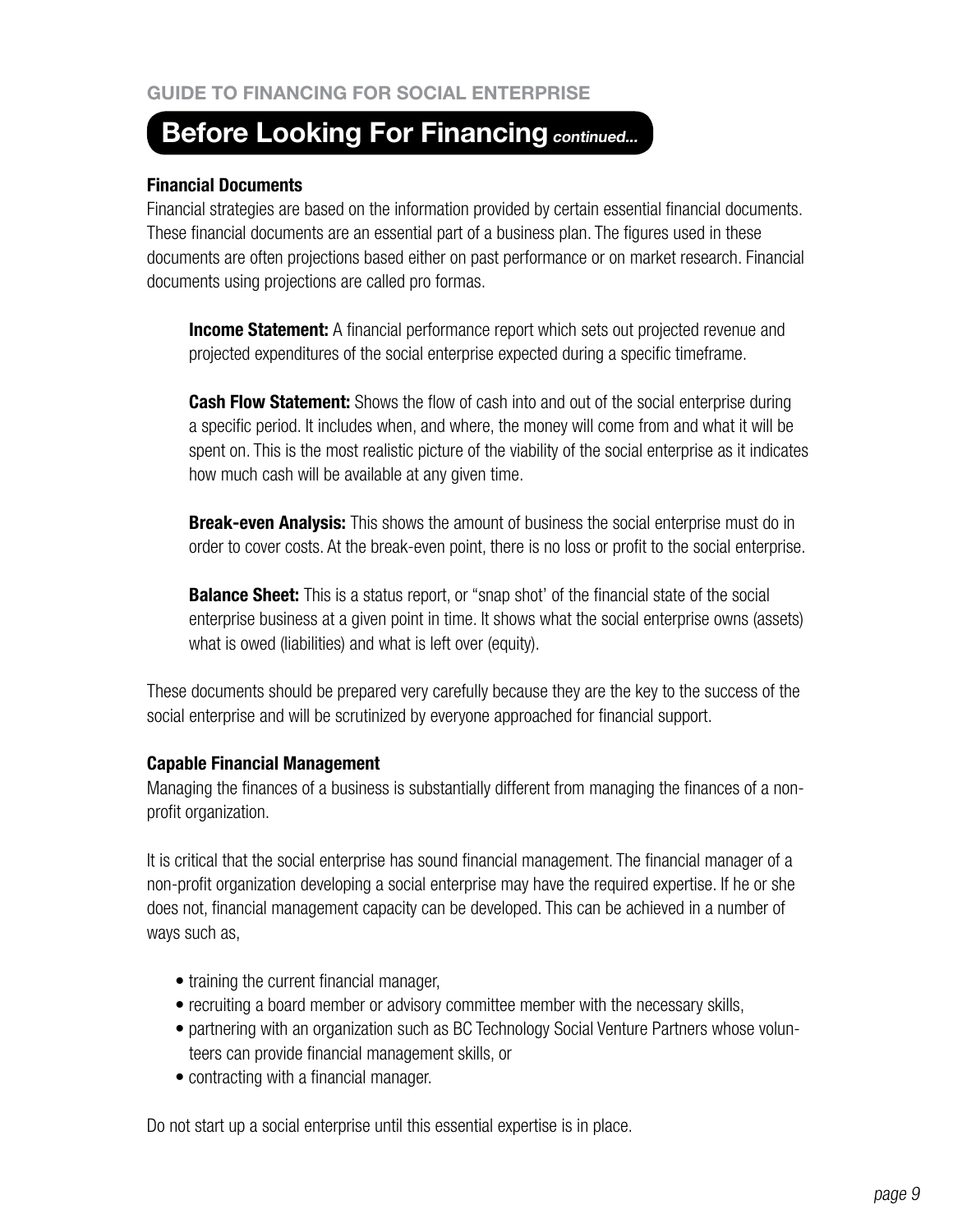## Before Looking For Financing *continued...*

### Financial Documents

Financial strategies are based on the information provided by certain essential financial documents. These financial documents are an essential part of a business plan. The figures used in these documents are often projections based either on past performance or on market research. Financial documents using projections are called pro formas.

**Income Statement:** A financial performance report which sets out projected revenue and projected expenditures of the social enterprise expected during a specific timeframe.

**Cash Flow Statement:** Shows the flow of cash into and out of the social enterprise during a specific period. It includes when, and where, the money will come from and what it will be spent on. This is the most realistic picture of the viability of the social enterprise as it indicates how much cash will be available at any given time.

**Break-even Analysis:** This shows the amount of business the social enterprise must do in order to cover costs. At the break-even point, there is no loss or profit to the social enterprise.

**Balance Sheet:** This is a status report, or "snap shot' of the financial state of the social enterprise business at a given point in time. It shows what the social enterprise owns (assets) what is owed (liabilities) and what is left over (equity).

These documents should be prepared very carefully because they are the key to the success of the social enterprise and will be scrutinized by everyone approached for financial support.

### Capable Financial Management

Managing the finances of a business is substantially different from managing the finances of a non-profit organization.

It is critical that the social enterprise has sound financial management. The financial manager of a non-profit organization developing a social enterprise may have the required expertise. If he or she does not, financial management capacity can be developed. This can be achieved in a number of ways such as,

- training the current financial manager,
- recruiting a board member or advisory committee member with the necessary skills,
- partnering with an organization such as BC Technology Social Venture Partners whose volunteers can provide financial management skills, or
- contracting with a financial manager.

Do not start up a social enterprise until this essential expertise is in place.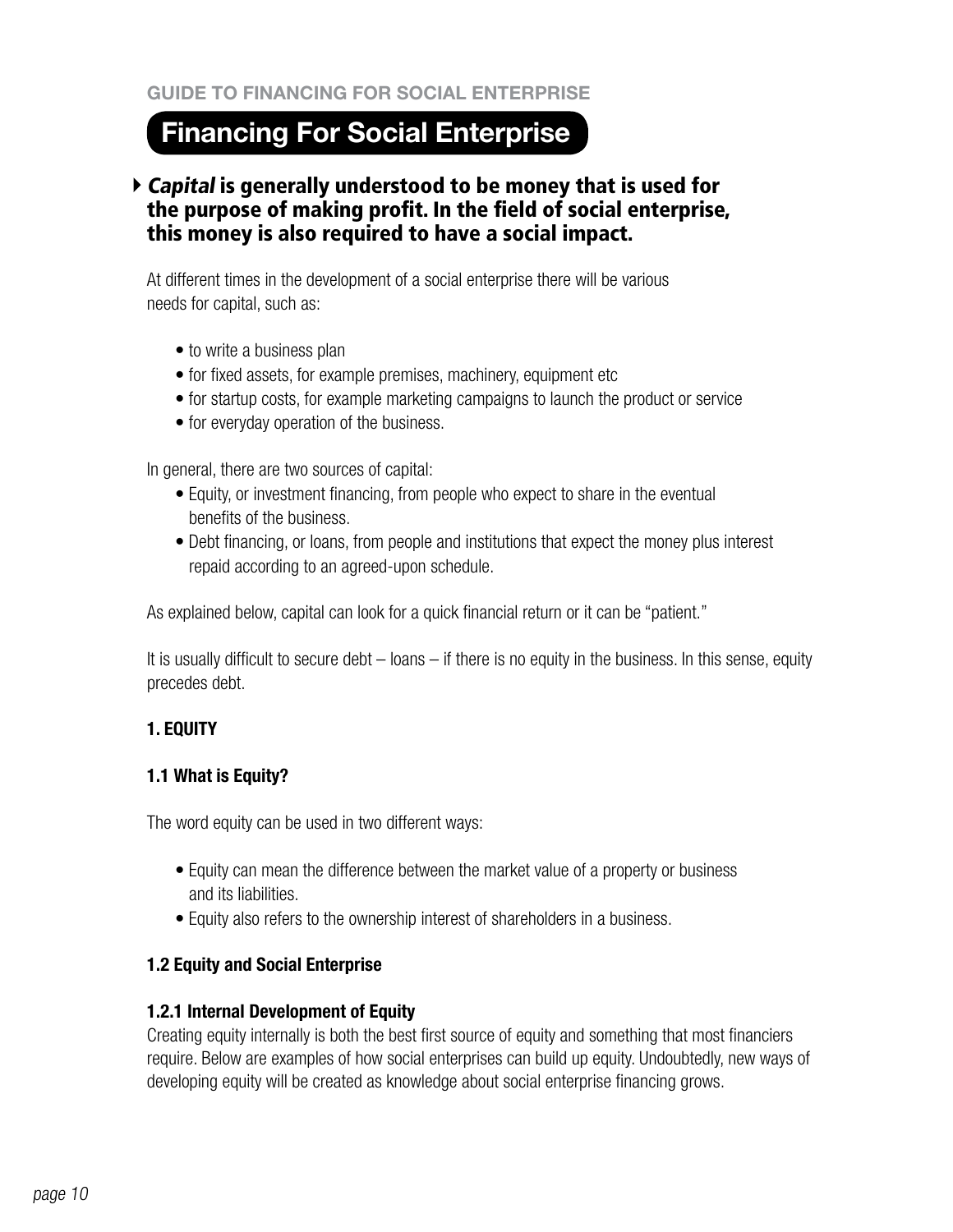# Financing For Social Enterprise

***Capital* is generally understood to be money that is used for the purpose of making profit. In the field of social enterprise, this money is also required to have a social impact.**

At different times in the development of a social enterprise there will be various needs for capital, such as:

- to write a business plan
- for fixed assets, for example premises, machinery, equipment etc
- for startup costs, for example marketing campaigns to launch the product or service
- for everyday operation of the business.

In general, there are two sources of capital:

- Equity, or investment financing, from people who expect to share in the eventual benefits of the business.
- Debt financing, or loans, from people and institutions that expect the money plus interest repaid according to an agreed-upon schedule.

As explained below, capital can look for a quick financial return or it can be "patient."

It is usually difficult to secure debt – loans – if there is no equity in the business. In this sense, equity precedes debt.

## 1. EQUITY

### 1.1 What is Equity?

The word equity can be used in two different ways:

- Equity can mean the difference between the market value of a property or business and its liabilities.
- Equity also refers to the ownership interest of shareholders in a business.

### 1.2 Equity and Social Enterprise

#### 1.2.1 Internal Development of Equity

Creating equity internally is both the best first source of equity and something that most financiers require. Below are examples of how social enterprises can build up equity. Undoubtedly, new ways of developing equity will be created as knowledge about social enterprise financing grows.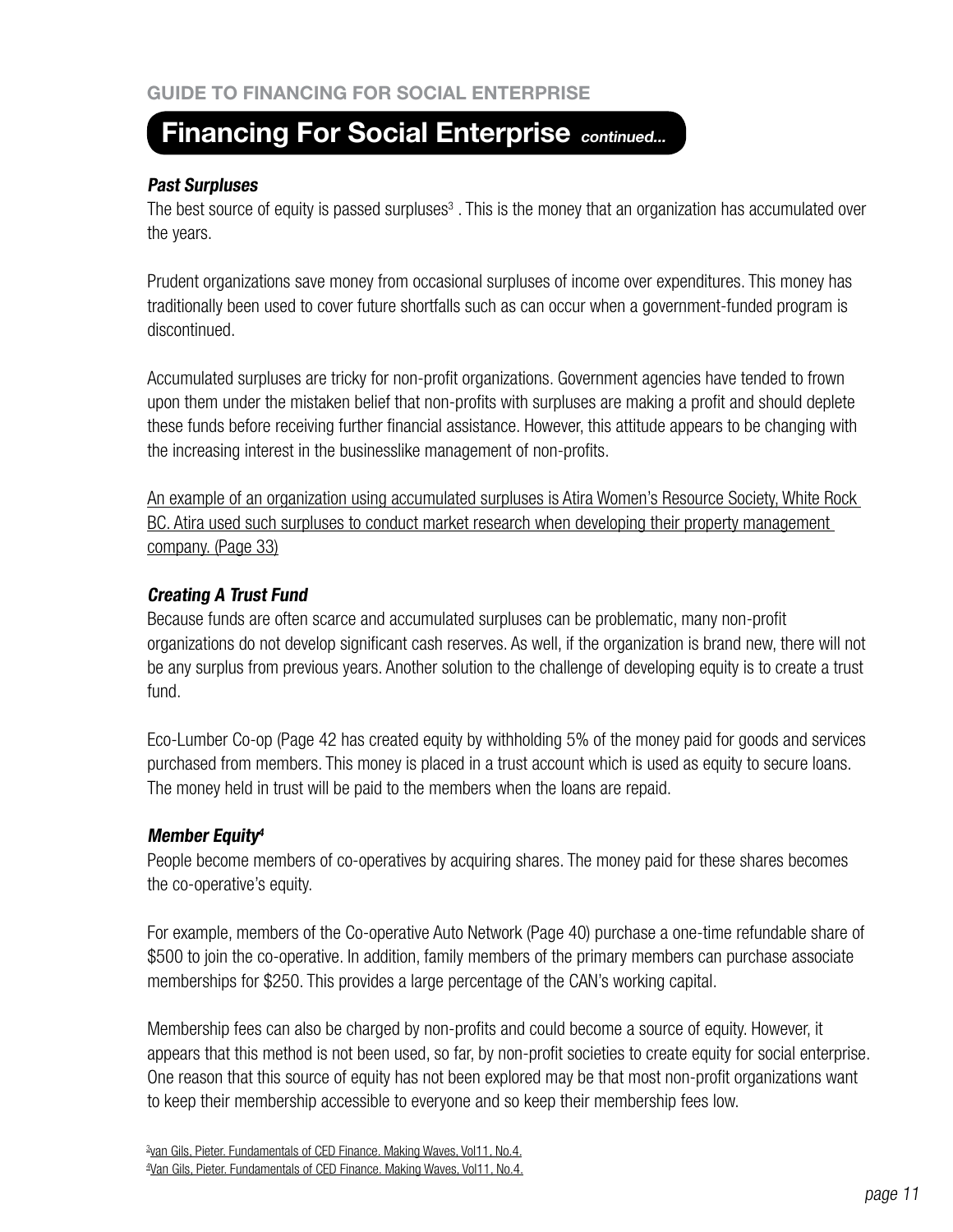## Financing For Social Enterprise *continued...*

### *Past Surpluses*

The best source of equity is passed surpluses[3] . This is the money that an organization has accumulated over the years.

Prudent organizations save money from occasional surpluses of income over expenditures. This money has traditionally been used to cover future shortfalls such as can occur when a government-funded program is discontinued.

Accumulated surpluses are tricky for non-profit organizations. Government agencies have tended to frown upon them under the mistaken belief that non-profits with surpluses are making a profit and should deplete these funds before receiving further financial assistance. However, this attitude appears to be changing with the increasing interest in the businesslike management of non-profits.

An example of an organization using accumulated surpluses is Atira Women's Resource Society, White Rock BC. Atira used such surpluses to conduct market research when developing their property management company. (Page 33)

### *Creating A Trust Fund*

Because funds are often scarce and accumulated surpluses can be problematic, many non-profit organizations do not develop significant cash reserves. As well, if the organization is brand new, there will not be any surplus from previous years. Another solution to the challenge of developing equity is to create a trust fund.

Eco-Lumber Co-op (Page 42 has created equity by withholding 5% of the money paid for goods and services purchased from members. This money is placed in a trust account which is used as equity to secure loans. The money held in trust will be paid to the members when the loans are repaid.

### *Member Equity[4]*

People become members of co-operatives by acquiring shares. The money paid for these shares becomes the co-operative's equity.

For example, members of the Co-operative Auto Network (Page 40) purchase a one-time refundable share of $500 to join the co-operative. In addition, family members of the primary members can purchase associate memberships for $250. This provides a large percentage of the CAN's working capital.

Membership fees can also be charged by non-profits and could become a source of equity. However, it appears that this method is not been used, so far, by non-profit societies to create equity for social enterprise. One reason that this source of equity has not been explored may be that most non-profit organizations want to keep their membership accessible to everyone and so keep their membership fees low.

[3] van Gils, Pieter. Fundamentals of CED Finance. Making Waves, Vol11, No.4.
[4] Van Gils, Pieter. Fundamentals of CED Finance. Making Waves, Vol11, No.4.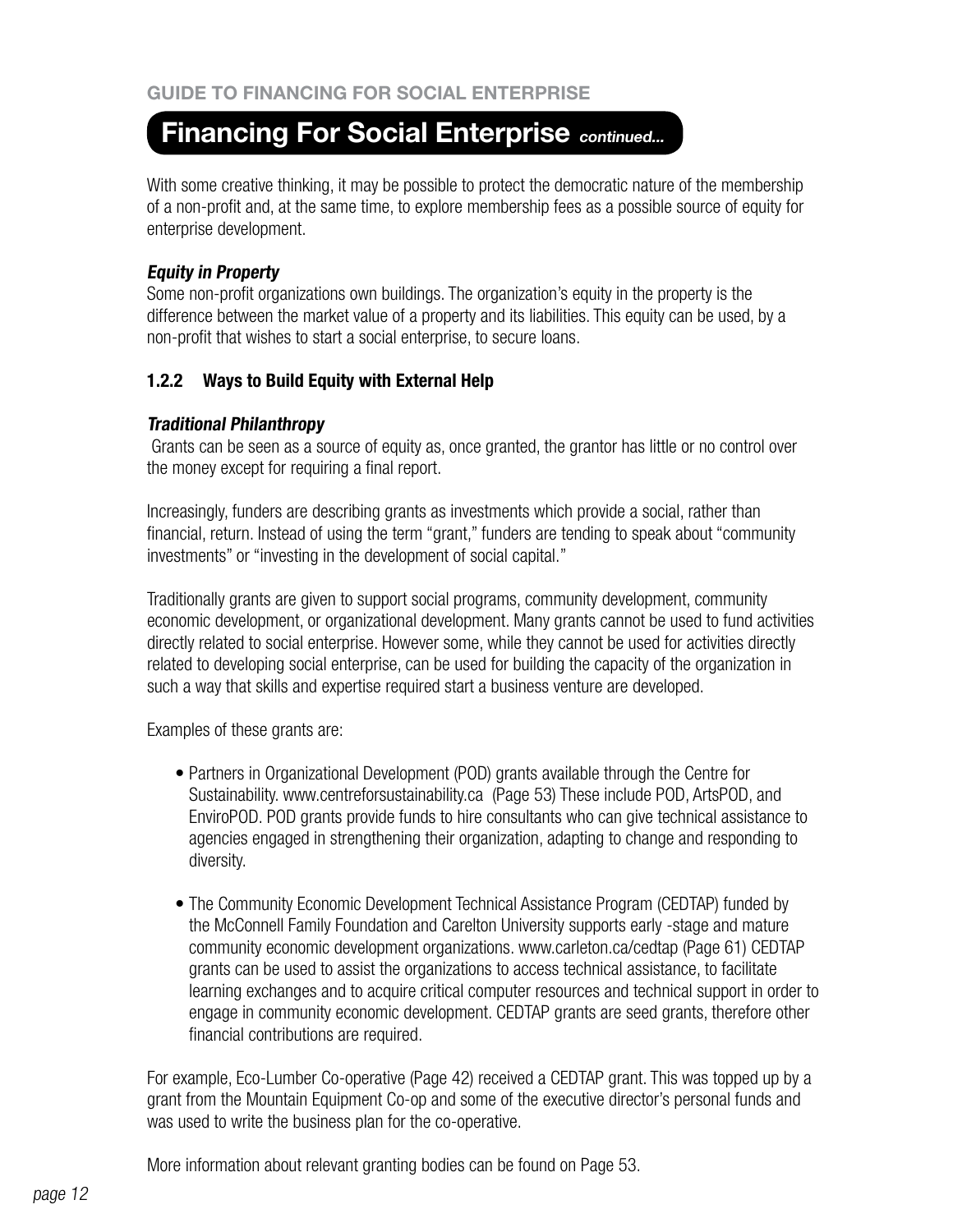## Financing For Social Enterprise *continued...*

With some creative thinking, it may be possible to protect the democratic nature of the membership of a non-profit and, at the same time, to explore membership fees as a possible source of equity for enterprise development.

***Equity in Property***

Some non-profit organizations own buildings. The organization's equity in the property is the difference between the market value of a property and its liabilities. This equity can be used, by a non-profit that wishes to start a social enterprise, to secure loans.

### 1.2.2 Ways to Build Equity with External Help

***Traditional Philanthropy***

Grants can be seen as a source of equity as, once granted, the grantor has little or no control over the money except for requiring a final report.

Increasingly, funders are describing grants as investments which provide a social, rather than financial, return. Instead of using the term "grant," funders are tending to speak about "community investments" or "investing in the development of social capital."

Traditionally grants are given to support social programs, community development, community economic development, or organizational development. Many grants cannot be used to fund activities directly related to social enterprise. However some, while they cannot be used for activities directly related to developing social enterprise, can be used for building the capacity of the organization in such a way that skills and expertise required start a business venture are developed.

Examples of these grants are:

- Partners in Organizational Development (POD) grants available through the Centre for Sustainability. www.centreforsustainability.ca (Page 53) These include POD, ArtsPOD, and EnviroPOD. POD grants provide funds to hire consultants who can give technical assistance to agencies engaged in strengthening their organization, adapting to change and responding to diversity.

- The Community Economic Development Technical Assistance Program (CEDTAP) funded by the McConnell Family Foundation and Carelton University supports early -stage and mature community economic development organizations. www.carleton.ca/cedtap (Page 61) CEDTAP grants can be used to assist the organizations to access technical assistance, to facilitate learning exchanges and to acquire critical computer resources and technical support in order to engage in community economic development. CEDTAP grants are seed grants, therefore other financial contributions are required.

For example, Eco-Lumber Co-operative (Page 42) received a CEDTAP grant. This was topped up by a grant from the Mountain Equipment Co-op and some of the executive director's personal funds and was used to write the business plan for the co-operative.

More information about relevant granting bodies can be found on Page 53.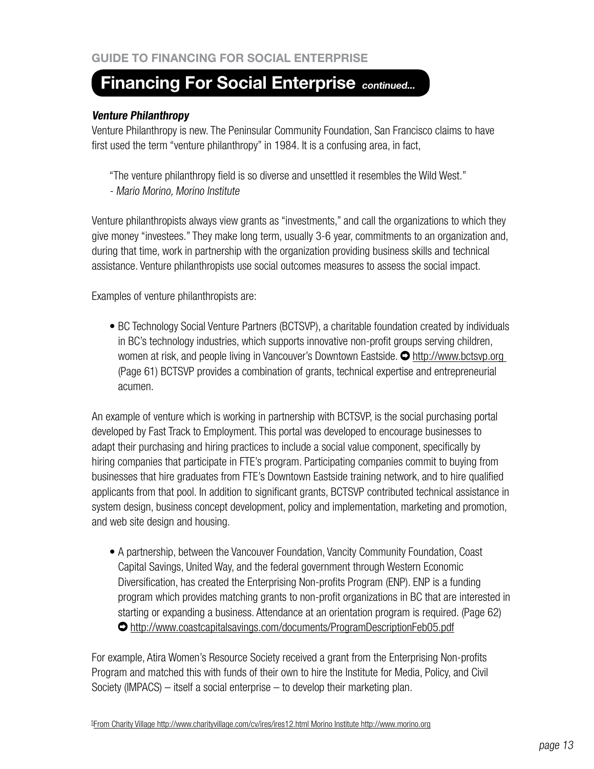## Financing For Social Enterprise *continued...*

***Venture Philanthropy***

Venture Philanthropy is new. The Peninsular Community Foundation, San Francisco claims to have first used the term "venture philanthropy" in 1984. It is a confusing area, in fact,

> "The venture philanthropy field is so diverse and unsettled it resembles the Wild West."
> - *Mario Morino, Morino Institute*

Venture philanthropists always view grants as "investments," and call the organizations to which they give money "investees." They make long term, usually 3-6 year, commitments to an organization and, during that time, work in partnership with the organization providing business skills and technical assistance. Venture philanthropists use social outcomes measures to assess the social impact.

Examples of venture philanthropists are:

- BC Technology Social Venture Partners (BCTSVP), a charitable foundation created by individuals in BC's technology industries, which supports innovative non-profit groups serving children, women at risk, and people living in Vancouver's Downtown Eastside. ➲ http://www.bctsvp.org (Page 61) BCTSVP provides a combination of grants, technical expertise and entrepreneurial acumen.

An example of venture which is working in partnership with BCTSVP, is the social purchasing portal developed by Fast Track to Employment. This portal was developed to encourage businesses to adapt their purchasing and hiring practices to include a social value component, specifically by hiring companies that participate in FTE's program. Participating companies commit to buying from businesses that hire graduates from FTE's Downtown Eastside training network, and to hire qualified applicants from that pool. In addition to significant grants, BCTSVP contributed technical assistance in system design, business concept development, policy and implementation, marketing and promotion, and web site design and housing.

- A partnership, between the Vancouver Foundation, Vancity Community Foundation, Coast Capital Savings, United Way, and the federal government through Western Economic Diversification, has created the Enterprising Non-profits Program (ENP). ENP is a funding program which provides matching grants to non-profit organizations in BC that are interested in starting or expanding a business. Attendance at an orientation program is required. (Page 62) ➲ http://www.coastcapitalsavings.com/documents/ProgramDescriptionFeb05.pdf

For example, Atira Women's Resource Society received a grant from the Enterprising Non-profits Program and matched this with funds of their own to hire the Institute for Media, Policy, and Civil Society (IMPACS) – itself a social enterprise – to develop their marketing plan.

[5] From Charity Village http://www.charityvillage.com/cv/ires/ires12.html Morino Institute http://www.morino.org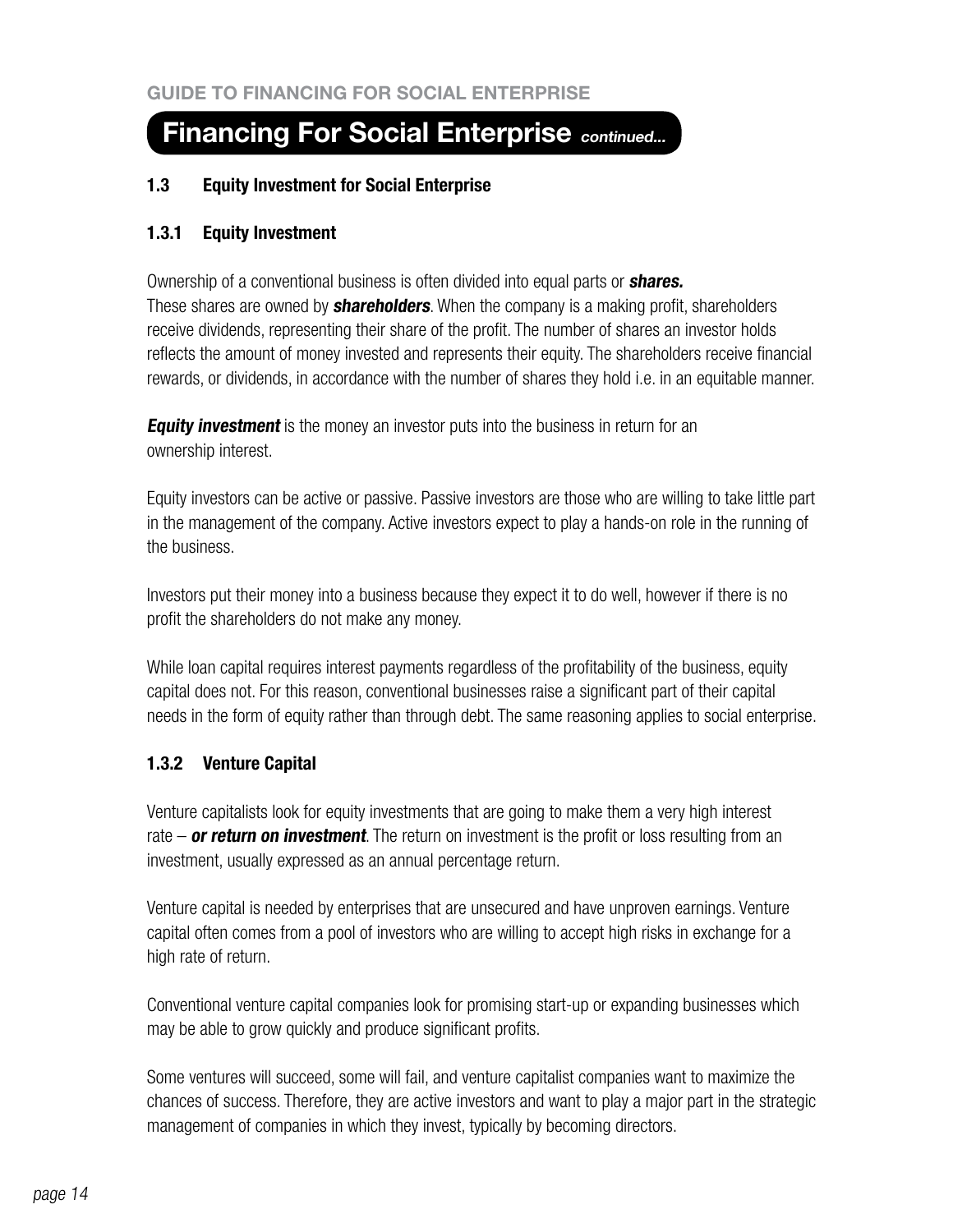## Financing For Social Enterprise *continued...*

### 1.3 Equity Investment for Social Enterprise

#### 1.3.1 Equity Investment

Ownership of a conventional business is often divided into equal parts or ***shares.***
These shares are owned by ***shareholders***. When the company is a making profit, shareholders receive dividends, representing their share of the profit. The number of shares an investor holds reflects the amount of money invested and represents their equity. The shareholders receive financial rewards, or dividends, in accordance with the number of shares they hold i.e. in an equitable manner.

***Equity investment*** is the money an investor puts into the business in return for an ownership interest.

Equity investors can be active or passive. Passive investors are those who are willing to take little part in the management of the company. Active investors expect to play a hands-on role in the running of the business.

Investors put their money into a business because they expect it to do well, however if there is no profit the shareholders do not make any money.

While loan capital requires interest payments regardless of the profitability of the business, equity capital does not. For this reason, conventional businesses raise a significant part of their capital needs in the form of equity rather than through debt. The same reasoning applies to social enterprise.

#### 1.3.2 Venture Capital

Venture capitalists look for equity investments that are going to make them a very high interest rate – ***or return on investment***. The return on investment is the profit or loss resulting from an investment, usually expressed as an annual percentage return.

Venture capital is needed by enterprises that are unsecured and have unproven earnings. Venture capital often comes from a pool of investors who are willing to accept high risks in exchange for a high rate of return.

Conventional venture capital companies look for promising start-up or expanding businesses which may be able to grow quickly and produce significant profits.

Some ventures will succeed, some will fail, and venture capitalist companies want to maximize the chances of success. Therefore, they are active investors and want to play a major part in the strategic management of companies in which they invest, typically by becoming directors.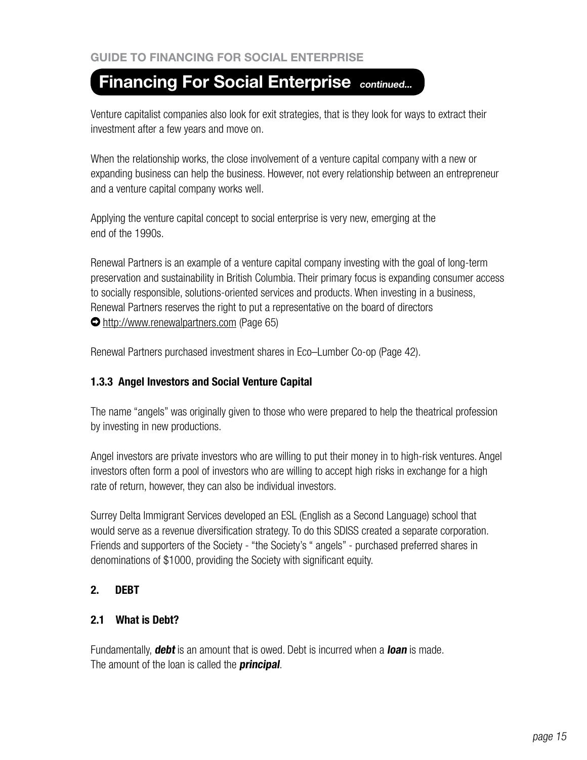## Financing For Social Enterprise *continued...*

Venture capitalist companies also look for exit strategies, that is they look for ways to extract their investment after a few years and move on.

When the relationship works, the close involvement of a venture capital company with a new or expanding business can help the business. However, not every relationship between an entrepreneur and a venture capital company works well.

Applying the venture capital concept to social enterprise is very new, emerging at the end of the 1990s.

Renewal Partners is an example of a venture capital company investing with the goal of long-term preservation and sustainability in British Columbia. Their primary focus is expanding consumer access to socially responsible, solutions-oriented services and products. When investing in a business, Renewal Partners reserves the right to put a representative on the board of directors
➔ http://www.renewalpartners.com (Page 65)

Renewal Partners purchased investment shares in Eco–Lumber Co-op (Page 42).

### 1.3.3 Angel Investors and Social Venture Capital

The name "angels" was originally given to those who were prepared to help the theatrical profession by investing in new productions.

Angel investors are private investors who are willing to put their money in to high-risk ventures. Angel investors often form a pool of investors who are willing to accept high risks in exchange for a high rate of return, however, they can also be individual investors.

Surrey Delta Immigrant Services developed an ESL (English as a Second Language) school that would serve as a revenue diversification strategy. To do this SDISS created a separate corporation. Friends and supporters of the Society - "the Society's " angels" - purchased preferred shares in denominations of $1000, providing the Society with significant equity.

## 2. DEBT

### 2.1 What is Debt?

Fundamentally, ***debt*** is an amount that is owed. Debt is incurred when a ***loan*** is made. The amount of the loan is called the ***principal***.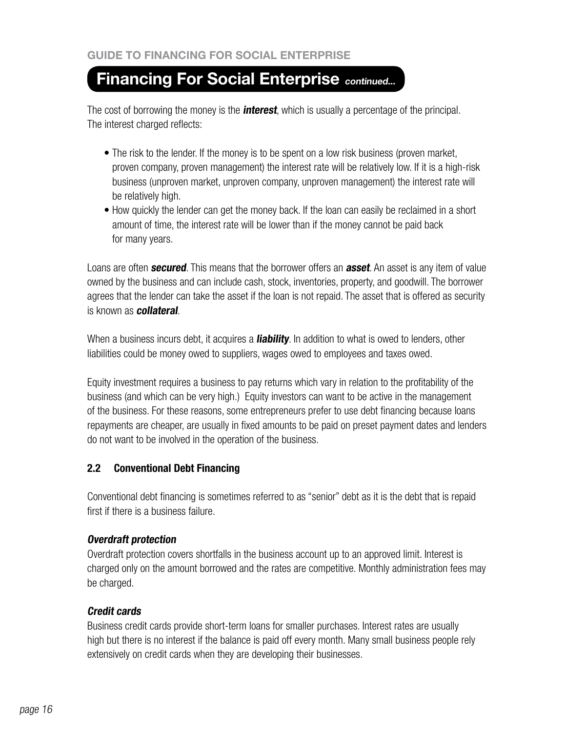## Financing For Social Enterprise *continued...*

The cost of borrowing the money is the ***interest***, which is usually a percentage of the principal. The interest charged reflects:

- The risk to the lender. If the money is to be spent on a low risk business (proven market, proven company, proven management) the interest rate will be relatively low. If it is a high-risk business (unproven market, unproven company, unproven management) the interest rate will be relatively high.
- How quickly the lender can get the money back. If the loan can easily be reclaimed in a short amount of time, the interest rate will be lower than if the money cannot be paid back for many years.

Loans are often ***secured***. This means that the borrower offers an ***asset***. An asset is any item of value owned by the business and can include cash, stock, inventories, property, and goodwill. The borrower agrees that the lender can take the asset if the loan is not repaid. The asset that is offered as security is known as ***collateral***.

When a business incurs debt, it acquires a ***liability***. In addition to what is owed to lenders, other liabilities could be money owed to suppliers, wages owed to employees and taxes owed.

Equity investment requires a business to pay returns which vary in relation to the profitability of the business (and which can be very high.) Equity investors can want to be active in the management of the business. For these reasons, some entrepreneurs prefer to use debt financing because loans repayments are cheaper, are usually in fixed amounts to be paid on preset payment dates and lenders do not want to be involved in the operation of the business.

### 2.2 Conventional Debt Financing

Conventional debt financing is sometimes referred to as “senior” debt as it is the debt that is repaid first if there is a business failure.

#### *Overdraft protection*

Overdraft protection covers shortfalls in the business account up to an approved limit. Interest is charged only on the amount borrowed and the rates are competitive. Monthly administration fees may be charged.

#### *Credit cards*

Business credit cards provide short-term loans for smaller purchases. Interest rates are usually high but there is no interest if the balance is paid off every month. Many small business people rely extensively on credit cards when they are developing their businesses.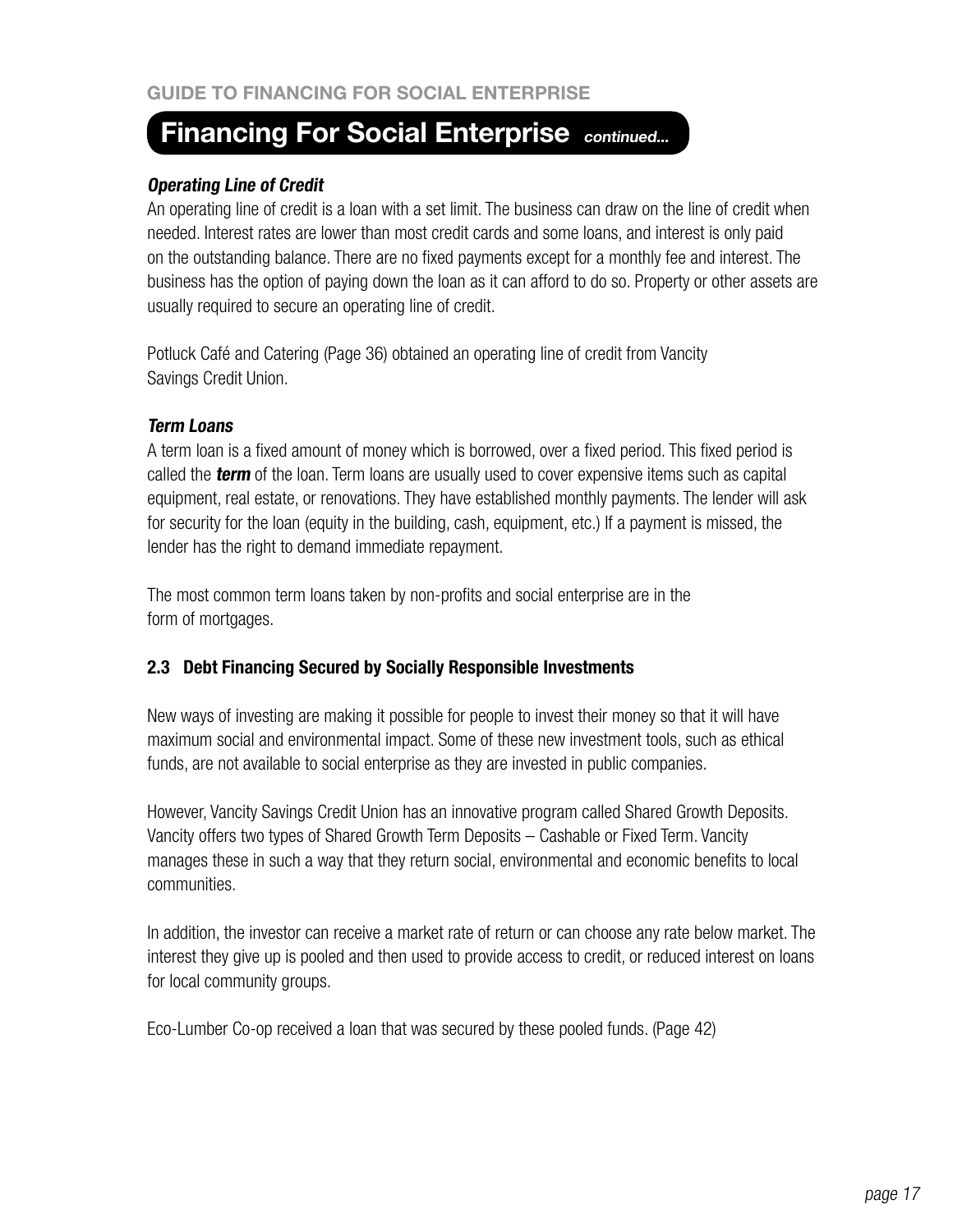## Financing For Social Enterprise *continued...*

### *Operating Line of Credit*

An operating line of credit is a loan with a set limit. The business can draw on the line of credit when needed. Interest rates are lower than most credit cards and some loans, and interest is only paid on the outstanding balance. There are no fixed payments except for a monthly fee and interest. The business has the option of paying down the loan as it can afford to do so. Property or other assets are usually required to secure an operating line of credit.

Potluck Café and Catering (Page 36) obtained an operating line of credit from Vancity Savings Credit Union.

### *Term Loans*

A term loan is a fixed amount of money which is borrowed, over a fixed period. This fixed period is called the ***term*** of the loan. Term loans are usually used to cover expensive items such as capital equipment, real estate, or renovations. They have established monthly payments. The lender will ask for security for the loan (equity in the building, cash, equipment, etc.) If a payment is missed, the lender has the right to demand immediate repayment.

The most common term loans taken by non-profits and social enterprise are in the form of mortgages.

### 2.3 Debt Financing Secured by Socially Responsible Investments

New ways of investing are making it possible for people to invest their money so that it will have maximum social and environmental impact. Some of these new investment tools, such as ethical funds, are not available to social enterprise as they are invested in public companies.

However, Vancity Savings Credit Union has an innovative program called Shared Growth Deposits. Vancity offers two types of Shared Growth Term Deposits – Cashable or Fixed Term. Vancity manages these in such a way that they return social, environmental and economic benefits to local communities.

In addition, the investor can receive a market rate of return or can choose any rate below market. The interest they give up is pooled and then used to provide access to credit, or reduced interest on loans for local community groups.

Eco-Lumber Co-op received a loan that was secured by these pooled funds. (Page 42)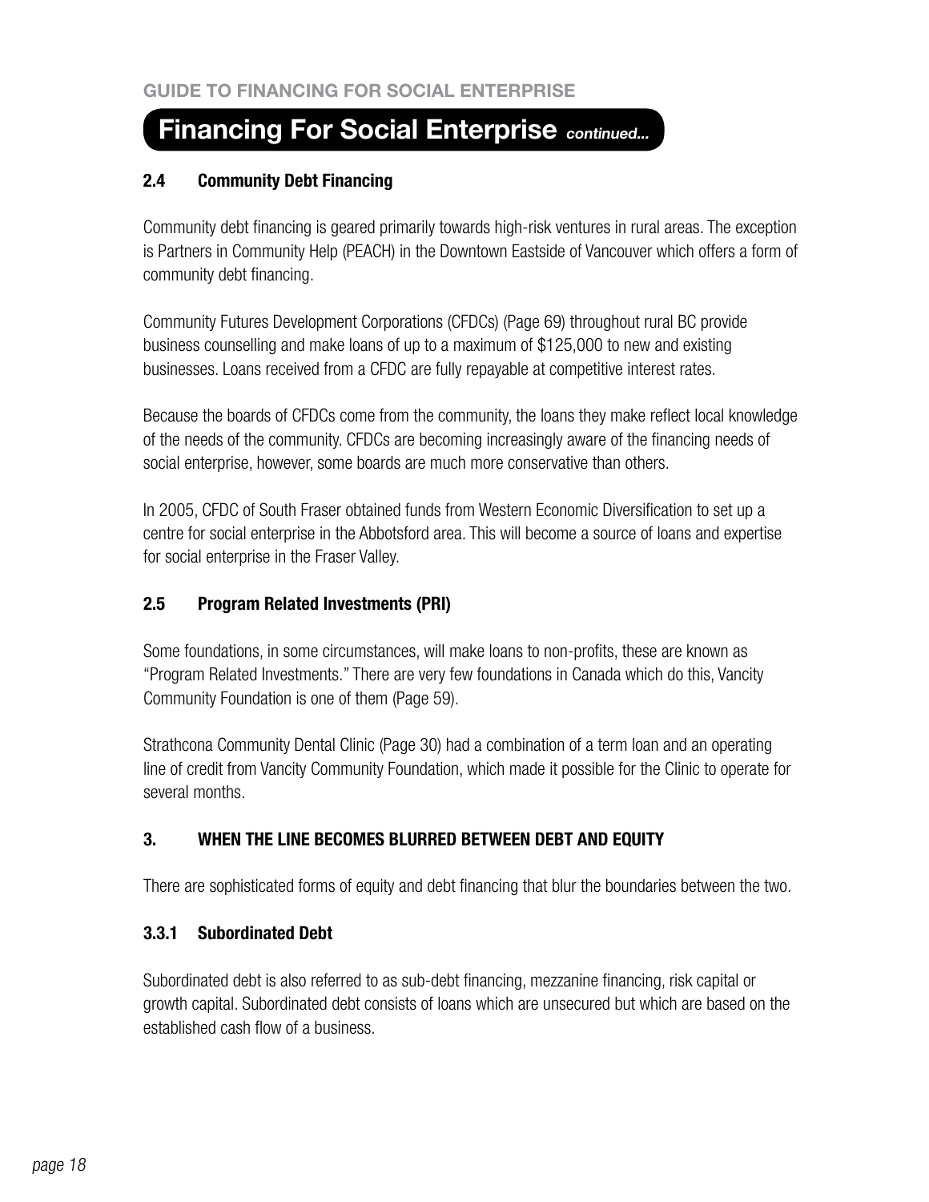## Financing For Social Enterprise *continued...*

### 2.4 Community Debt Financing

Community debt financing is geared primarily towards high-risk ventures in rural areas. The exception is Partners in Community Help (PEACH) in the Downtown Eastside of Vancouver which offers a form of community debt financing.

Community Futures Development Corporations (CFDCs) (Page 69) throughout rural BC provide business counselling and make loans of up to a maximum of $125,000 to new and existing businesses. Loans received from a CFDC are fully repayable at competitive interest rates.

Because the boards of CFDCs come from the community, the loans they make reflect local knowledge of the needs of the community. CFDCs are becoming increasingly aware of the financing needs of social enterprise, however, some boards are much more conservative than others.

In 2005, CFDC of South Fraser obtained funds from Western Economic Diversification to set up a centre for social enterprise in the Abbotsford area. This will become a source of loans and expertise for social enterprise in the Fraser Valley.

### 2.5 Program Related Investments (PRI)

Some foundations, in some circumstances, will make loans to non-profits, these are known as "Program Related Investments." There are very few foundations in Canada which do this, Vancity Community Foundation is one of them (Page 59).

Strathcona Community Dental Clinic (Page 30) had a combination of a term loan and an operating line of credit from Vancity Community Foundation, which made it possible for the Clinic to operate for several months.

### 3. WHEN THE LINE BECOMES BLURRED BETWEEN DEBT AND EQUITY

There are sophisticated forms of equity and debt financing that blur the boundaries between the two.

### 3.3.1 Subordinated Debt

Subordinated debt is also referred to as sub-debt financing, mezzanine financing, risk capital or growth capital. Subordinated debt consists of loans which are unsecured but which are based on the established cash flow of a business.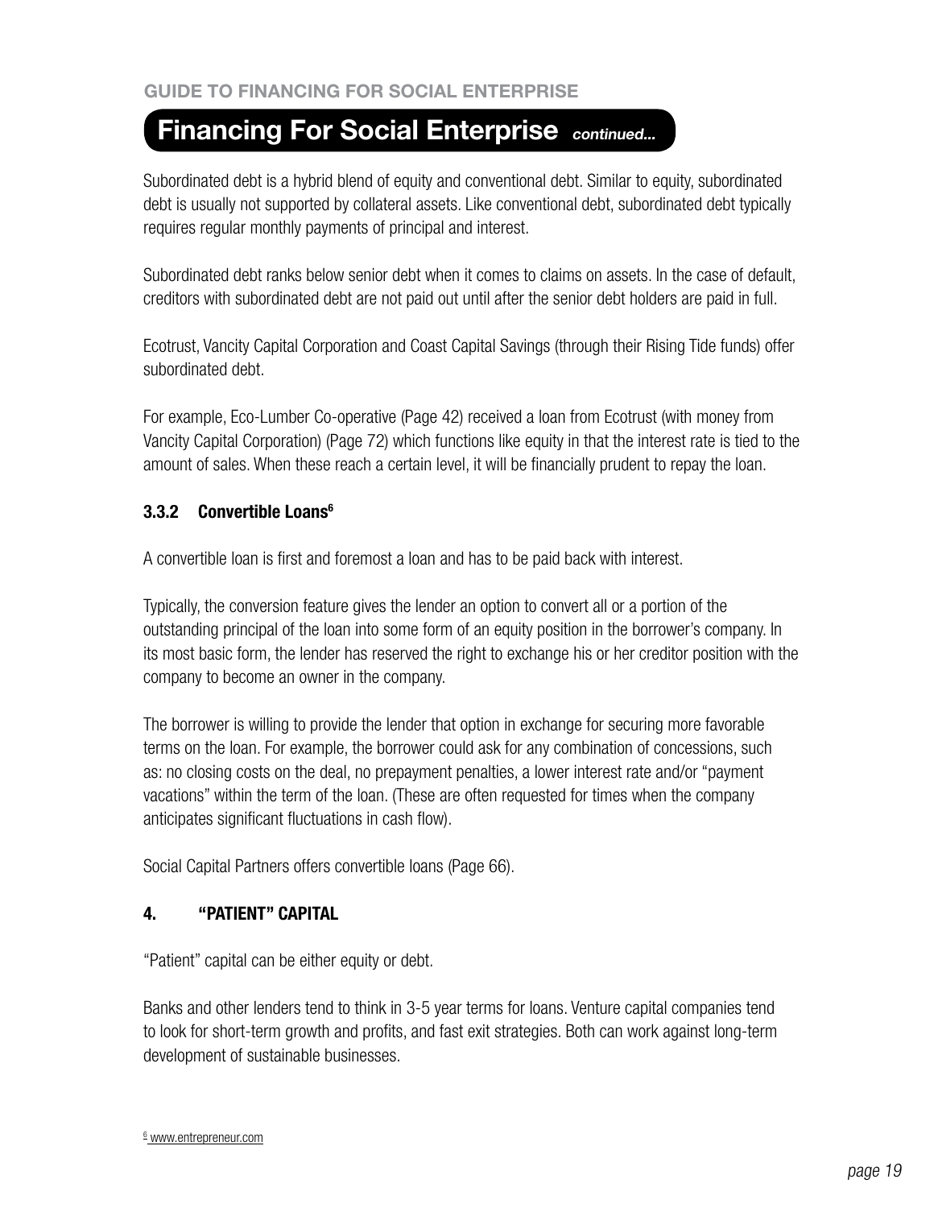## Financing For Social Enterprise *continued...*

Subordinated debt is a hybrid blend of equity and conventional debt. Similar to equity, subordinated debt is usually not supported by collateral assets. Like conventional debt, subordinated debt typically requires regular monthly payments of principal and interest.

Subordinated debt ranks below senior debt when it comes to claims on assets. In the case of default, creditors with subordinated debt are not paid out until after the senior debt holders are paid in full.

Ecotrust, Vancity Capital Corporation and Coast Capital Savings (through their Rising Tide funds) offer subordinated debt.

For example, Eco-Lumber Co-operative (Page 42) received a loan from Ecotrust (with money from Vancity Capital Corporation) (Page 72) which functions like equity in that the interest rate is tied to the amount of sales. When these reach a certain level, it will be financially prudent to repay the loan.

### 3.3.2 Convertible Loans[6]

A convertible loan is first and foremost a loan and has to be paid back with interest.

Typically, the conversion feature gives the lender an option to convert all or a portion of the outstanding principal of the loan into some form of an equity position in the borrower's company. In its most basic form, the lender has reserved the right to exchange his or her creditor position with the company to become an owner in the company.

The borrower is willing to provide the lender that option in exchange for securing more favorable terms on the loan. For example, the borrower could ask for any combination of concessions, such as: no closing costs on the deal, no prepayment penalties, a lower interest rate and/or "payment vacations" within the term of the loan. (These are often requested for times when the company anticipates significant fluctuations in cash flow).

Social Capital Partners offers convertible loans (Page 66).

## 4. "PATIENT" CAPITAL

"Patient" capital can be either equity or debt.

Banks and other lenders tend to think in 3-5 year terms for loans. Venture capital companies tend to look for short-term growth and profits, and fast exit strategies. Both can work against long-term development of sustainable businesses.

[6] www.entrepreneur.com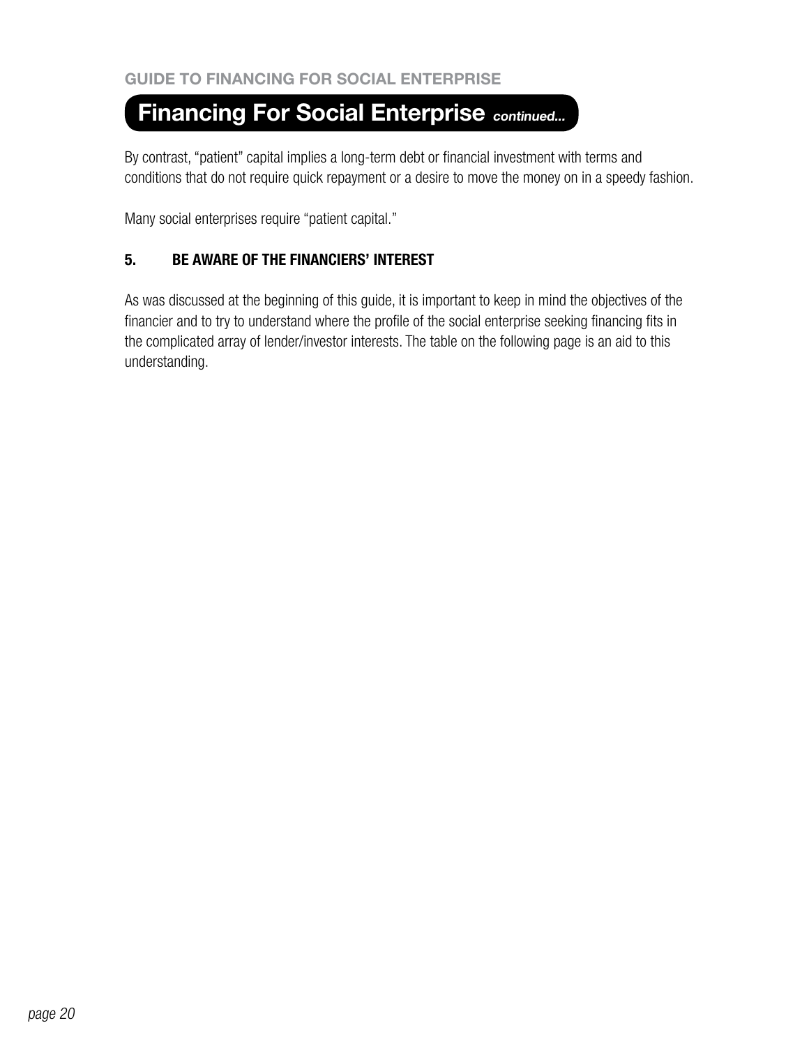## Financing For Social Enterprise *continued...*

By contrast, "patient" capital implies a long-term debt or financial investment with terms and conditions that do not require quick repayment or a desire to move the money on in a speedy fashion.

Many social enterprises require "patient capital."

### 5. BE AWARE OF THE FINANCIERS' INTEREST

As was discussed at the beginning of this guide, it is important to keep in mind the objectives of the financier and to try to understand where the profile of the social enterprise seeking financing fits in the complicated array of lender/investor interests. The table on the following page is an aid to this understanding.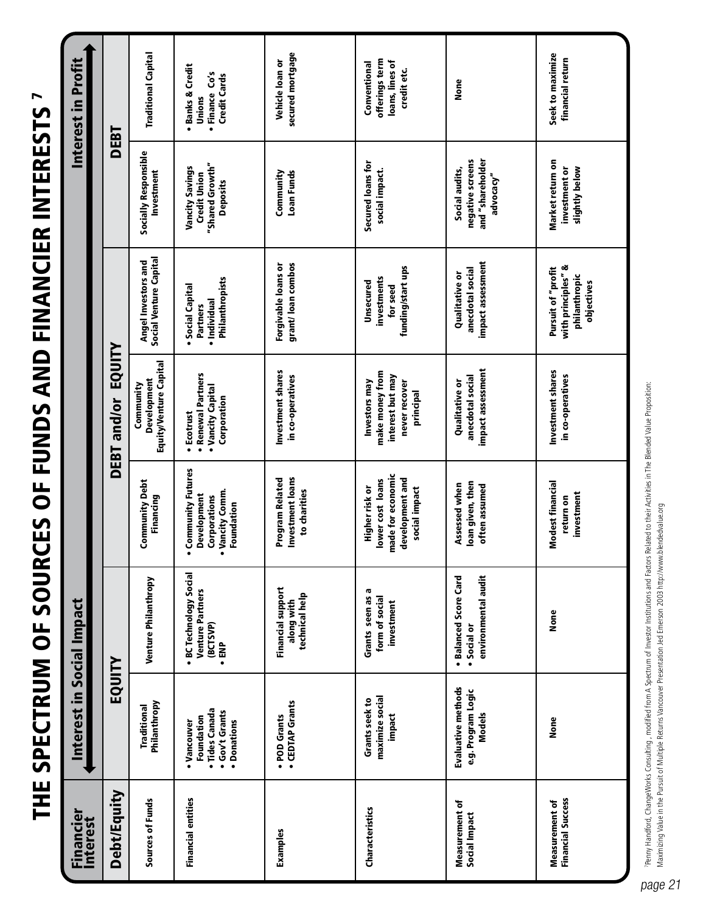# THE SPECTRUM OF SOURCES OF FUNDS AND FINANCIER INTERESTS [7]

| Financier Interest | Interest in Social Impact | | | | | | Interest in Profit |
|---|---|---|---|---|---|---|---|
| Debt/Equity | EQUITY | | DEBT and/or EQUITY | | | DEBT | |
| Sources of Funds | Traditional Philanthropy | Venture Philanthropy | Community Debt Financing | Community Development Equity/Venture Capital | Angel Investors and Social Venture Capital | Socially Responsible Investment | Traditional Capital |
| Financial entities | • Vancouver Foundation<br>• Tides Canada<br>• Gov't Grants<br>• Donations | • BC Technology Social Venture Partners (BCTSVP)<br>• ENP | • Community Futures Development Corporations<br>• Vancity Comm. Foundation | • Ecotrust<br>• Renewal Partners<br>• Vancity Capital Corporation | • Social Capital Partners<br>• Individual Philanthropists | Vancity Savings Credit Union "Shared Growth" Deposits | • Banks & Credit Unions<br>• Finance Co's Credit Cards |
| Examples | • POD Grants<br>• CEDTAP Grants | Financial support along with technical help | Program Related Investment loans to charities | Investment shares in co-operatives | Forgivable loans or grant/ loan combos | Community Loan Funds | Vehicle loan or secured mortgage |
| Characteristics | Grants seek to maximize social impact | Grants seen as a form of social investment | Higher risk or lower cost loans made for economic development and social impact | Investors may make money from interest but may never recover principal | Unsecured investments for seed funding/start ups | Secured loans for social impact. | Conventional offerings term loans, lines of credit etc. |
| Measurement of Social Impact | Evaluative methods e.g. Program Logic Models | • Balanced Score Card<br>• Social or environmental audit | Assessed when loan given, then often assumed | Qualitative or anecdotal social impact assessment | Qualitative or anecdotal social impact assessment | Social audits, negative screens and "shareholder advocacy" | None |
| Measurement of Financial Success | None | None | Modest financial return on investment | Investment shares in co-operatives | Pursuit of "profit with principles" & philanthropic objectives | Market return on investment or slightly below | Seek to maximize financial return |

[7] Penny Handford, ChangeWorks Consulting, modified from A Spectrum of Investor Institutions and Factors Related to their Activities in The Blended Value Proposition: Maximizing Value in the Pursuit of Multiple Returns Vancouver Presentation Jed Emerson 2003 http://www.blendedvalue.org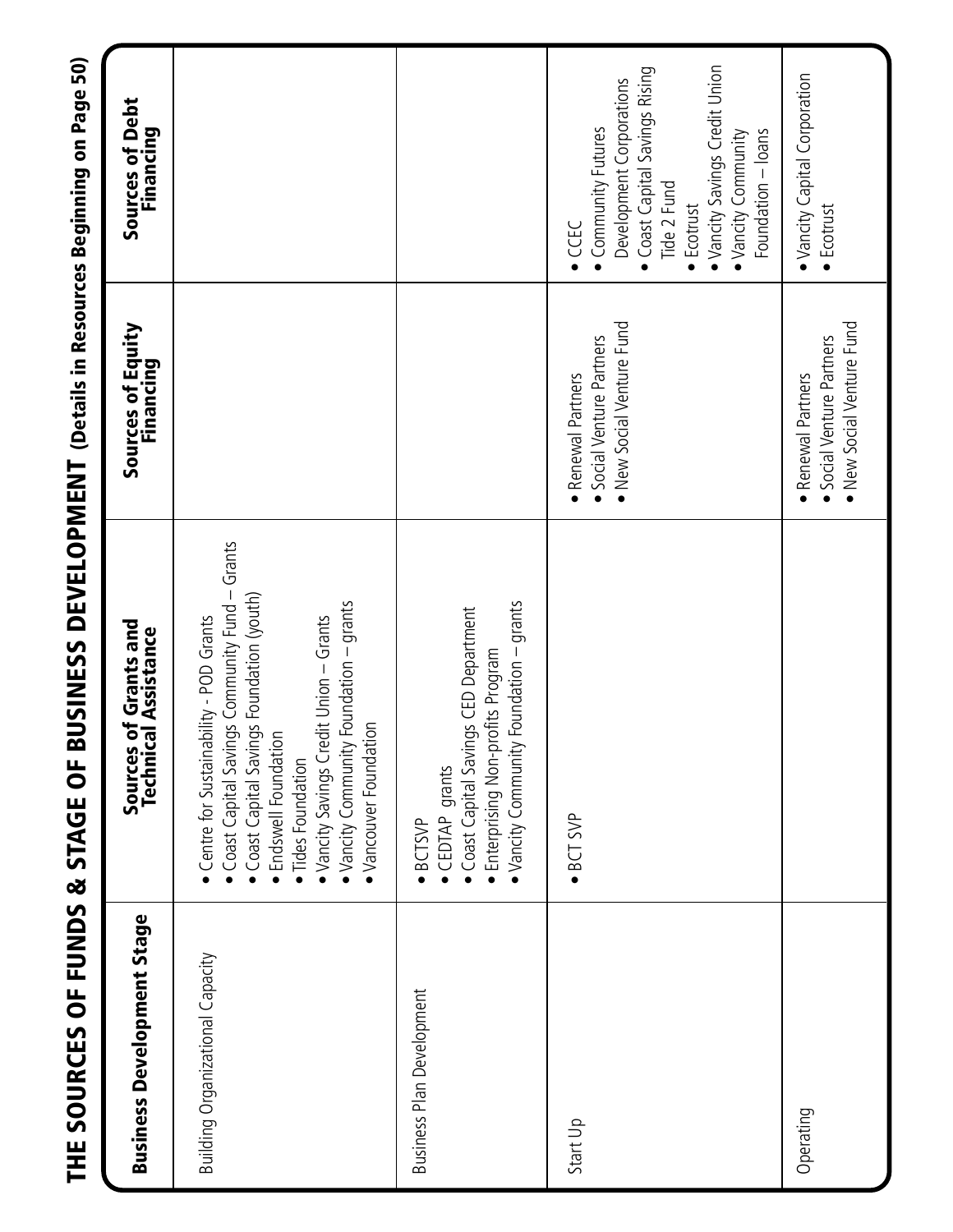# THE SOURCES OF FUNDS & STAGE OF BUSINESS DEVELOPMENT (Details in Resources Beginning on Page 50)

| Business Development Stage | Sources of Grants and Technical Assistance | Sources of Equity Financing | Sources of Debt Financing |
|---|---|---|---|
| Building Organizational Capacity | • Centre for Sustainability - POD Grants<br>• Coast Capital Savings Community Fund – Grants<br>• Coast Capital Savings Foundation (youth)<br>• Endswell Foundation<br>• Tides Foundation<br>• Vancity Savings Credit Union – Grants<br>• Vancity Community Foundation – grants<br>• Vancouver Foundation | | |
| Business Plan Development | • BCTSVP<br>• CEDTAP grants<br>• Coast Capital Savings CED Department<br>• Enterprising Non-profits Program<br>• Vancity Community Foundation – grants | | |
| Start Up | • BCT SVP | • Renewal Partners<br>• Social Venture Partners<br>• New Social Venture Fund | • CCEC<br>• Community Futures Development Corporations<br>• Coast Capital Savings Rising Tide 2 Fund<br>• Ecotrust<br>• Vancity Savings Credit Union<br>• Vancity Community Foundation – loans |
| Operating | | • Renewal Partners<br>• Social Venture Partners<br>• New Social Venture Fund | • Vancity Capital Corporation<br>• Ecotrust |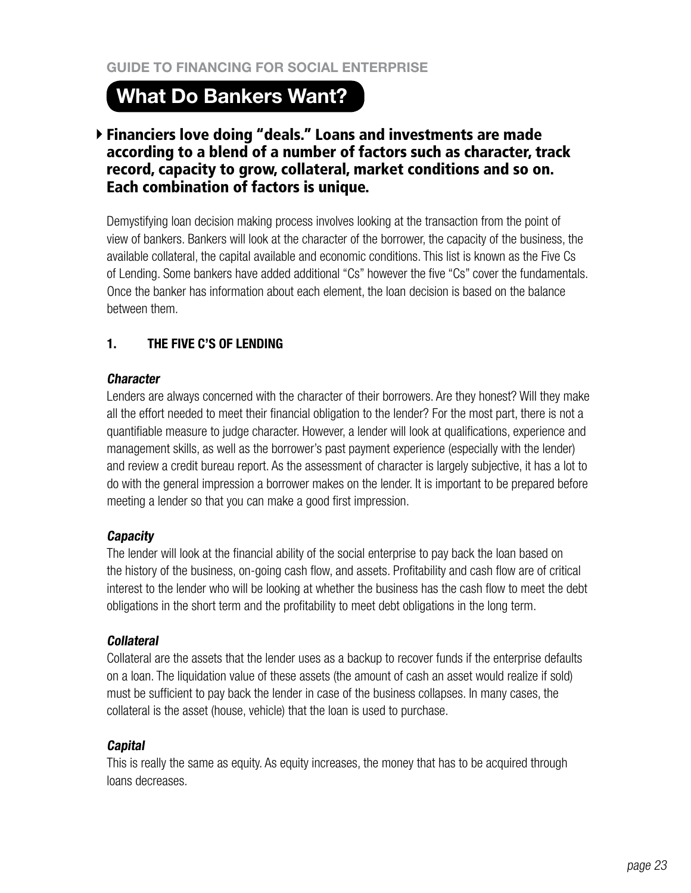# What Do Bankers Want?

**Financiers love doing "deals." Loans and investments are made according to a blend of a number of factors such as character, track record, capacity to grow, collateral, market conditions and so on. Each combination of factors is unique.**

Demystifying loan decision making process involves looking at the transaction from the point of view of bankers. Bankers will look at the character of the borrower, the capacity of the business, the available collateral, the capital available and economic conditions. This list is known as the Five Cs of Lending. Some bankers have added additional "Cs" however the five "Cs" cover the fundamentals. Once the banker has information about each element, the loan decision is based on the balance between them.

## 1. THE FIVE C'S OF LENDING

### *Character*

Lenders are always concerned with the character of their borrowers. Are they honest? Will they make all the effort needed to meet their financial obligation to the lender? For the most part, there is not a quantifiable measure to judge character. However, a lender will look at qualifications, experience and management skills, as well as the borrower's past payment experience (especially with the lender) and review a credit bureau report. As the assessment of character is largely subjective, it has a lot to do with the general impression a borrower makes on the lender. It is important to be prepared before meeting a lender so that you can make a good first impression.

### *Capacity*

The lender will look at the financial ability of the social enterprise to pay back the loan based on the history of the business, on-going cash flow, and assets. Profitability and cash flow are of critical interest to the lender who will be looking at whether the business has the cash flow to meet the debt obligations in the short term and the profitability to meet debt obligations in the long term.

### *Collateral*

Collateral are the assets that the lender uses as a backup to recover funds if the enterprise defaults on a loan. The liquidation value of these assets (the amount of cash an asset would realize if sold) must be sufficient to pay back the lender in case of the business collapses. In many cases, the collateral is the asset (house, vehicle) that the loan is used to purchase.

### *Capital*

This is really the same as equity. As equity increases, the money that has to be acquired through loans decreases.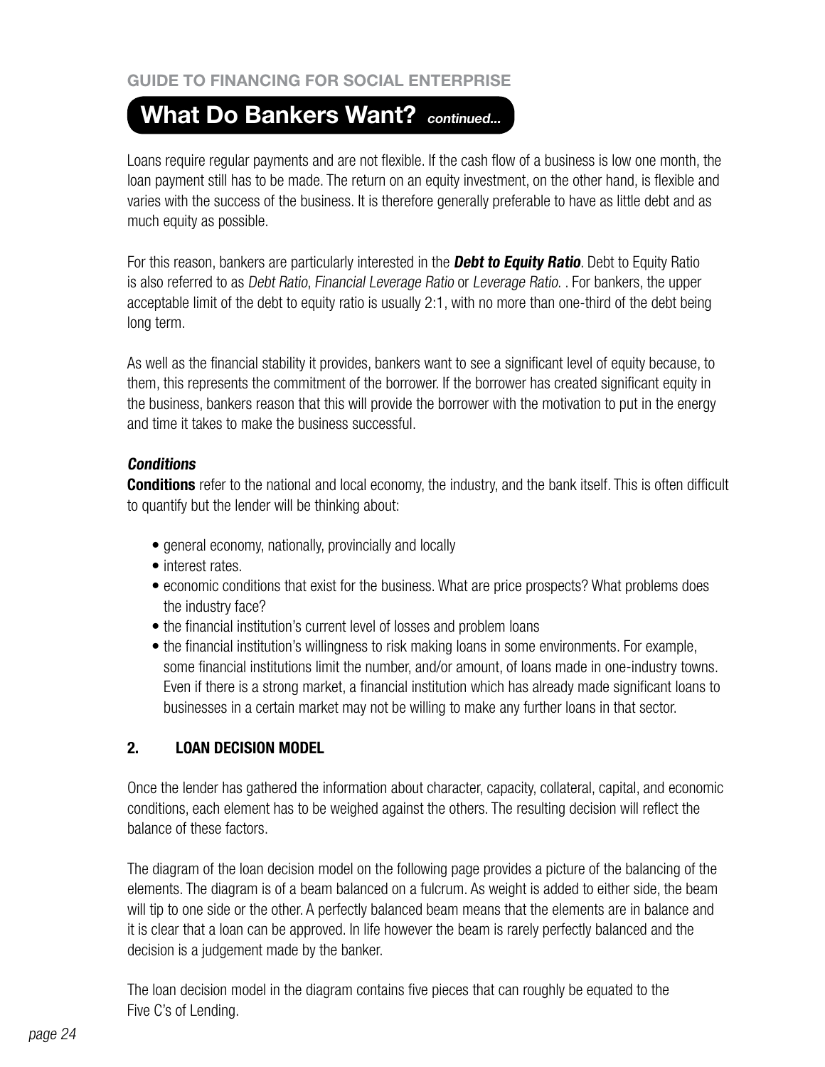## What Do Bankers Want? *continued...*

Loans require regular payments and are not flexible. If the cash flow of a business is low one month, the loan payment still has to be made. The return on an equity investment, on the other hand, is flexible and varies with the success of the business. It is therefore generally preferable to have as little debt and as much equity as possible.

For this reason, bankers are particularly interested in the ***Debt to Equity Ratio***. Debt to Equity Ratio is also referred to as *Debt Ratio*, *Financial Leverage Ratio* or *Leverage Ratio*. . For bankers, the upper acceptable limit of the debt to equity ratio is usually 2:1, with no more than one-third of the debt being long term.

As well as the financial stability it provides, bankers want to see a significant level of equity because, to them, this represents the commitment of the borrower. If the borrower has created significant equity in the business, bankers reason that this will provide the borrower with the motivation to put in the energy and time it takes to make the business successful.

### *Conditions*

**Conditions** refer to the national and local economy, the industry, and the bank itself. This is often difficult to quantify but the lender will be thinking about:

- general economy, nationally, provincially and locally
- interest rates.
- economic conditions that exist for the business. What are price prospects? What problems does the industry face?
- the financial institution's current level of losses and problem loans
- the financial institution's willingness to risk making loans in some environments. For example, some financial institutions limit the number, and/or amount, of loans made in one-industry towns. Even if there is a strong market, a financial institution which has already made significant loans to businesses in a certain market may not be willing to make any further loans in that sector.

## 2. LOAN DECISION MODEL

Once the lender has gathered the information about character, capacity, collateral, capital, and economic conditions, each element has to be weighed against the others. The resulting decision will reflect the balance of these factors.

The diagram of the loan decision model on the following page provides a picture of the balancing of the elements. The diagram is of a beam balanced on a fulcrum. As weight is added to either side, the beam will tip to one side or the other. A perfectly balanced beam means that the elements are in balance and it is clear that a loan can be approved. In life however the beam is rarely perfectly balanced and the decision is a judgement made by the banker.

The loan decision model in the diagram contains five pieces that can roughly be equated to the Five C's of Lending.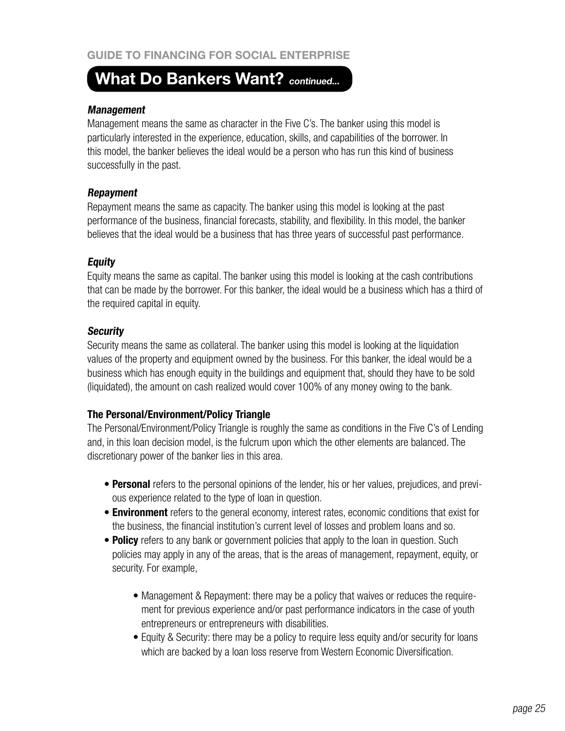## What Do Bankers Want? *continued...*

***Management***

Management means the same as character in the Five C's. The banker using this model is particularly interested in the experience, education, skills, and capabilities of the borrower. In this model, the banker believes the ideal would be a person who has run this kind of business successfully in the past.

***Repayment***

Repayment means the same as capacity. The banker using this model is looking at the past performance of the business, financial forecasts, stability, and flexibility. In this model, the banker believes that the ideal would be a business that has three years of successful past performance.

***Equity***

Equity means the same as capital. The banker using this model is looking at the cash contributions that can be made by the borrower. For this banker, the ideal would be a business which has a third of the required capital in equity.

***Security***

Security means the same as collateral. The banker using this model is looking at the liquidation values of the property and equipment owned by the business. For this banker, the ideal would be a business which has enough equity in the buildings and equipment that, should they have to be sold (liquidated), the amount on cash realized would cover 100% of any money owing to the bank.

**The Personal/Environment/Policy Triangle**

The Personal/Environment/Policy Triangle is roughly the same as conditions in the Five C's of Lending and, in this loan decision model, is the fulcrum upon which the other elements are balanced. The discretionary power of the banker lies in this area.

- **Personal** refers to the personal opinions of the lender, his or her values, prejudices, and previous experience related to the type of loan in question.
- **Environment** refers to the general economy, interest rates, economic conditions that exist for the business, the financial institution's current level of losses and problem loans and so.
- **Policy** refers to any bank or government policies that apply to the loan in question. Such policies may apply in any of the areas, that is the areas of management, repayment, equity, or security. For example,
    - Management & Repayment: there may be a policy that waives or reduces the requirement for previous experience and/or past performance indicators in the case of youth entrepreneurs or entrepreneurs with disabilities.
    - Equity & Security: there may be a policy to require less equity and/or security for loans which are backed by a loan loss reserve from Western Economic Diversification.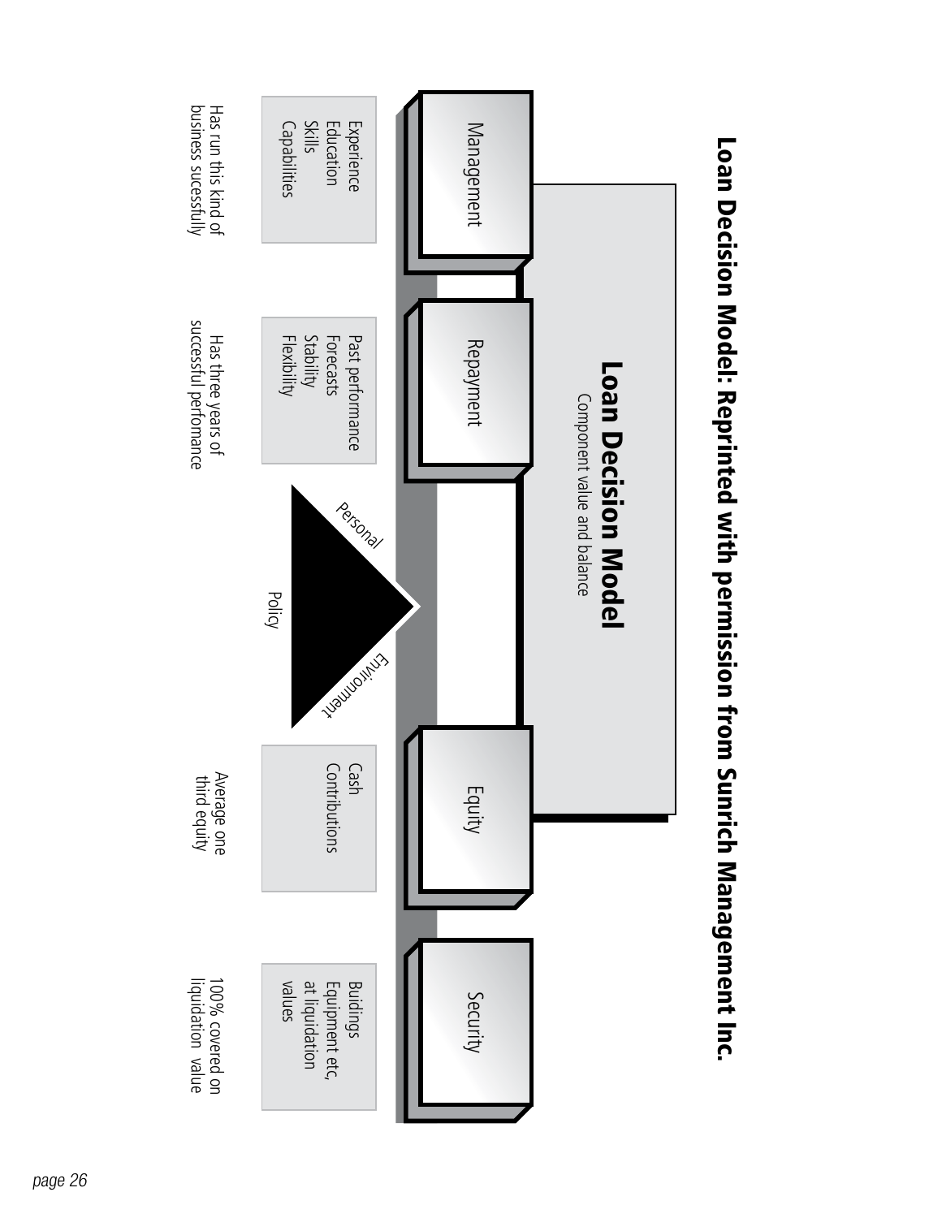# Loan Decision Model: Reprinted with permission from Sunrich Management Inc.

## Loan Decision Model

Component value and balance

| Management | Repayment | Equity | Security |
| --- | --- | --- | --- |
| Experience<br>Education<br>Skills<br>Capabilities | Past performance<br>Forecasts<br>Stability<br>Flexibility | Cash<br>Contributions | Buidings<br>Equipment etc,<br>at liquidation<br>values |
| Has run this kind of business sucessfully | Has three years of successful perfomance | Average one third equity | 100% covered on liquidation value |

Personal

Policy

Environment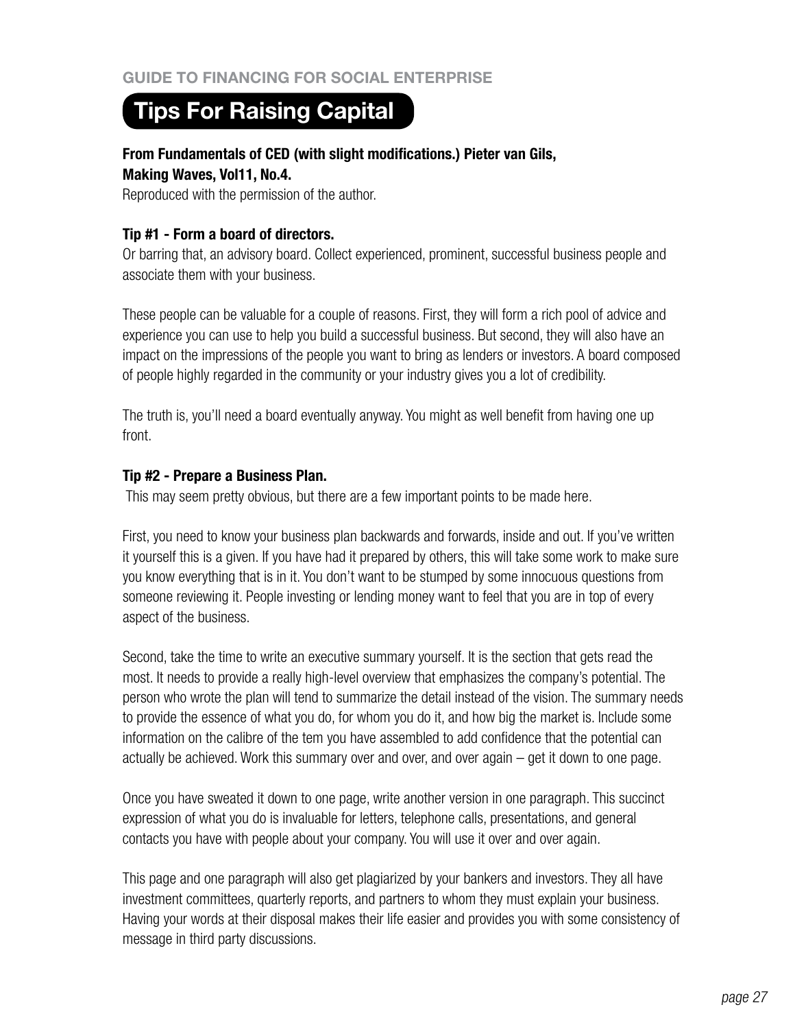## Tips For Raising Capital

**From Fundamentals of CED (with slight modifications.) Pieter van Gils, Making Waves, Vol11, No.4.**
Reproduced with the permission of the author.

**Tip #1 - Form a board of directors.**
Or barring that, an advisory board. Collect experienced, prominent, successful business people and associate them with your business.

These people can be valuable for a couple of reasons. First, they will form a rich pool of advice and experience you can use to help you build a successful business. But second, they will also have an impact on the impressions of the people you want to bring as lenders or investors. A board composed of people highly regarded in the community or your industry gives you a lot of credibility.

The truth is, you'll need a board eventually anyway. You might as well benefit from having one up front.

**Tip #2 - Prepare a Business Plan.**
This may seem pretty obvious, but there are a few important points to be made here.

First, you need to know your business plan backwards and forwards, inside and out. If you've written it yourself this is a given. If you have had it prepared by others, this will take some work to make sure you know everything that is in it. You don't want to be stumped by some innocuous questions from someone reviewing it. People investing or lending money want to feel that you are in top of every aspect of the business.

Second, take the time to write an executive summary yourself. It is the section that gets read the most. It needs to provide a really high-level overview that emphasizes the company's potential. The person who wrote the plan will tend to summarize the detail instead of the vision. The summary needs to provide the essence of what you do, for whom you do it, and how big the market is. Include some information on the calibre of the tem you have assembled to add confidence that the potential can actually be achieved. Work this summary over and over, and over again – get it down to one page.

Once you have sweated it down to one page, write another version in one paragraph. This succinct expression of what you do is invaluable for letters, telephone calls, presentations, and general contacts you have with people about your company. You will use it over and over again.

This page and one paragraph will also get plagiarized by your bankers and investors. They all have investment committees, quarterly reports, and partners to whom they must explain your business. Having your words at their disposal makes their life easier and provides you with some consistency of message in third party discussions.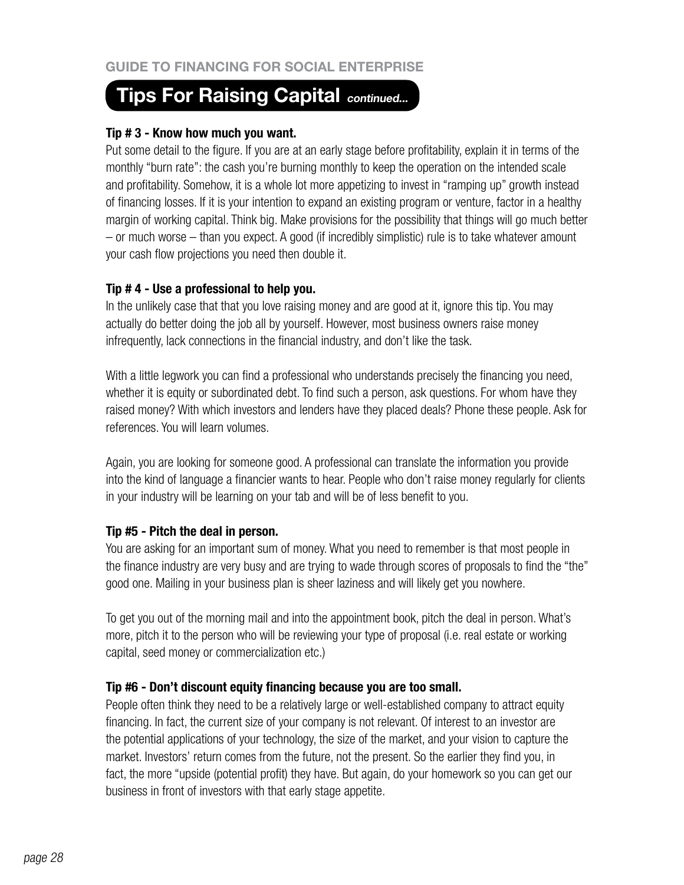## Tips For Raising Capital *continued...*

**Tip # 3 - Know how much you want.**

Put some detail to the figure. If you are at an early stage before profitability, explain it in terms of the monthly "burn rate": the cash you're burning monthly to keep the operation on the intended scale and profitability. Somehow, it is a whole lot more appetizing to invest in "ramping up" growth instead of financing losses. If it is your intention to expand an existing program or venture, factor in a healthy margin of working capital. Think big. Make provisions for the possibility that things will go much better – or much worse – than you expect. A good (if incredibly simplistic) rule is to take whatever amount your cash flow projections you need then double it.

**Tip # 4 - Use a professional to help you.**

In the unlikely case that that you love raising money and are good at it, ignore this tip. You may actually do better doing the job all by yourself. However, most business owners raise money infrequently, lack connections in the financial industry, and don't like the task.

With a little legwork you can find a professional who understands precisely the financing you need, whether it is equity or subordinated debt. To find such a person, ask questions. For whom have they raised money? With which investors and lenders have they placed deals? Phone these people. Ask for references. You will learn volumes.

Again, you are looking for someone good. A professional can translate the information you provide into the kind of language a financier wants to hear. People who don't raise money regularly for clients in your industry will be learning on your tab and will be of less benefit to you.

**Tip #5 - Pitch the deal in person.**

You are asking for an important sum of money. What you need to remember is that most people in the finance industry are very busy and are trying to wade through scores of proposals to find the "the" good one. Mailing in your business plan is sheer laziness and will likely get you nowhere.

To get you out of the morning mail and into the appointment book, pitch the deal in person. What's more, pitch it to the person who will be reviewing your type of proposal (i.e. real estate or working capital, seed money or commercialization etc.)

**Tip #6 - Don't discount equity financing because you are too small.**

People often think they need to be a relatively large or well-established company to attract equity financing. In fact, the current size of your company is not relevant. Of interest to an investor are the potential applications of your technology, the size of the market, and your vision to capture the market. Investors' return comes from the future, not the present. So the earlier they find you, in fact, the more "upside (potential profit) they have. But again, do your homework so you can get our business in front of investors with that early stage appetite.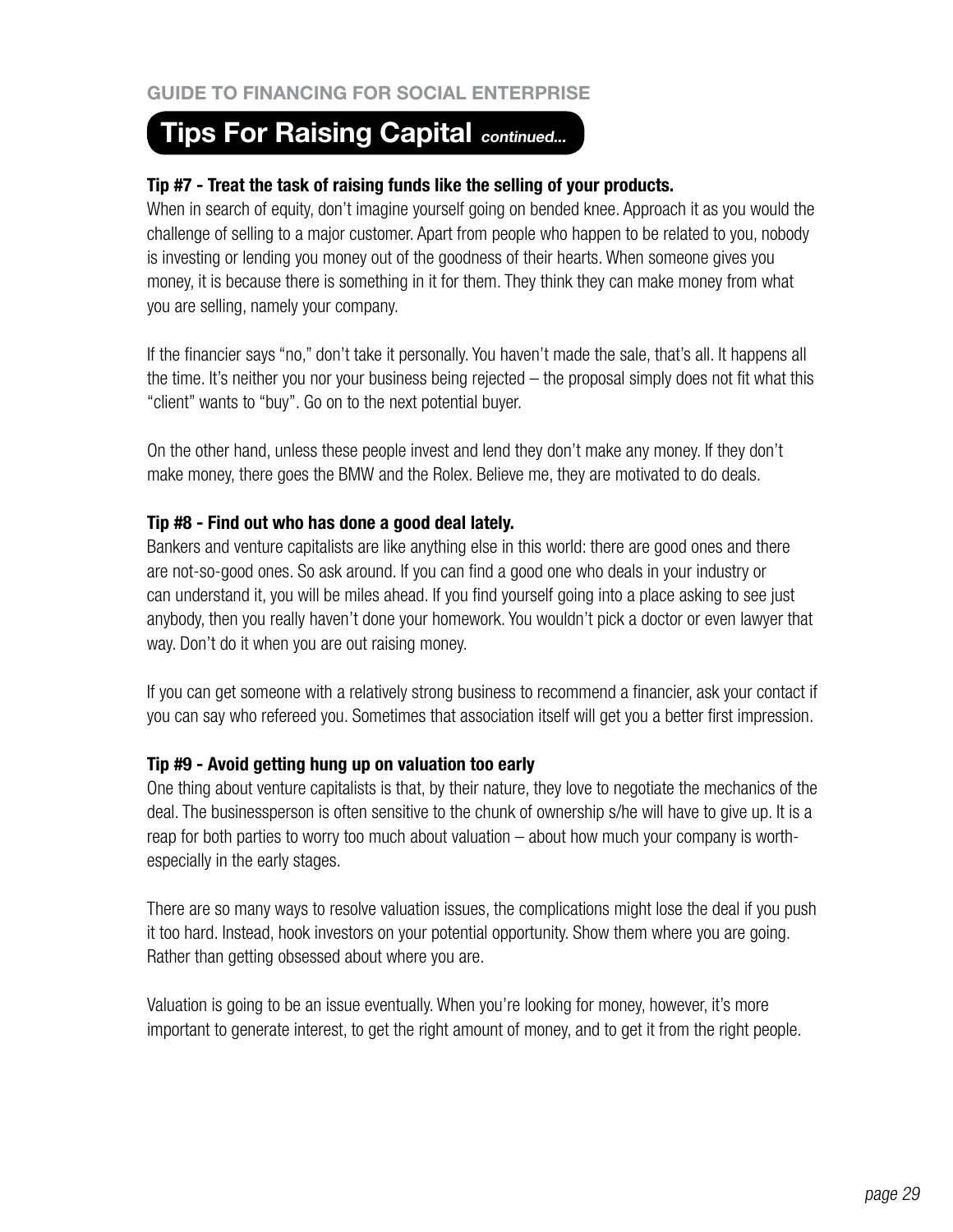## Tips For Raising Capital *continued...*

### Tip #7 - Treat the task of raising funds like the selling of your products.

When in search of equity, don't imagine yourself going on bended knee. Approach it as you would the challenge of selling to a major customer. Apart from people who happen to be related to you, nobody is investing or lending you money out of the goodness of their hearts. When someone gives you money, it is because there is something in it for them. They think they can make money from what you are selling, namely your company.

If the financier says "no," don't take it personally. You haven't made the sale, that's all. It happens all the time. It's neither you nor your business being rejected – the proposal simply does not fit what this "client" wants to "buy". Go on to the next potential buyer.

On the other hand, unless these people invest and lend they don't make any money. If they don't make money, there goes the BMW and the Rolex. Believe me, they are motivated to do deals.

### Tip #8 - Find out who has done a good deal lately.

Bankers and venture capitalists are like anything else in this world: there are good ones and there are not-so-good ones. So ask around. If you can find a good one who deals in your industry or can understand it, you will be miles ahead. If you find yourself going into a place asking to see just anybody, then you really haven't done your homework. You wouldn't pick a doctor or even lawyer that way. Don't do it when you are out raising money.

If you can get someone with a relatively strong business to recommend a financier, ask your contact if you can say who refereed you. Sometimes that association itself will get you a better first impression.

### Tip #9 - Avoid getting hung up on valuation too early

One thing about venture capitalists is that, by their nature, they love to negotiate the mechanics of the deal. The businessperson is often sensitive to the chunk of ownership s/he will have to give up. It is a reap for both parties to worry too much about valuation – about how much your company is worth-especially in the early stages.

There are so many ways to resolve valuation issues, the complications might lose the deal if you push it too hard. Instead, hook investors on your potential opportunity. Show them where you are going. Rather than getting obsessed about where you are.

Valuation is going to be an issue eventually. When you're looking for money, however, it's more important to generate interest, to get the right amount of money, and to get it from the right people.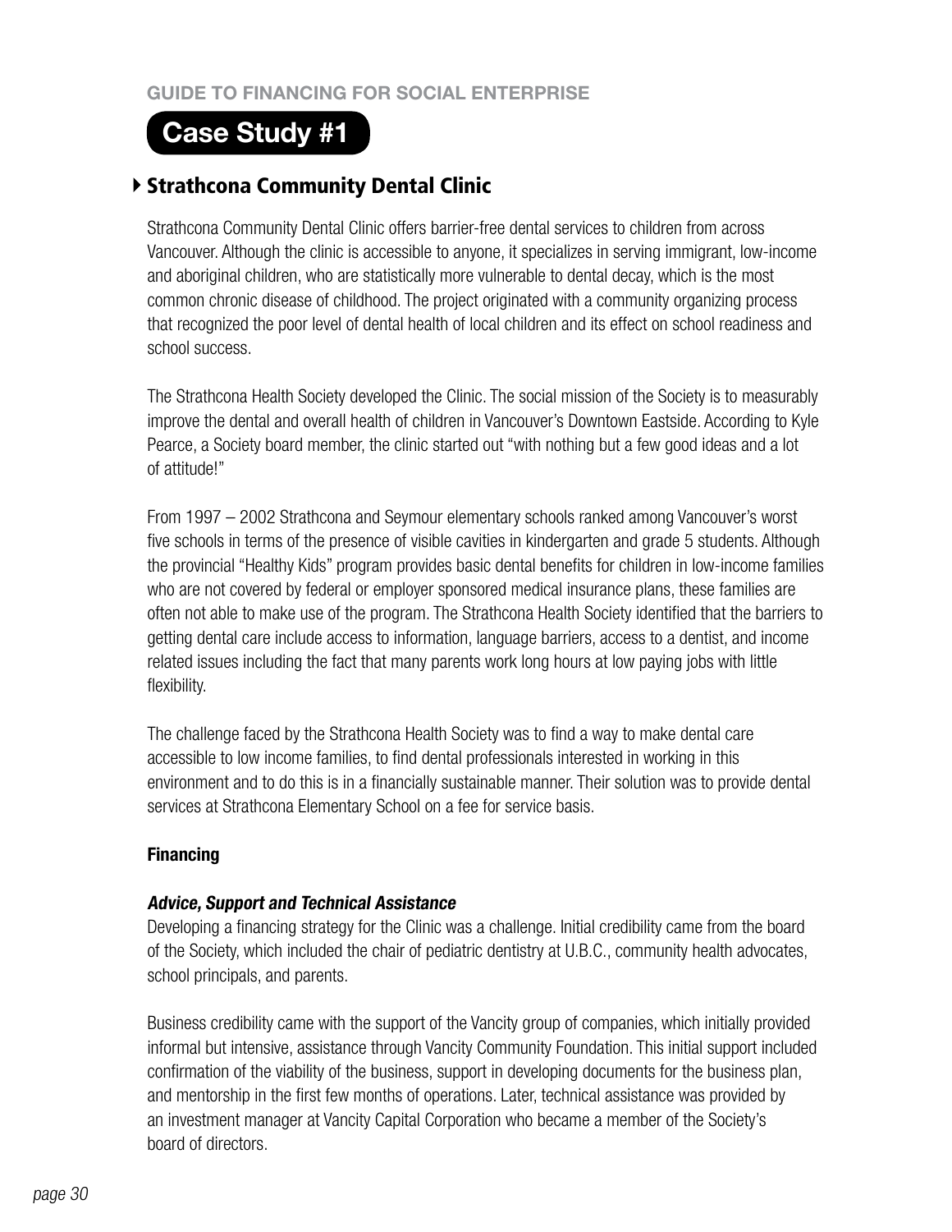# Case Study #1

## Strathcona Community Dental Clinic

Strathcona Community Dental Clinic offers barrier-free dental services to children from across Vancouver. Although the clinic is accessible to anyone, it specializes in serving immigrant, low-income and aboriginal children, who are statistically more vulnerable to dental decay, which is the most common chronic disease of childhood. The project originated with a community organizing process that recognized the poor level of dental health of local children and its effect on school readiness and school success.

The Strathcona Health Society developed the Clinic. The social mission of the Society is to measurably improve the dental and overall health of children in Vancouver's Downtown Eastside. According to Kyle Pearce, a Society board member, the clinic started out "with nothing but a few good ideas and a lot of attitude!"

From 1997 – 2002 Strathcona and Seymour elementary schools ranked among Vancouver's worst five schools in terms of the presence of visible cavities in kindergarten and grade 5 students. Although the provincial "Healthy Kids" program provides basic dental benefits for children in low-income families who are not covered by federal or employer sponsored medical insurance plans, these families are often not able to make use of the program. The Strathcona Health Society identified that the barriers to getting dental care include access to information, language barriers, access to a dentist, and income related issues including the fact that many parents work long hours at low paying jobs with little flexibility.

The challenge faced by the Strathcona Health Society was to find a way to make dental care accessible to low income families, to find dental professionals interested in working in this environment and to do this is in a financially sustainable manner. Their solution was to provide dental services at Strathcona Elementary School on a fee for service basis.

### Financing

#### *Advice, Support and Technical Assistance*

Developing a financing strategy for the Clinic was a challenge. Initial credibility came from the board of the Society, which included the chair of pediatric dentistry at U.B.C., community health advocates, school principals, and parents.

Business credibility came with the support of the Vancity group of companies, which initially provided informal but intensive, assistance through Vancity Community Foundation. This initial support included confirmation of the viability of the business, support in developing documents for the business plan, and mentorship in the first few months of operations. Later, technical assistance was provided by an investment manager at Vancity Capital Corporation who became a member of the Society's board of directors.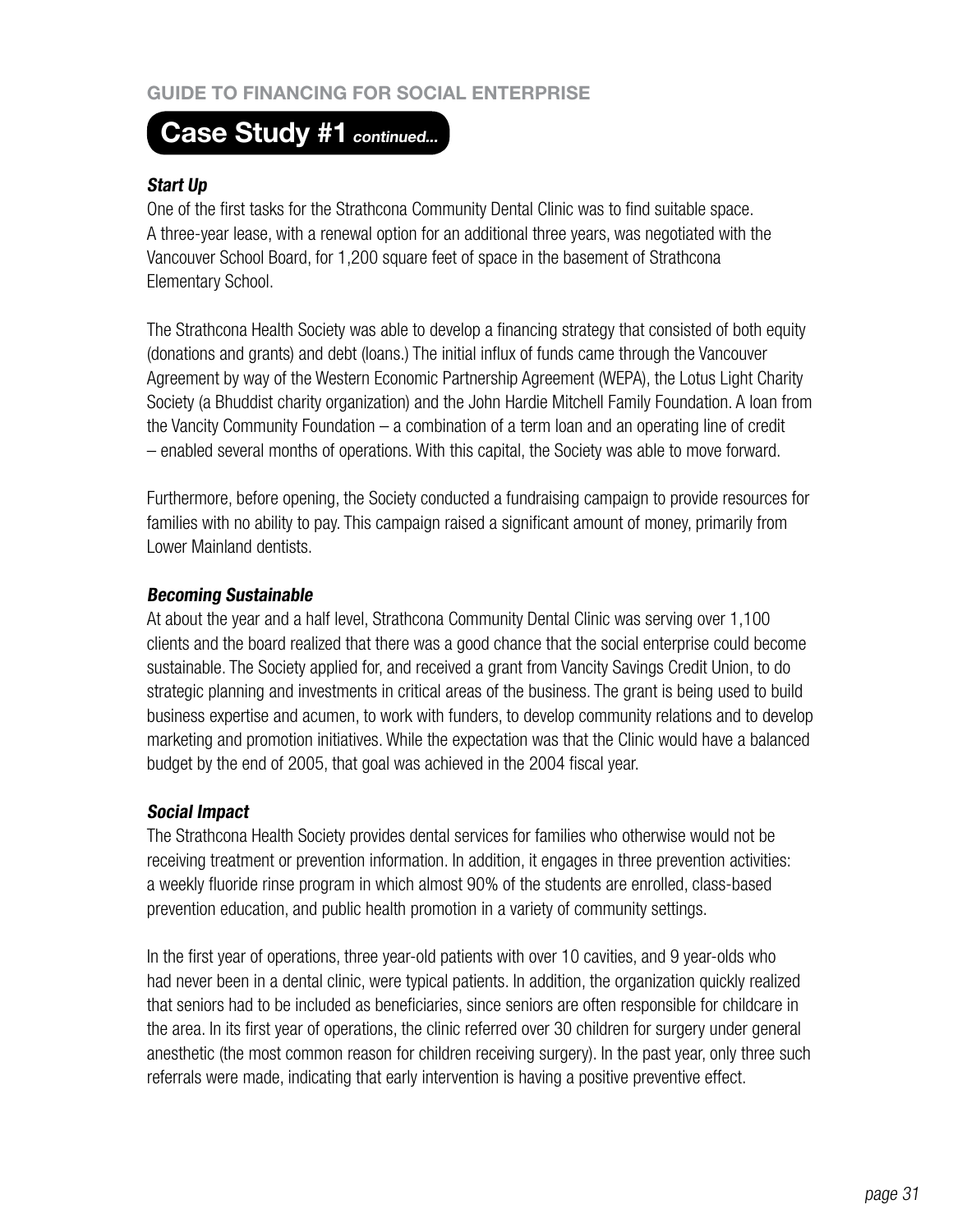## Case Study #1 *continued...*

***Start Up***

One of the first tasks for the Strathcona Community Dental Clinic was to find suitable space. A three-year lease, with a renewal option for an additional three years, was negotiated with the Vancouver School Board, for 1,200 square feet of space in the basement of Strathcona Elementary School.

The Strathcona Health Society was able to develop a financing strategy that consisted of both equity (donations and grants) and debt (loans.) The initial influx of funds came through the Vancouver Agreement by way of the Western Economic Partnership Agreement (WEPA), the Lotus Light Charity Society (a Bhuddist charity organization) and the John Hardie Mitchell Family Foundation. A loan from the Vancity Community Foundation – a combination of a term loan and an operating line of credit – enabled several months of operations. With this capital, the Society was able to move forward.

Furthermore, before opening, the Society conducted a fundraising campaign to provide resources for families with no ability to pay. This campaign raised a significant amount of money, primarily from Lower Mainland dentists.

***Becoming Sustainable***

At about the year and a half level, Strathcona Community Dental Clinic was serving over 1,100 clients and the board realized that there was a good chance that the social enterprise could become sustainable. The Society applied for, and received a grant from Vancity Savings Credit Union, to do strategic planning and investments in critical areas of the business. The grant is being used to build business expertise and acumen, to work with funders, to develop community relations and to develop marketing and promotion initiatives. While the expectation was that the Clinic would have a balanced budget by the end of 2005, that goal was achieved in the 2004 fiscal year.

***Social Impact***

The Strathcona Health Society provides dental services for families who otherwise would not be receiving treatment or prevention information. In addition, it engages in three prevention activities: a weekly fluoride rinse program in which almost 90% of the students are enrolled, class-based prevention education, and public health promotion in a variety of community settings.

In the first year of operations, three year-old patients with over 10 cavities, and 9 year-olds who had never been in a dental clinic, were typical patients. In addition, the organization quickly realized that seniors had to be included as beneficiaries, since seniors are often responsible for childcare in the area. In its first year of operations, the clinic referred over 30 children for surgery under general anesthetic (the most common reason for children receiving surgery). In the past year, only three such referrals were made, indicating that early intervention is having a positive preventive effect.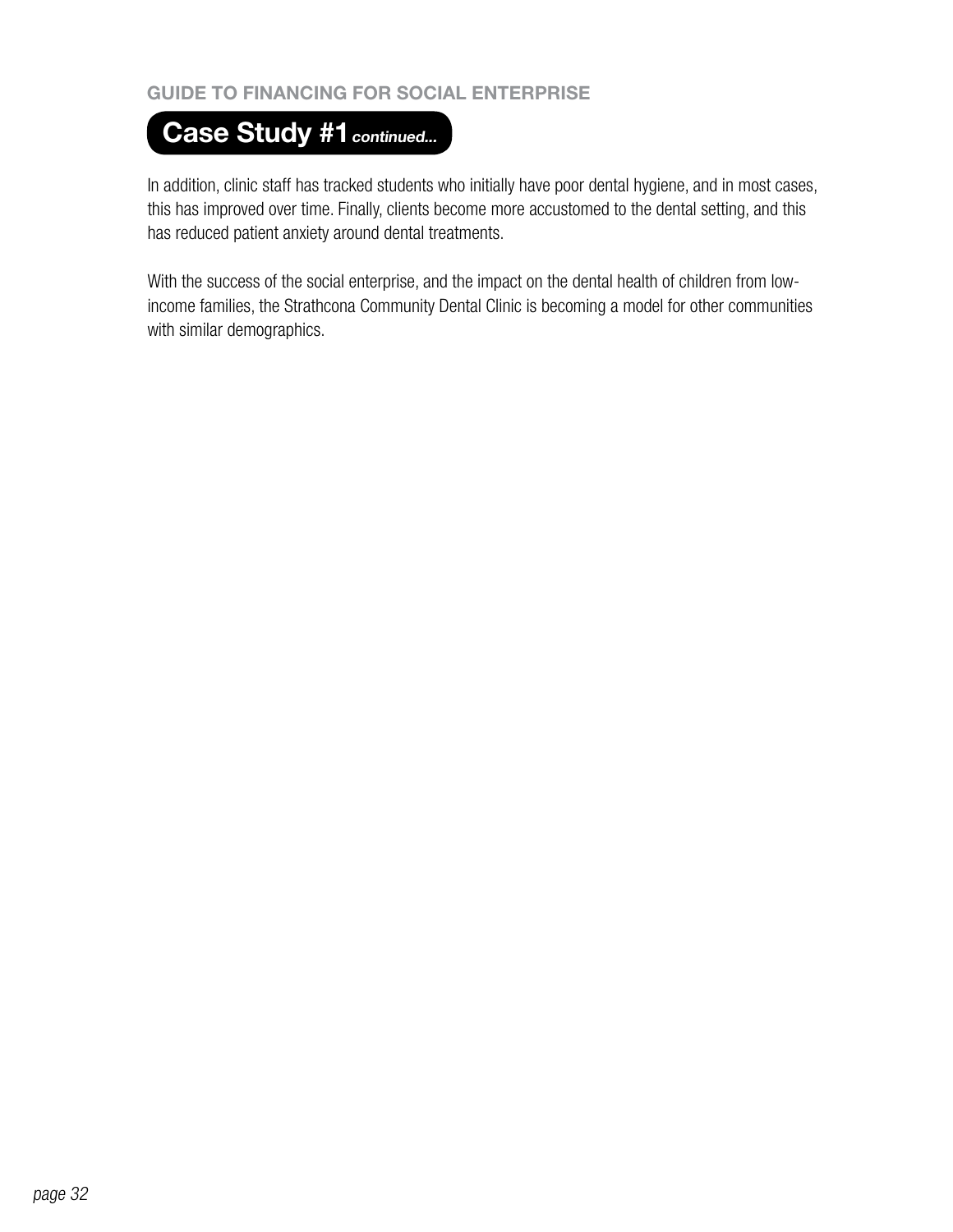## Case Study #1 *continued...*

In addition, clinic staff has tracked students who initially have poor dental hygiene, and in most cases, this has improved over time. Finally, clients become more accustomed to the dental setting, and this has reduced patient anxiety around dental treatments.

With the success of the social enterprise, and the impact on the dental health of children from low-income families, the Strathcona Community Dental Clinic is becoming a model for other communities with similar demographics.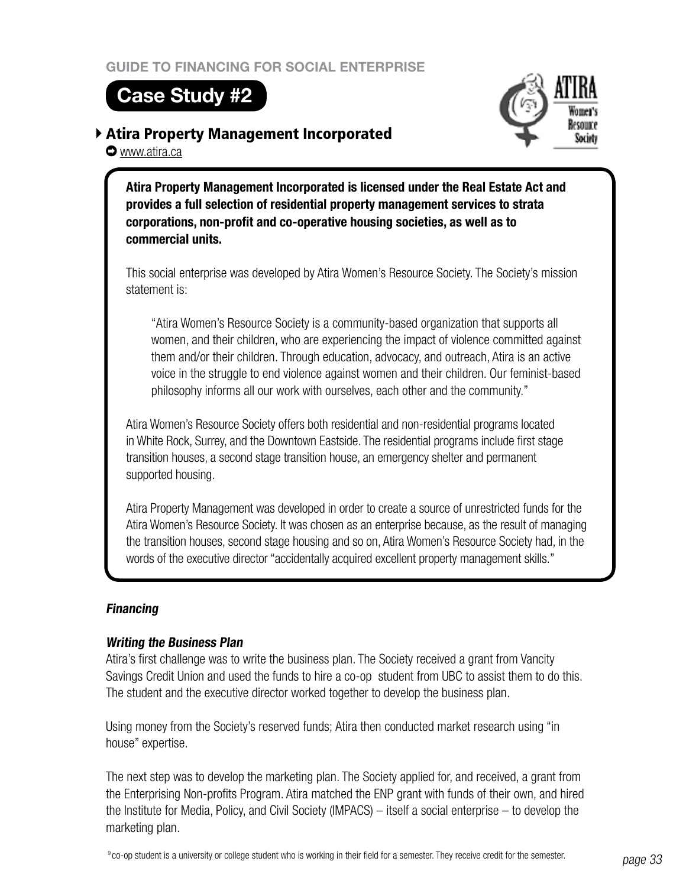## Case Study #2

### Atira Property Management Incorporated

www.atira.ca

**Atira Property Management Incorporated is licensed under the Real Estate Act and provides a full selection of residential property management services to strata corporations, non-profit and co-operative housing societies, as well as to commercial units.**

This social enterprise was developed by Atira Women's Resource Society. The Society's mission statement is:

> "Atira Women's Resource Society is a community-based organization that supports all women, and their children, who are experiencing the impact of violence committed against them and/or their children. Through education, advocacy, and outreach, Atira is an active voice in the struggle to end violence against women and their children. Our feminist-based philosophy informs all our work with ourselves, each other and the community."

Atira Women's Resource Society offers both residential and non-residential programs located in White Rock, Surrey, and the Downtown Eastside. The residential programs include first stage transition houses, a second stage transition house, an emergency shelter and permanent supported housing.

Atira Property Management was developed in order to create a source of unrestricted funds for the Atira Women's Resource Society. It was chosen as an enterprise because, as the result of managing the transition houses, second stage housing and so on, Atira Women's Resource Society had, in the words of the executive director "accidentally acquired excellent property management skills."

***Financing***

***Writing the Business Plan***

Atira's first challenge was to write the business plan. The Society received a grant from Vancity Savings Credit Union and used the funds to hire a co-op student from UBC to assist them to do this. The student and the executive director worked together to develop the business plan.

Using money from the Society's reserved funds; Atira then conducted market research using "in house" expertise.

The next step was to develop the marketing plan. The Society applied for, and received, a grant from the Enterprising Non-profits Program. Atira matched the ENP grant with funds of their own, and hired the Institute for Media, Policy, and Civil Society (IMPACS) – itself a social enterprise – to develop the marketing plan.

[9] co-op student is a university or college student who is working in their field for a semester. They receive credit for the semester.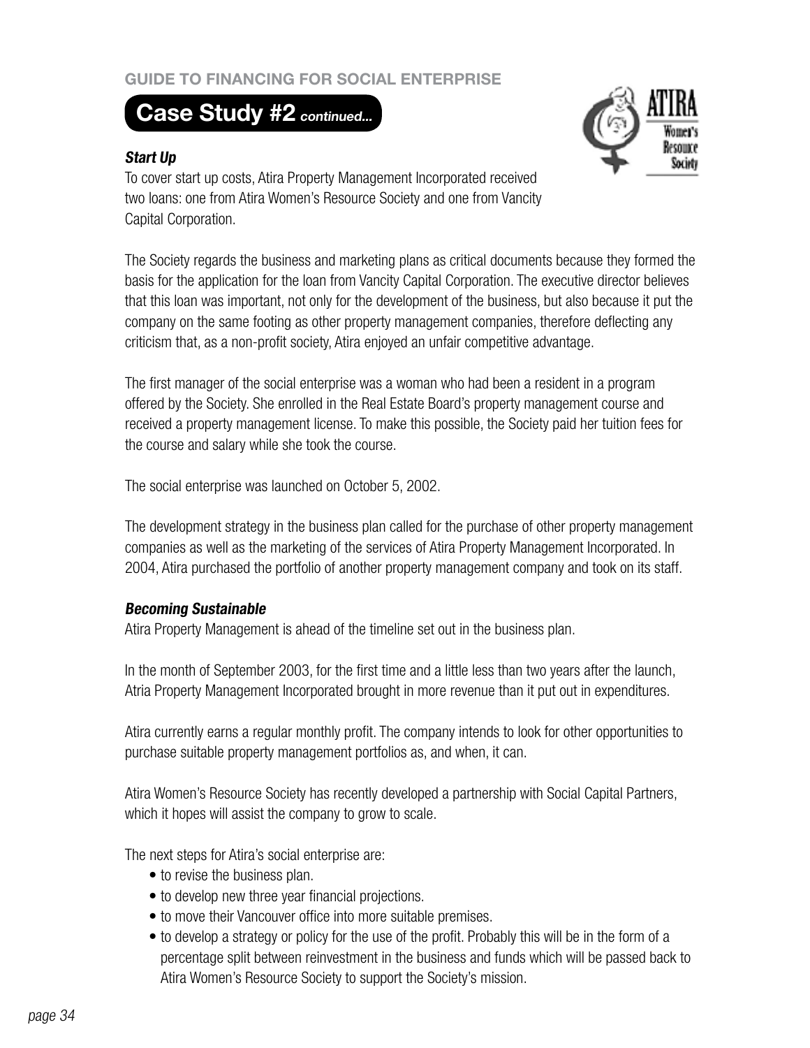## Case Study #2 *continued...*

***Start Up***

To cover start up costs, Atira Property Management Incorporated received two loans: one from Atira Women's Resource Society and one from Vancity Capital Corporation.

The Society regards the business and marketing plans as critical documents because they formed the basis for the application for the loan from Vancity Capital Corporation. The executive director believes that this loan was important, not only for the development of the business, but also because it put the company on the same footing as other property management companies, therefore deflecting any criticism that, as a non-profit society, Atira enjoyed an unfair competitive advantage.

The first manager of the social enterprise was a woman who had been a resident in a program offered by the Society. She enrolled in the Real Estate Board's property management course and received a property management license. To make this possible, the Society paid her tuition fees for the course and salary while she took the course.

The social enterprise was launched on October 5, 2002.

The development strategy in the business plan called for the purchase of other property management companies as well as the marketing of the services of Atira Property Management Incorporated. In 2004, Atira purchased the portfolio of another property management company and took on its staff.

***Becoming Sustainable***

Atira Property Management is ahead of the timeline set out in the business plan.

In the month of September 2003, for the first time and a little less than two years after the launch, Atria Property Management Incorporated brought in more revenue than it put out in expenditures.

Atira currently earns a regular monthly profit. The company intends to look for other opportunities to purchase suitable property management portfolios as, and when, it can.

Atira Women's Resource Society has recently developed a partnership with Social Capital Partners, which it hopes will assist the company to grow to scale.

The next steps for Atira's social enterprise are:

- to revise the business plan.
- to develop new three year financial projections.
- to move their Vancouver office into more suitable premises.
- to develop a strategy or policy for the use of the profit. Probably this will be in the form of a percentage split between reinvestment in the business and funds which will be passed back to Atira Women's Resource Society to support the Society's mission.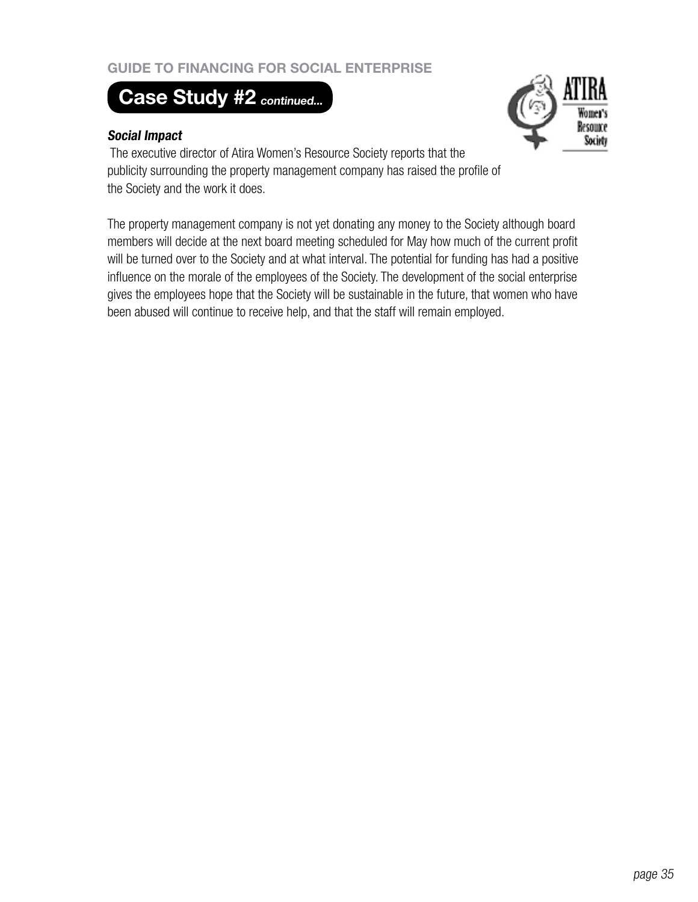## Case Study #2 *continued...*

***Social Impact***

The executive director of Atira Women's Resource Society reports that the publicity surrounding the property management company has raised the profile of the Society and the work it does.

The property management company is not yet donating any money to the Society although board members will decide at the next board meeting scheduled for May how much of the current profit will be turned over to the Society and at what interval. The potential for funding has had a positive influence on the morale of the employees of the Society. The development of the social enterprise gives the employees hope that the Society will be sustainable in the future, that women who have been abused will continue to receive help, and that the staff will remain employed.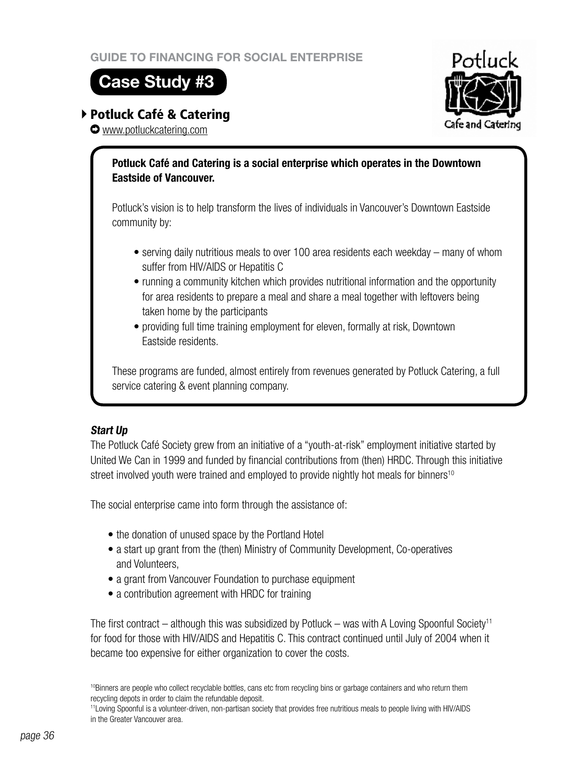## Case Study #3

### Potluck Café & Catering

www.potluckcatering.com

**Potluck Café and Catering is a social enterprise which operates in the Downtown Eastside of Vancouver.**

Potluck's vision is to help transform the lives of individuals in Vancouver's Downtown Eastside community by:

- serving daily nutritious meals to over 100 area residents each weekday – many of whom suffer from HIV/AIDS or Hepatitis C
- running a community kitchen which provides nutritional information and the opportunity for area residents to prepare a meal and share a meal together with leftovers being taken home by the participants
- providing full time training employment for eleven, formally at risk, Downtown Eastside residents.

These programs are funded, almost entirely from revenues generated by Potluck Catering, a full service catering & event planning company.

***Start Up***

The Potluck Café Society grew from an initiative of a "youth-at-risk" employment initiative started by United We Can in 1999 and funded by financial contributions from (then) HRDC. Through this initiative street involved youth were trained and employed to provide nightly hot meals for binners[10]

The social enterprise came into form through the assistance of:

- the donation of unused space by the Portland Hotel
- a start up grant from the (then) Ministry of Community Development, Co-operatives and Volunteers,
- a grant from Vancouver Foundation to purchase equipment
- a contribution agreement with HRDC for training

The first contract – although this was subsidized by Potluck – was with A Loving Spoonful Society[11] for food for those with HIV/AIDS and Hepatitis C. This contract continued until July of 2004 when it became too expensive for either organization to cover the costs.

[10]Binners are people who collect recyclable bottles, cans etc from recycling bins or garbage containers and who return them recycling depots in order to claim the refundable deposit.

[11]Loving Spoonful is a volunteer-driven, non-partisan society that provides free nutritious meals to people living with HIV/AIDS in the Greater Vancouver area.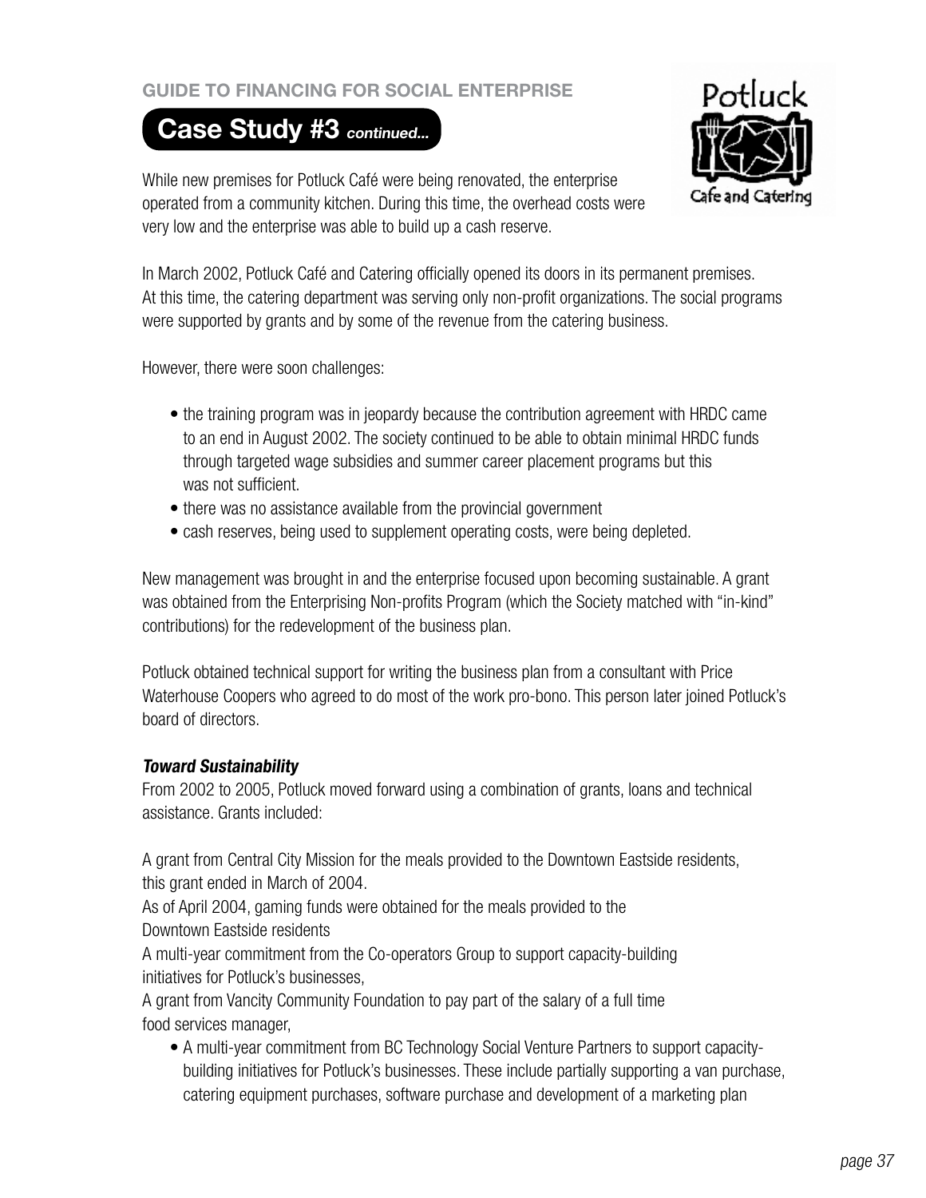GUIDE TO FINANCING FOR SOCIAL ENTERPRISE

## Case Study #3 *continued...*

While new premises for Potluck Café were being renovated, the enterprise operated from a community kitchen. During this time, the overhead costs were very low and the enterprise was able to build up a cash reserve.

In March 2002, Potluck Café and Catering officially opened its doors in its permanent premises. At this time, the catering department was serving only non-profit organizations. The social programs were supported by grants and by some of the revenue from the catering business.

However, there were soon challenges:

- the training program was in jeopardy because the contribution agreement with HRDC came to an end in August 2002. The society continued to be able to obtain minimal HRDC funds through targeted wage subsidies and summer career placement programs but this was not sufficient.
- there was no assistance available from the provincial government
- cash reserves, being used to supplement operating costs, were being depleted.

New management was brought in and the enterprise focused upon becoming sustainable. A grant was obtained from the Enterprising Non-profits Program (which the Society matched with "in-kind" contributions) for the redevelopment of the business plan.

Potluck obtained technical support for writing the business plan from a consultant with Price Waterhouse Coopers who agreed to do most of the work pro-bono. This person later joined Potluck's board of directors.

***Toward Sustainability***

From 2002 to 2005, Potluck moved forward using a combination of grants, loans and technical assistance. Grants included:

A grant from Central City Mission for the meals provided to the Downtown Eastside residents, this grant ended in March of 2004.

As of April 2004, gaming funds were obtained for the meals provided to the Downtown Eastside residents

A multi-year commitment from the Co-operators Group to support capacity-building initiatives for Potluck's businesses,

A grant from Vancity Community Foundation to pay part of the salary of a full time food services manager,

- A multi-year commitment from BC Technology Social Venture Partners to support capacity-building initiatives for Potluck's businesses. These include partially supporting a van purchase, catering equipment purchases, software purchase and development of a marketing plan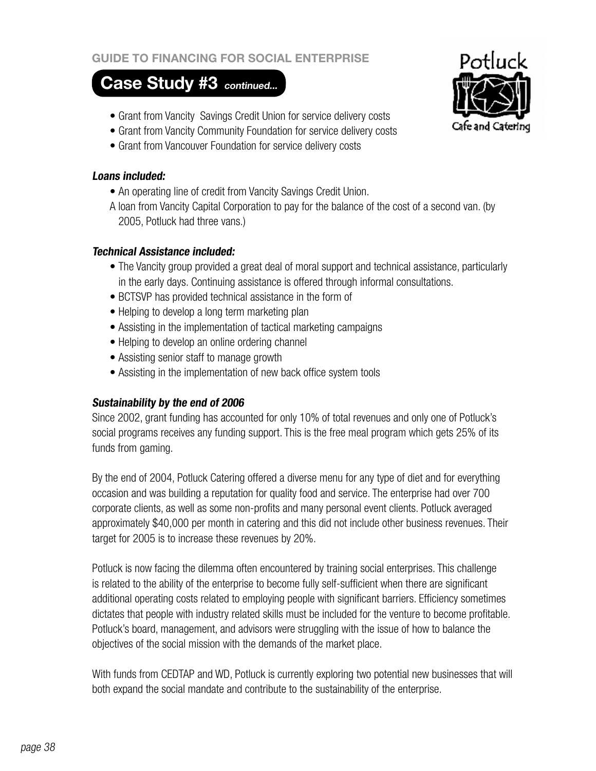## Case Study #3 *continued...*

- Grant from Vancity Savings Credit Union for service delivery costs
- Grant from Vancity Community Foundation for service delivery costs
- Grant from Vancouver Foundation for service delivery costs

***Loans included:***

- An operating line of credit from Vancity Savings Credit Union.

A loan from Vancity Capital Corporation to pay for the balance of the cost of a second van. (by 2005, Potluck had three vans.)

***Technical Assistance included:***

- The Vancity group provided a great deal of moral support and technical assistance, particularly in the early days. Continuing assistance is offered through informal consultations.
- BCTSVP has provided technical assistance in the form of
- Helping to develop a long term marketing plan
- Assisting in the implementation of tactical marketing campaigns
- Helping to develop an online ordering channel
- Assisting senior staff to manage growth
- Assisting in the implementation of new back office system tools

***Sustainability by the end of 2006***

Since 2002, grant funding has accounted for only 10% of total revenues and only one of Potluck's social programs receives any funding support. This is the free meal program which gets 25% of its funds from gaming.

By the end of 2004, Potluck Catering offered a diverse menu for any type of diet and for everything occasion and was building a reputation for quality food and service. The enterprise had over 700 corporate clients, as well as some non-profits and many personal event clients. Potluck averaged approximately $40,000 per month in catering and this did not include other business revenues. Their target for 2005 is to increase these revenues by 20%.

Potluck is now facing the dilemma often encountered by training social enterprises. This challenge is related to the ability of the enterprise to become fully self-sufficient when there are significant additional operating costs related to employing people with significant barriers. Efficiency sometimes dictates that people with industry related skills must be included for the venture to become profitable. Potluck's board, management, and advisors were struggling with the issue of how to balance the objectives of the social mission with the demands of the market place.

With funds from CEDTAP and WD, Potluck is currently exploring two potential new businesses that will both expand the social mandate and contribute to the sustainability of the enterprise.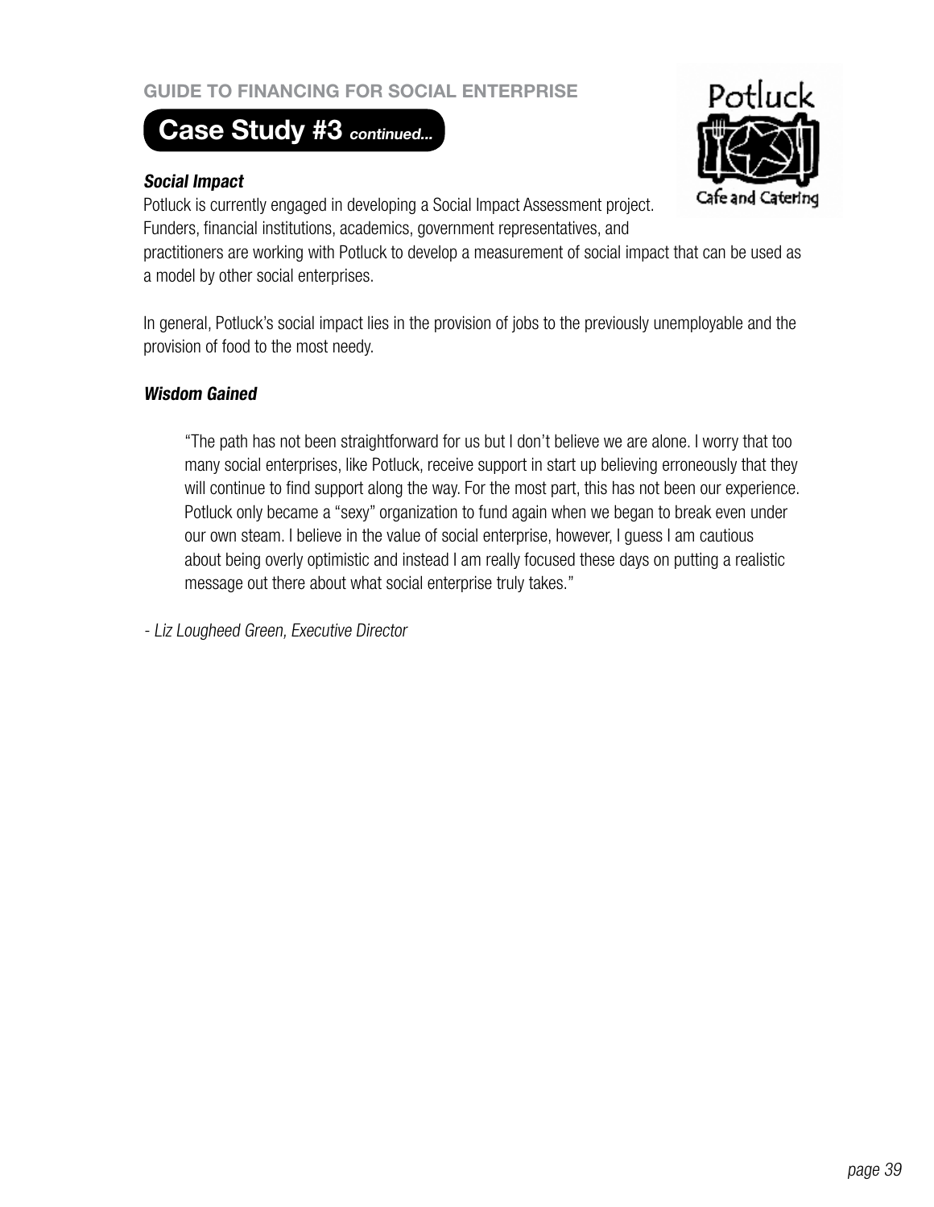## Case Study #3 *continued...*

***Social Impact***

Potluck is currently engaged in developing a Social Impact Assessment project. Funders, financial institutions, academics, government representatives, and practitioners are working with Potluck to develop a measurement of social impact that can be used as a model by other social enterprises.

In general, Potluck's social impact lies in the provision of jobs to the previously unemployable and the provision of food to the most needy.

***Wisdom Gained***

> "The path has not been straightforward for us but I don't believe we are alone. I worry that too many social enterprises, like Potluck, receive support in start up believing erroneously that they will continue to find support along the way. For the most part, this has not been our experience. Potluck only became a "sexy" organization to fund again when we began to break even under our own steam. I believe in the value of social enterprise, however, I guess I am cautious about being overly optimistic and instead I am really focused these days on putting a realistic message out there about what social enterprise truly takes."

*- Liz Lougheed Green, Executive Director*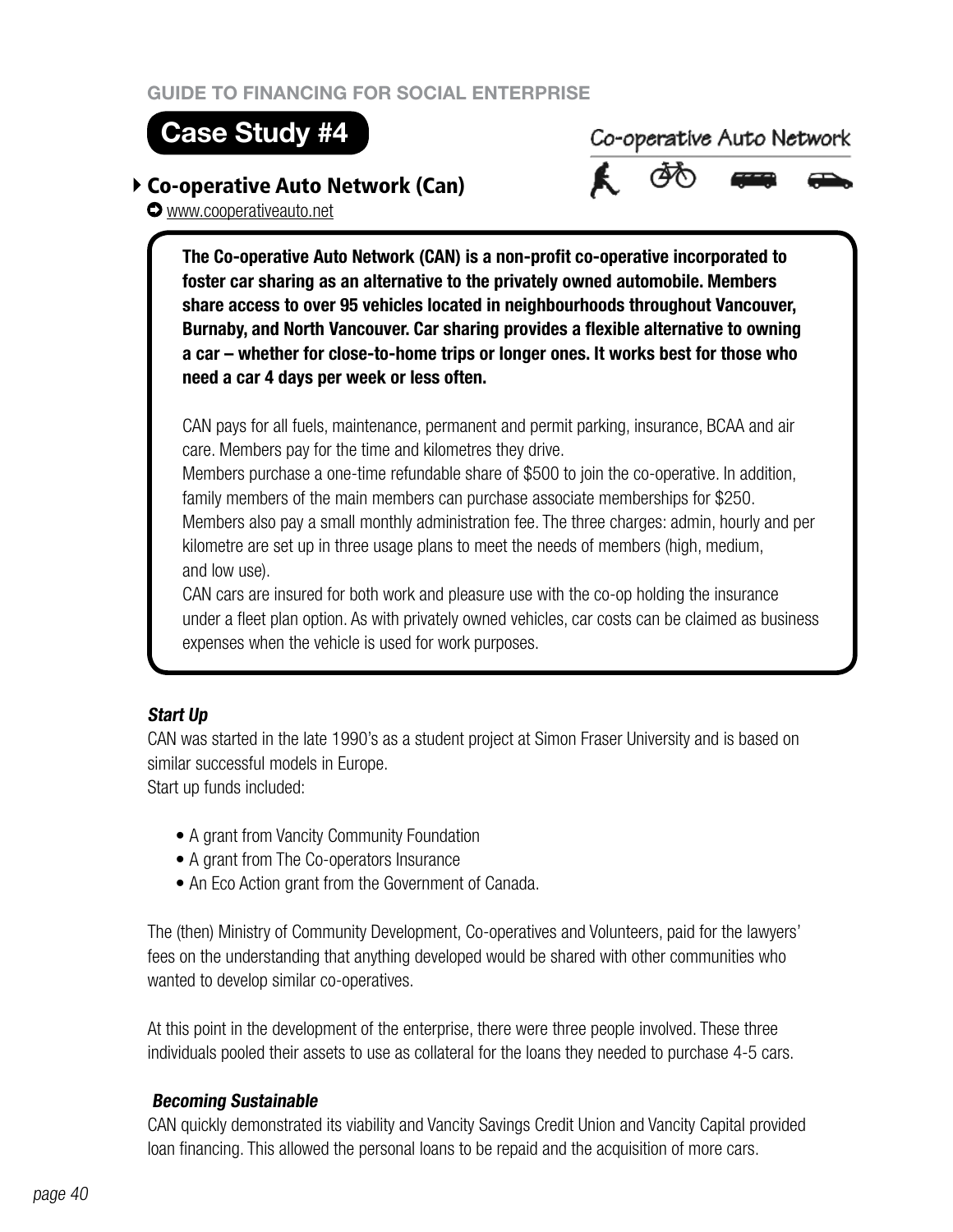## Case Study #4

### Co-operative Auto Network (Can)

www.cooperativeauto.net

**The Co-operative Auto Network (CAN) is a non-profit co-operative incorporated to foster car sharing as an alternative to the privately owned automobile. Members share access to over 95 vehicles located in neighbourhoods throughout Vancouver, Burnaby, and North Vancouver. Car sharing provides a flexible alternative to owning a car – whether for close-to-home trips or longer ones. It works best for those who need a car 4 days per week or less often.**

CAN pays for all fuels, maintenance, permanent and permit parking, insurance, BCAA and air care. Members pay for the time and kilometres they drive.

Members purchase a one-time refundable share of $500 to join the co-operative. In addition, family members of the main members can purchase associate memberships for $250. Members also pay a small monthly administration fee. The three charges: admin, hourly and per kilometre are set up in three usage plans to meet the needs of members (high, medium, and low use).

CAN cars are insured for both work and pleasure use with the co-op holding the insurance under a fleet plan option. As with privately owned vehicles, car costs can be claimed as business expenses when the vehicle is used for work purposes.

#### *Start Up*

CAN was started in the late 1990's as a student project at Simon Fraser University and is based on similar successful models in Europe.

Start up funds included:

- A grant from Vancity Community Foundation
- A grant from The Co-operators Insurance
- An Eco Action grant from the Government of Canada.

The (then) Ministry of Community Development, Co-operatives and Volunteers, paid for the lawyers' fees on the understanding that anything developed would be shared with other communities who wanted to develop similar co-operatives.

At this point in the development of the enterprise, there were three people involved. These three individuals pooled their assets to use as collateral for the loans they needed to purchase 4-5 cars.

#### *Becoming Sustainable*

CAN quickly demonstrated its viability and Vancity Savings Credit Union and Vancity Capital provided loan financing. This allowed the personal loans to be repaid and the acquisition of more cars.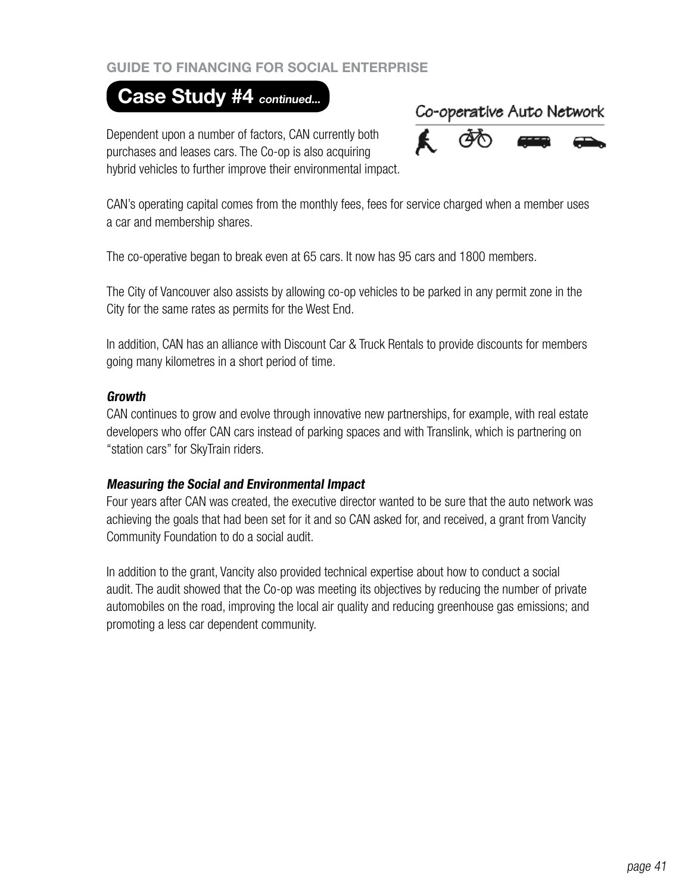## Case Study #4 *continued...*

Co-operative Auto Network

Dependent upon a number of factors, CAN currently both purchases and leases cars. The Co-op is also acquiring hybrid vehicles to further improve their environmental impact.

CAN's operating capital comes from the monthly fees, fees for service charged when a member uses a car and membership shares.

The co-operative began to break even at 65 cars. It now has 95 cars and 1800 members.

The City of Vancouver also assists by allowing co-op vehicles to be parked in any permit zone in the City for the same rates as permits for the West End.

In addition, CAN has an alliance with Discount Car & Truck Rentals to provide discounts for members going many kilometres in a short period of time.

***Growth***

CAN continues to grow and evolve through innovative new partnerships, for example, with real estate developers who offer CAN cars instead of parking spaces and with Translink, which is partnering on "station cars" for SkyTrain riders.

***Measuring the Social and Environmental Impact***

Four years after CAN was created, the executive director wanted to be sure that the auto network was achieving the goals that had been set for it and so CAN asked for, and received, a grant from Vancity Community Foundation to do a social audit.

In addition to the grant, Vancity also provided technical expertise about how to conduct a social audit. The audit showed that the Co-op was meeting its objectives by reducing the number of private automobiles on the road, improving the local air quality and reducing greenhouse gas emissions; and promoting a less car dependent community.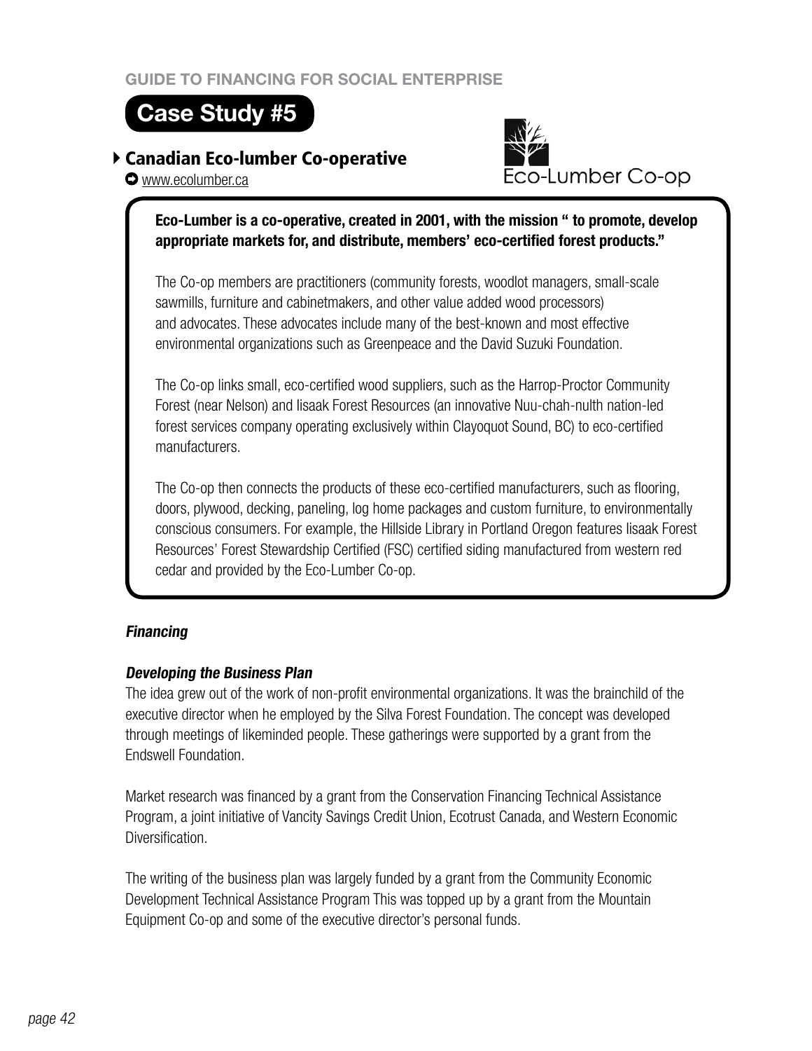## Case Study #5

### Canadian Eco-lumber Co-operative

www.ecolumber.ca

Eco-Lumber Co-op

**Eco-Lumber is a co-operative, created in 2001, with the mission " to promote, develop appropriate markets for, and distribute, members' eco-certified forest products."**

The Co-op members are practitioners (community forests, woodlot managers, small-scale sawmills, furniture and cabinetmakers, and other value added wood processors) and advocates. These advocates include many of the best-known and most effective environmental organizations such as Greenpeace and the David Suzuki Foundation.

The Co-op links small, eco-certified wood suppliers, such as the Harrop-Proctor Community Forest (near Nelson) and Iisaak Forest Resources (an innovative Nuu-chah-nulth nation-led forest services company operating exclusively within Clayoquot Sound, BC) to eco-certified manufacturers.

The Co-op then connects the products of these eco-certified manufacturers, such as flooring, doors, plywood, decking, paneling, log home packages and custom furniture, to environmentally conscious consumers. For example, the Hillside Library in Portland Oregon features Iisaak Forest Resources' Forest Stewardship Certified (FSC) certified siding manufactured from western red cedar and provided by the Eco-Lumber Co-op.

#### *Financing*

#### *Developing the Business Plan*

The idea grew out of the work of non-profit environmental organizations. It was the brainchild of the executive director when he employed by the Silva Forest Foundation. The concept was developed through meetings of likeminded people. These gatherings were supported by a grant from the Endswell Foundation.

Market research was financed by a grant from the Conservation Financing Technical Assistance Program, a joint initiative of Vancity Savings Credit Union, Ecotrust Canada, and Western Economic Diversification.

The writing of the business plan was largely funded by a grant from the Community Economic Development Technical Assistance Program This was topped up by a grant from the Mountain Equipment Co-op and some of the executive director's personal funds.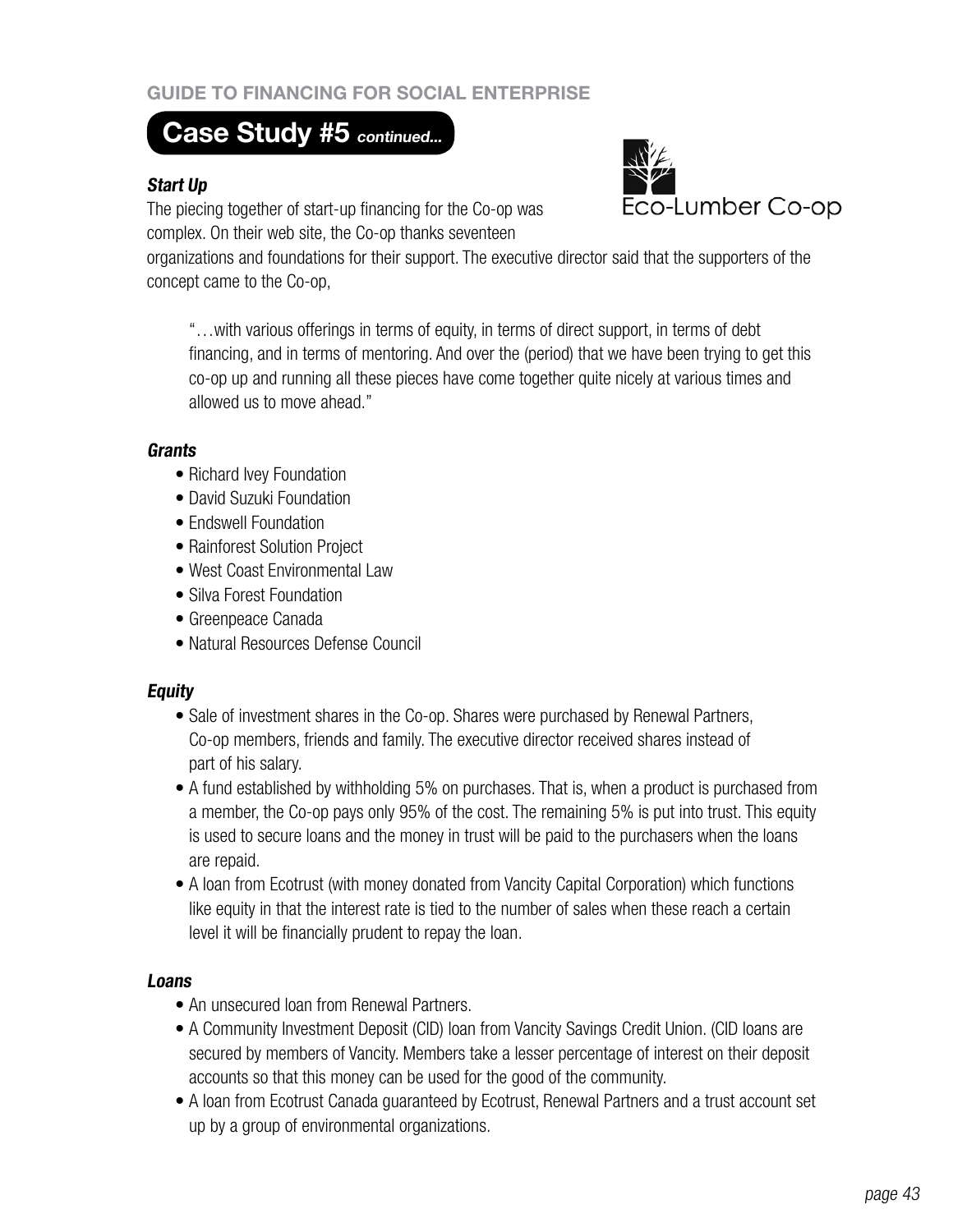## Case Study #5 *continued...*

Eco-Lumber Co-op

### *Start Up*

The piecing together of start-up financing for the Co-op was complex. On their web site, the Co-op thanks seventeen organizations and foundations for their support. The executive director said that the supporters of the concept came to the Co-op,

> "…with various offerings in terms of equity, in terms of direct support, in terms of debt financing, and in terms of mentoring. And over the (period) that we have been trying to get this co-op up and running all these pieces have come together quite nicely at various times and allowed us to move ahead."

### *Grants*

- Richard Ivey Foundation
- David Suzuki Foundation
- Endswell Foundation
- Rainforest Solution Project
- West Coast Environmental Law
- Silva Forest Foundation
- Greenpeace Canada
- Natural Resources Defense Council

### *Equity*

- Sale of investment shares in the Co-op. Shares were purchased by Renewal Partners, Co-op members, friends and family. The executive director received shares instead of part of his salary.
- A fund established by withholding 5% on purchases. That is, when a product is purchased from a member, the Co-op pays only 95% of the cost. The remaining 5% is put into trust. This equity is used to secure loans and the money in trust will be paid to the purchasers when the loans are repaid.
- A loan from Ecotrust (with money donated from Vancity Capital Corporation) which functions like equity in that the interest rate is tied to the number of sales when these reach a certain level it will be financially prudent to repay the loan.

### *Loans*

- An unsecured loan from Renewal Partners.
- A Community Investment Deposit (CID) loan from Vancity Savings Credit Union. (CID loans are secured by members of Vancity. Members take a lesser percentage of interest on their deposit accounts so that this money can be used for the good of the community.
- A loan from Ecotrust Canada guaranteed by Ecotrust, Renewal Partners and a trust account set up by a group of environmental organizations.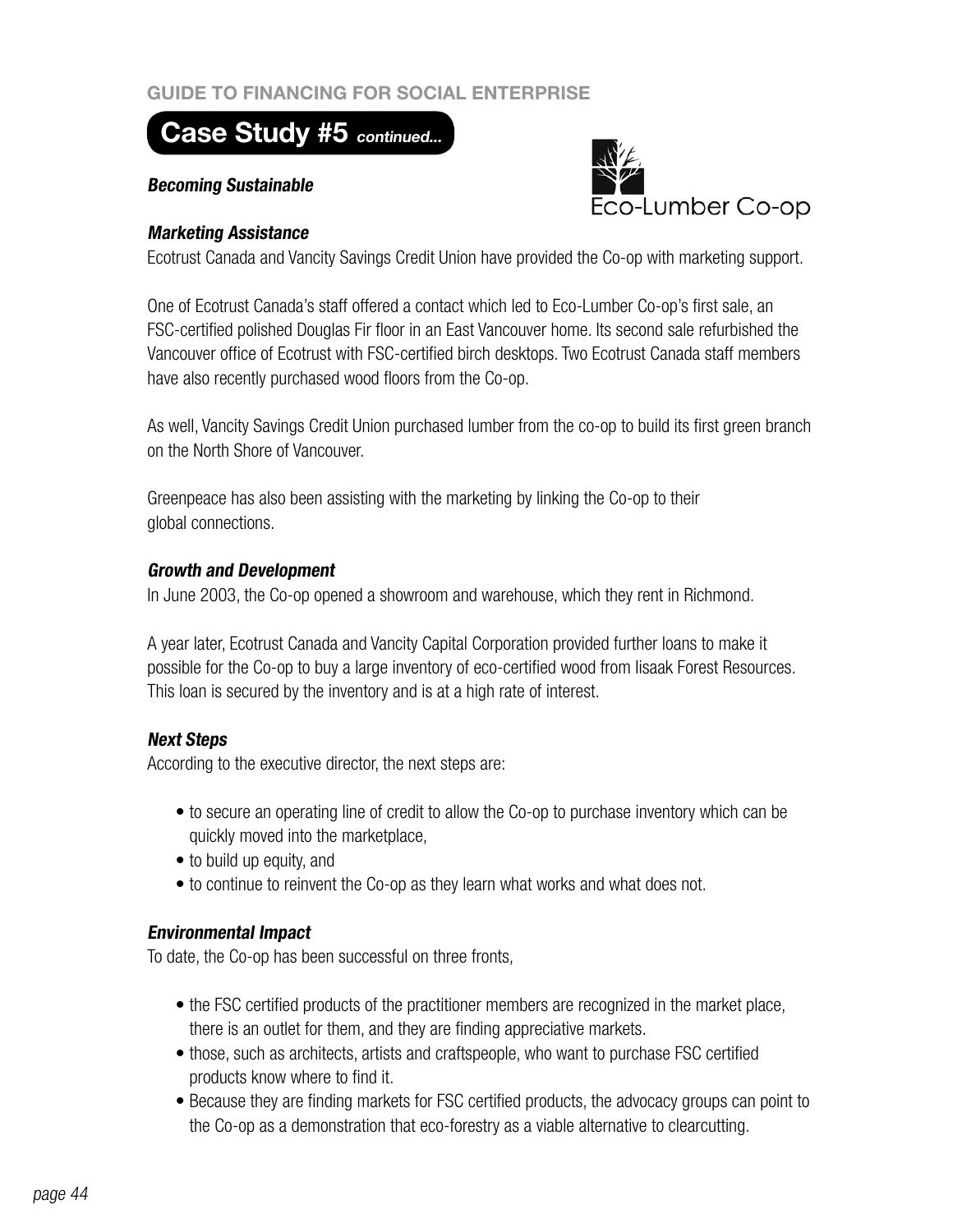## Case Study #5 *continued...*

Eco-Lumber Co-op

***Becoming Sustainable***

***Marketing Assistance***

Ecotrust Canada and Vancity Savings Credit Union have provided the Co-op with marketing support.

One of Ecotrust Canada's staff offered a contact which led to Eco-Lumber Co-op's first sale, an FSC-certified polished Douglas Fir floor in an East Vancouver home. Its second sale refurbished the Vancouver office of Ecotrust with FSC-certified birch desktops. Two Ecotrust Canada staff members have also recently purchased wood floors from the Co-op.

As well, Vancity Savings Credit Union purchased lumber from the co-op to build its first green branch on the North Shore of Vancouver.

Greenpeace has also been assisting with the marketing by linking the Co-op to their global connections.

***Growth and Development***

In June 2003, the Co-op opened a showroom and warehouse, which they rent in Richmond.

A year later, Ecotrust Canada and Vancity Capital Corporation provided further loans to make it possible for the Co-op to buy a large inventory of eco-certified wood from Iisaak Forest Resources. This loan is secured by the inventory and is at a high rate of interest.

***Next Steps***

According to the executive director, the next steps are:

- to secure an operating line of credit to allow the Co-op to purchase inventory which can be quickly moved into the marketplace,
- to build up equity, and
- to continue to reinvent the Co-op as they learn what works and what does not.

***Environmental Impact***

To date, the Co-op has been successful on three fronts,

- the FSC certified products of the practitioner members are recognized in the market place, there is an outlet for them, and they are finding appreciative markets.
- those, such as architects, artists and craftspeople, who want to purchase FSC certified products know where to find it.
- Because they are finding markets for FSC certified products, the advocacy groups can point to the Co-op as a demonstration that eco-forestry as a viable alternative to clearcutting.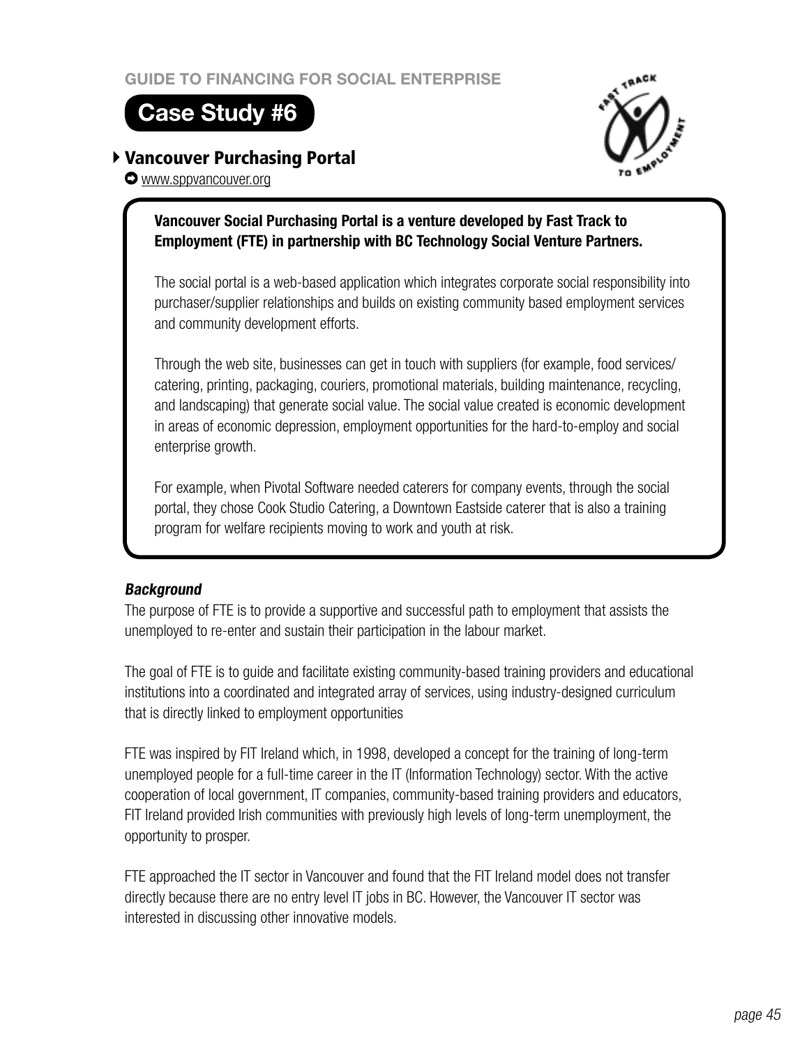## Case Study #6

### Vancouver Purchasing Portal

www.sppvancouver.org

**Vancouver Social Purchasing Portal is a venture developed by Fast Track to Employment (FTE) in partnership with BC Technology Social Venture Partners.**

The social portal is a web-based application which integrates corporate social responsibility into purchaser/supplier relationships and builds on existing community based employment services and community development efforts.

Through the web site, businesses can get in touch with suppliers (for example, food services/catering, printing, packaging, couriers, promotional materials, building maintenance, recycling, and landscaping) that generate social value. The social value created is economic development in areas of economic depression, employment opportunities for the hard-to-employ and social enterprise growth.

For example, when Pivotal Software needed caterers for company events, through the social portal, they chose Cook Studio Catering, a Downtown Eastside caterer that is also a training program for welfare recipients moving to work and youth at risk.

#### *Background*

The purpose of FTE is to provide a supportive and successful path to employment that assists the unemployed to re-enter and sustain their participation in the labour market.

The goal of FTE is to guide and facilitate existing community-based training providers and educational institutions into a coordinated and integrated array of services, using industry-designed curriculum that is directly linked to employment opportunities

FTE was inspired by FIT Ireland which, in 1998, developed a concept for the training of long-term unemployed people for a full-time career in the IT (Information Technology) sector. With the active cooperation of local government, IT companies, community-based training providers and educators, FIT Ireland provided Irish communities with previously high levels of long-term unemployment, the opportunity to prosper.

FTE approached the IT sector in Vancouver and found that the FIT Ireland model does not transfer directly because there are no entry level IT jobs in BC. However, the Vancouver IT sector was interested in discussing other innovative models.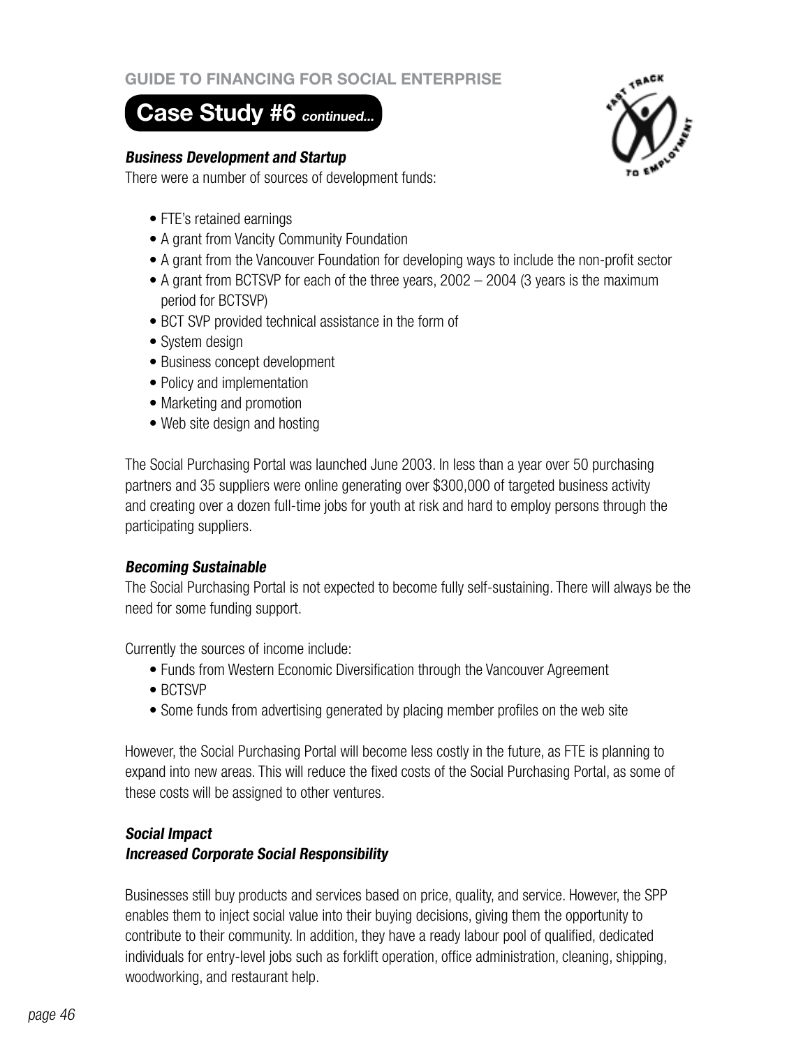## Case Study #6 *continued...*

***Business Development and Startup***

There were a number of sources of development funds:

- FTE's retained earnings
- A grant from Vancity Community Foundation
- A grant from the Vancouver Foundation for developing ways to include the non-profit sector
- A grant from BCTSVP for each of the three years, 2002 – 2004 (3 years is the maximum period for BCTSVP)
- BCT SVP provided technical assistance in the form of
- System design
- Business concept development
- Policy and implementation
- Marketing and promotion
- Web site design and hosting

The Social Purchasing Portal was launched June 2003. In less than a year over 50 purchasing partners and 35 suppliers were online generating over $300,000 of targeted business activity and creating over a dozen full-time jobs for youth at risk and hard to employ persons through the participating suppliers.

***Becoming Sustainable***

The Social Purchasing Portal is not expected to become fully self-sustaining. There will always be the need for some funding support.

Currently the sources of income include:

- Funds from Western Economic Diversification through the Vancouver Agreement
- BCTSVP
- Some funds from advertising generated by placing member profiles on the web site

However, the Social Purchasing Portal will become less costly in the future, as FTE is planning to expand into new areas. This will reduce the fixed costs of the Social Purchasing Portal, as some of these costs will be assigned to other ventures.

***Social Impact***

***Increased Corporate Social Responsibility***

Businesses still buy products and services based on price, quality, and service. However, the SPP enables them to inject social value into their buying decisions, giving them the opportunity to contribute to their community. In addition, they have a ready labour pool of qualified, dedicated individuals for entry-level jobs such as forklift operation, office administration, cleaning, shipping, woodworking, and restaurant help.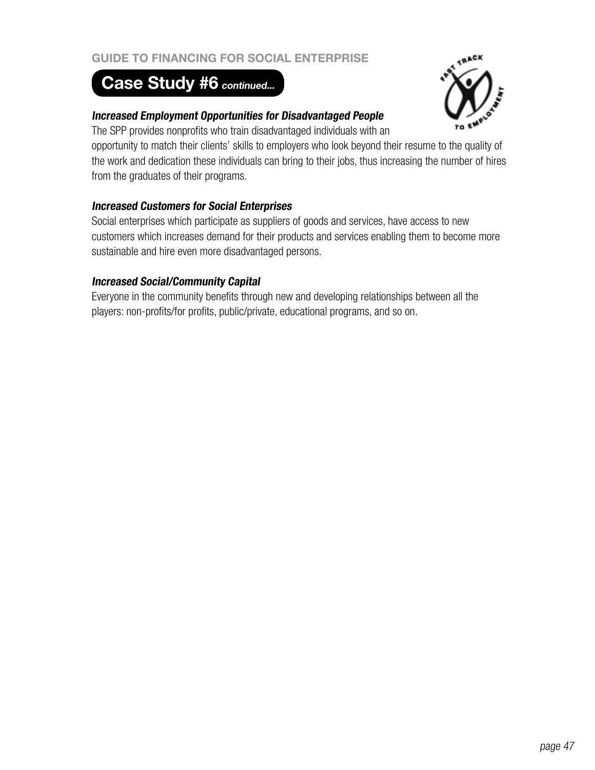## Case Study #6 *continued...*

***Increased Employment Opportunities for Disadvantaged People***

The SPP provides nonprofits who train disadvantaged individuals with an opportunity to match their clients' skills to employers who look beyond their resume to the quality of the work and dedication these individuals can bring to their jobs, thus increasing the number of hires from the graduates of their programs.

***Increased Customers for Social Enterprises***

Social enterprises which participate as suppliers of goods and services, have access to new customers which increases demand for their products and services enabling them to become more sustainable and hire even more disadvantaged persons.

***Increased Social/Community Capital***

Everyone in the community benefits through new and developing relationships between all the players: non-profits/for profits, public/private, educational programs, and so on.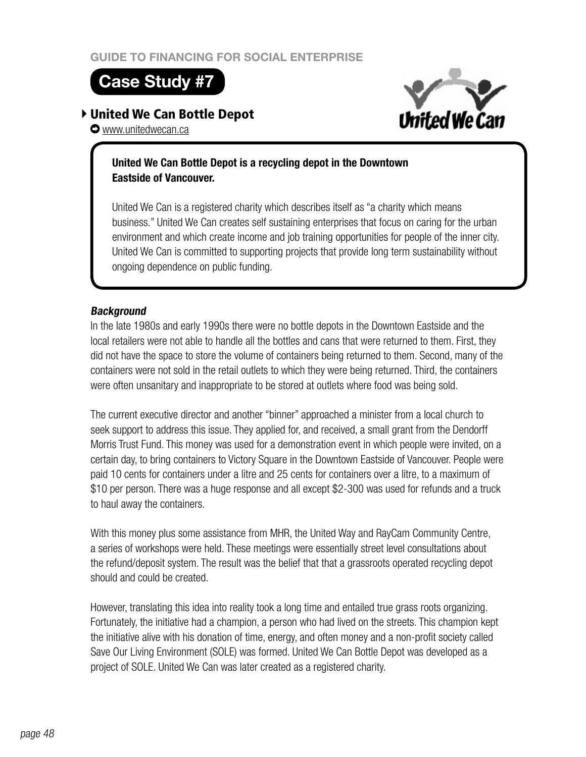# Case Study #7

## United We Can Bottle Depot

www.unitedwecan.ca

**United We Can Bottle Depot is a recycling depot in the Downtown Eastside of Vancouver.**

United We Can is a registered charity which describes itself as “a charity which means business.” United We Can creates self sustaining enterprises that focus on caring for the urban environment and which create income and job training opportunities for people of the inner city. United We Can is committed to supporting projects that provide long term sustainability without ongoing dependence on public funding.

### *Background*

In the late 1980s and early 1990s there were no bottle depots in the Downtown Eastside and the local retailers were not able to handle all the bottles and cans that were returned to them. First, they did not have the space to store the volume of containers being returned to them. Second, many of the containers were not sold in the retail outlets to which they were being returned. Third, the containers were often unsanitary and inappropriate to be stored at outlets where food was being sold.

The current executive director and another “binner” approached a minister from a local church to seek support to address this issue. They applied for, and received, a small grant from the Dendorff Morris Trust Fund. This money was used for a demonstration event in which people were invited, on a certain day, to bring containers to Victory Square in the Downtown Eastside of Vancouver. People were paid 10 cents for containers under a litre and 25 cents for containers over a litre, to a maximum of $10 per person. There was a huge response and all except $2-300 was used for refunds and a truck to haul away the containers.

With this money plus some assistance from MHR, the United Way and RayCam Community Centre, a series of workshops were held. These meetings were essentially street level consultations about the refund/deposit system. The result was the belief that that a grassroots operated recycling depot should and could be created.

However, translating this idea into reality took a long time and entailed true grass roots organizing. Fortunately, the initiative had a champion, a person who had lived on the streets. This champion kept the initiative alive with his donation of time, energy, and often money and a non-profit society called Save Our Living Environment (SOLE) was formed. United We Can Bottle Depot was developed as a project of SOLE. United We Can was later created as a registered charity.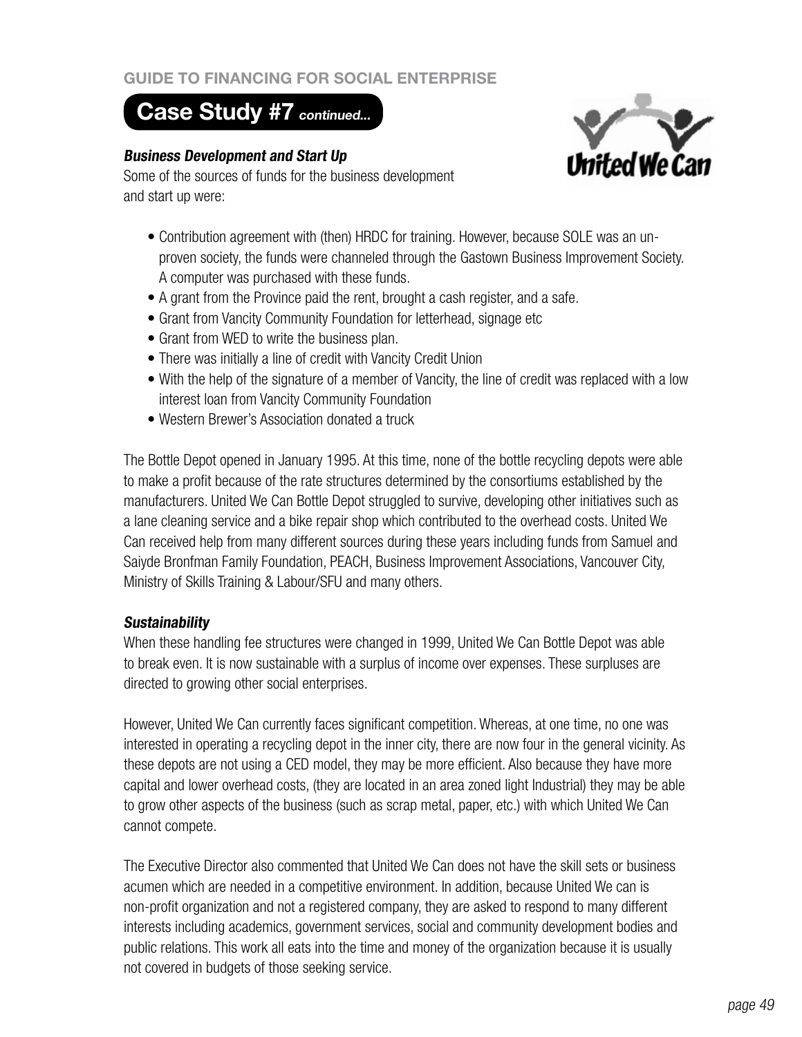## Case Study #7 *continued...*

***Business Development and Start Up***

Some of the sources of funds for the business development and start up were:

- Contribution agreement with (then) HRDC for training. However, because SOLE was an unproven society, the funds were channeled through the Gastown Business Improvement Society. A computer was purchased with these funds.
- A grant from the Province paid the rent, brought a cash register, and a safe.
- Grant from Vancity Community Foundation for letterhead, signage etc
- Grant from WED to write the business plan.
- There was initially a line of credit with Vancity Credit Union
- With the help of the signature of a member of Vancity, the line of credit was replaced with a low interest loan from Vancity Community Foundation
- Western Brewer's Association donated a truck

The Bottle Depot opened in January 1995. At this time, none of the bottle recycling depots were able to make a profit because of the rate structures determined by the consortiums established by the manufacturers. United We Can Bottle Depot struggled to survive, developing other initiatives such as a lane cleaning service and a bike repair shop which contributed to the overhead costs. United We Can received help from many different sources during these years including funds from Samuel and Saiyde Bronfman Family Foundation, PEACH, Business Improvement Associations, Vancouver City, Ministry of Skills Training & Labour/SFU and many others.

***Sustainability***

When these handling fee structures were changed in 1999, United We Can Bottle Depot was able to break even. It is now sustainable with a surplus of income over expenses. These surpluses are directed to growing other social enterprises.

However, United We Can currently faces significant competition. Whereas, at one time, no one was interested in operating a recycling depot in the inner city, there are now four in the general vicinity. As these depots are not using a CED model, they may be more efficient. Also because they have more capital and lower overhead costs, (they are located in an area zoned light Industrial) they may be able to grow other aspects of the business (such as scrap metal, paper, etc.) with which United We Can cannot compete.

The Executive Director also commented that United We Can does not have the skill sets or business acumen which are needed in a competitive environment. In addition, because United We can is non-profit organization and not a registered company, they are asked to respond to many different interests including academics, government services, social and community development bodies and public relations. This work all eats into the time and money of the organization because it is usually not covered in budgets of those seeking service.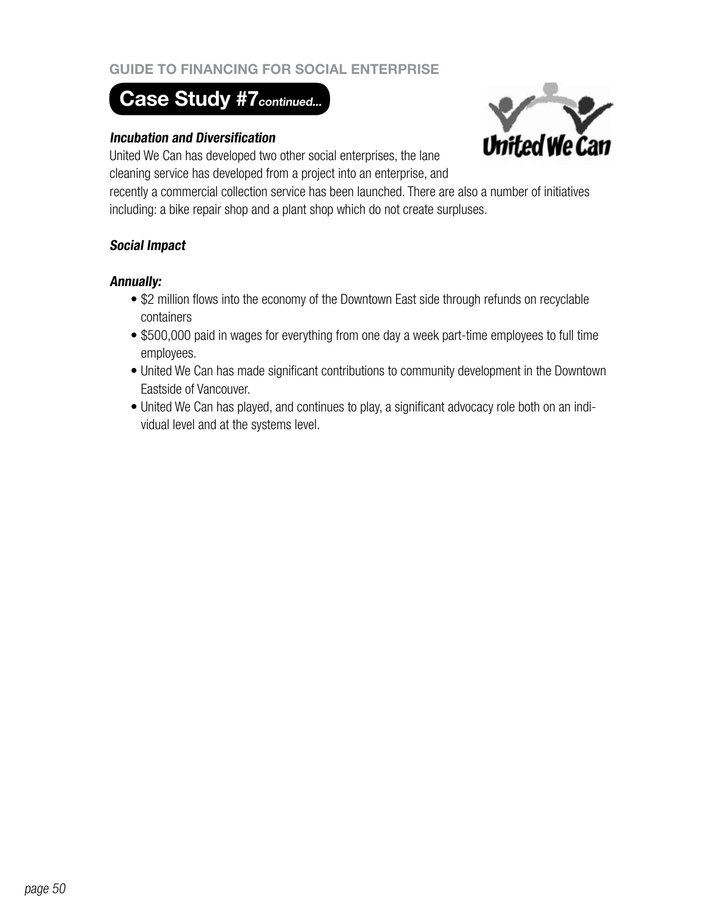## Case Study #7 *continued...*

***Incubation and Diversification***

United We Can has developed two other social enterprises, the lane cleaning service has developed from a project into an enterprise, and recently a commercial collection service has been launched. There are also a number of initiatives including: a bike repair shop and a plant shop which do not create surpluses.

***Social Impact***

***Annually:***

- $2 million flows into the economy of the Downtown East side through refunds on recyclable containers
- $500,000 paid in wages for everything from one day a week part-time employees to full time employees.
- United We Can has made significant contributions to community development in the Downtown Eastside of Vancouver.
- United We Can has played, and continues to play, a significant advocacy role both on an individual level and at the systems level.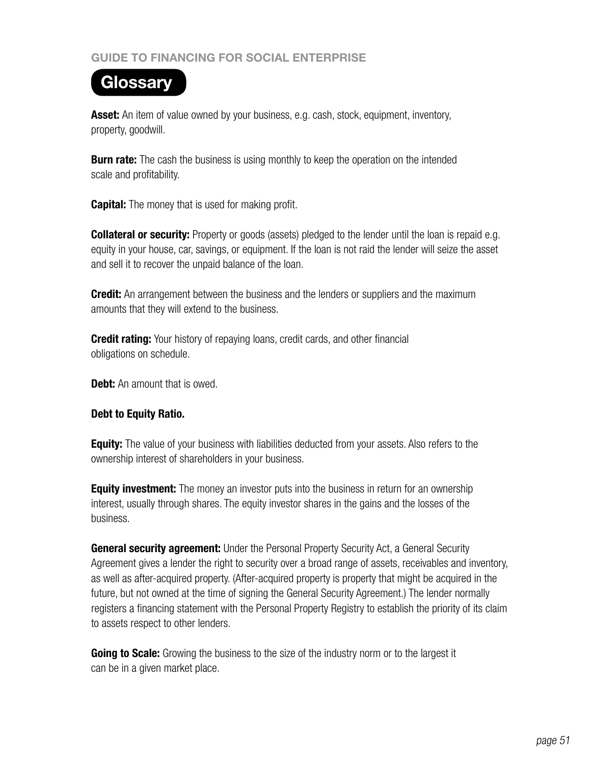## Glossary

**Asset:** An item of value owned by your business, e.g. cash, stock, equipment, inventory, property, goodwill.

**Burn rate:** The cash the business is using monthly to keep the operation on the intended scale and profitability.

**Capital:** The money that is used for making profit.

**Collateral or security:** Property or goods (assets) pledged to the lender until the loan is repaid e.g. equity in your house, car, savings, or equipment. If the loan is not raid the lender will seize the asset and sell it to recover the unpaid balance of the loan.

**Credit:** An arrangement between the business and the lenders or suppliers and the maximum amounts that they will extend to the business.

**Credit rating:** Your history of repaying loans, credit cards, and other financial obligations on schedule.

**Debt:** An amount that is owed.

**Debt to Equity Ratio.**

**Equity:** The value of your business with liabilities deducted from your assets. Also refers to the ownership interest of shareholders in your business.

**Equity investment:** The money an investor puts into the business in return for an ownership interest, usually through shares. The equity investor shares in the gains and the losses of the business.

**General security agreement:** Under the Personal Property Security Act, a General Security Agreement gives a lender the right to security over a broad range of assets, receivables and inventory, as well as after-acquired property. (After-acquired property is property that might be acquired in the future, but not owned at the time of signing the General Security Agreement.) The lender normally registers a financing statement with the Personal Property Registry to establish the priority of its claim to assets respect to other lenders.

**Going to Scale:** Growing the business to the size of the industry norm or to the largest it can be in a given market place.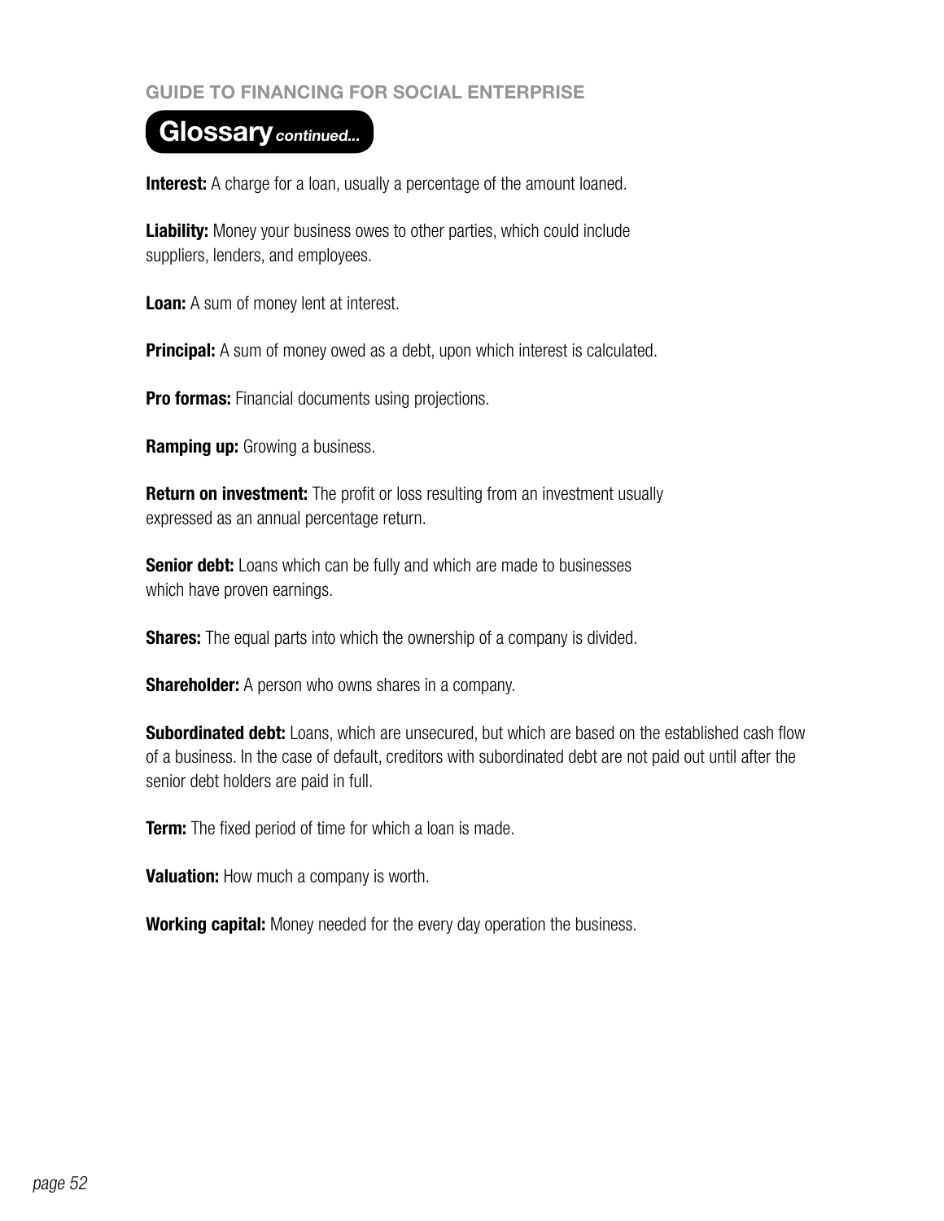## Glossary *continued...*

**Interest:** A charge for a loan, usually a percentage of the amount loaned.

**Liability:** Money your business owes to other parties, which could include suppliers, lenders, and employees.

**Loan:** A sum of money lent at interest.

**Principal:** A sum of money owed as a debt, upon which interest is calculated.

**Pro formas:** Financial documents using projections.

**Ramping up:** Growing a business.

**Return on investment:** The profit or loss resulting from an investment usually expressed as an annual percentage return.

**Senior debt:** Loans which can be fully and which are made to businesses which have proven earnings.

**Shares:** The equal parts into which the ownership of a company is divided.

**Shareholder:** A person who owns shares in a company.

**Subordinated debt:** Loans, which are unsecured, but which are based on the established cash flow of a business. In the case of default, creditors with subordinated debt are not paid out until after the senior debt holders are paid in full.

**Term:** The fixed period of time for which a loan is made.

**Valuation:** How much a company is worth.

**Working capital:** Money needed for the every day operation the business.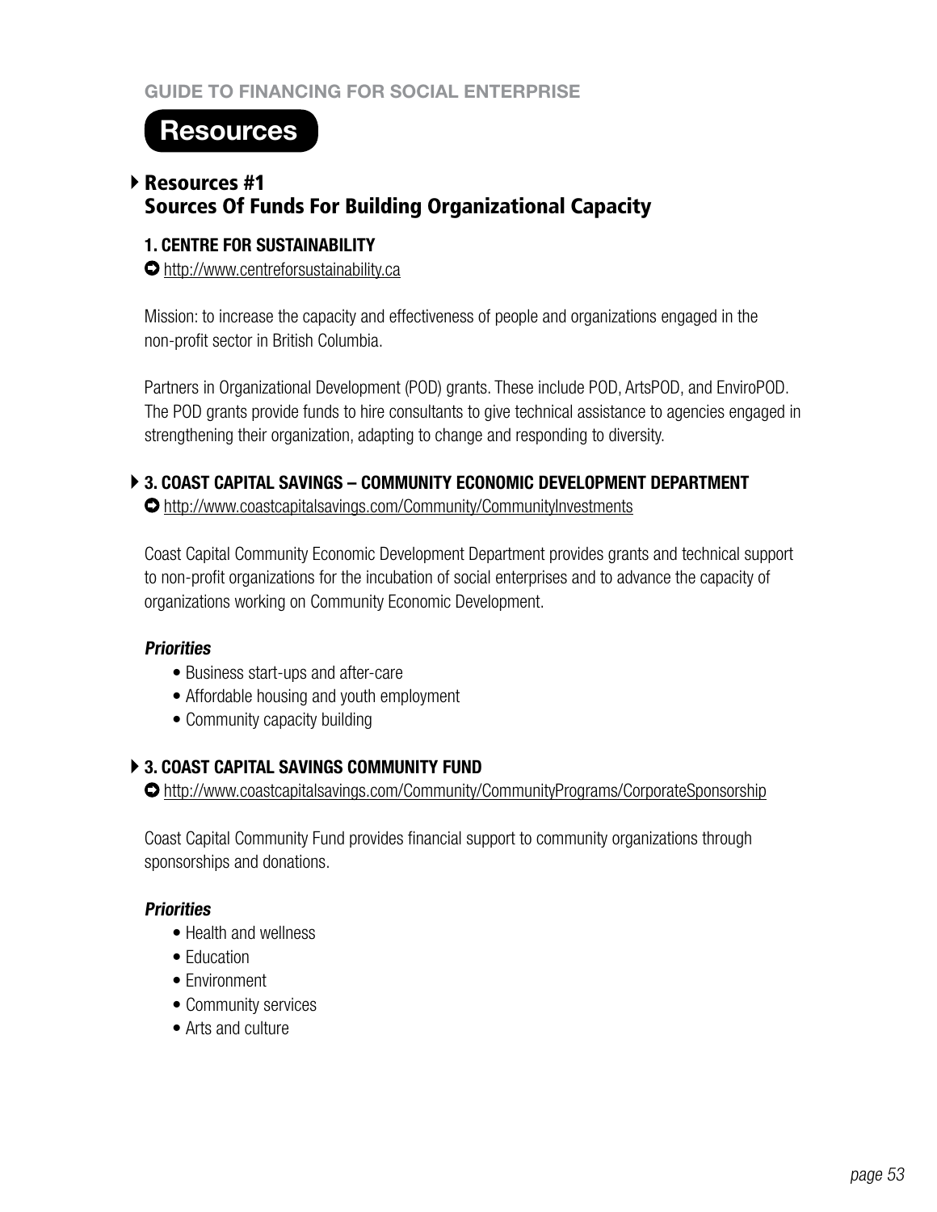## Resources

### Resources #1
### Sources Of Funds For Building Organizational Capacity

#### 1. CENTRE FOR SUSTAINABILITY

http://www.centreforsustainability.ca

Mission: to increase the capacity and effectiveness of people and organizations engaged in the non-profit sector in British Columbia.

Partners in Organizational Development (POD) grants. These include POD, ArtsPOD, and EnviroPOD. The POD grants provide funds to hire consultants to give technical assistance to agencies engaged in strengthening their organization, adapting to change and responding to diversity.

#### 3. COAST CAPITAL SAVINGS – COMMUNITY ECONOMIC DEVELOPMENT DEPARTMENT

http://www.coastcapitalsavings.com/Community/CommunityInvestments

Coast Capital Community Economic Development Department provides grants and technical support to non-profit organizations for the incubation of social enterprises and to advance the capacity of organizations working on Community Economic Development.

***Priorities***

- Business start-ups and after-care
- Affordable housing and youth employment
- Community capacity building

#### 3. COAST CAPITAL SAVINGS COMMUNITY FUND

http://www.coastcapitalsavings.com/Community/CommunityPrograms/CorporateSponsorship

Coast Capital Community Fund provides financial support to community organizations through sponsorships and donations.

***Priorities***

- Health and wellness
- Education
- Environment
- Community services
- Arts and culture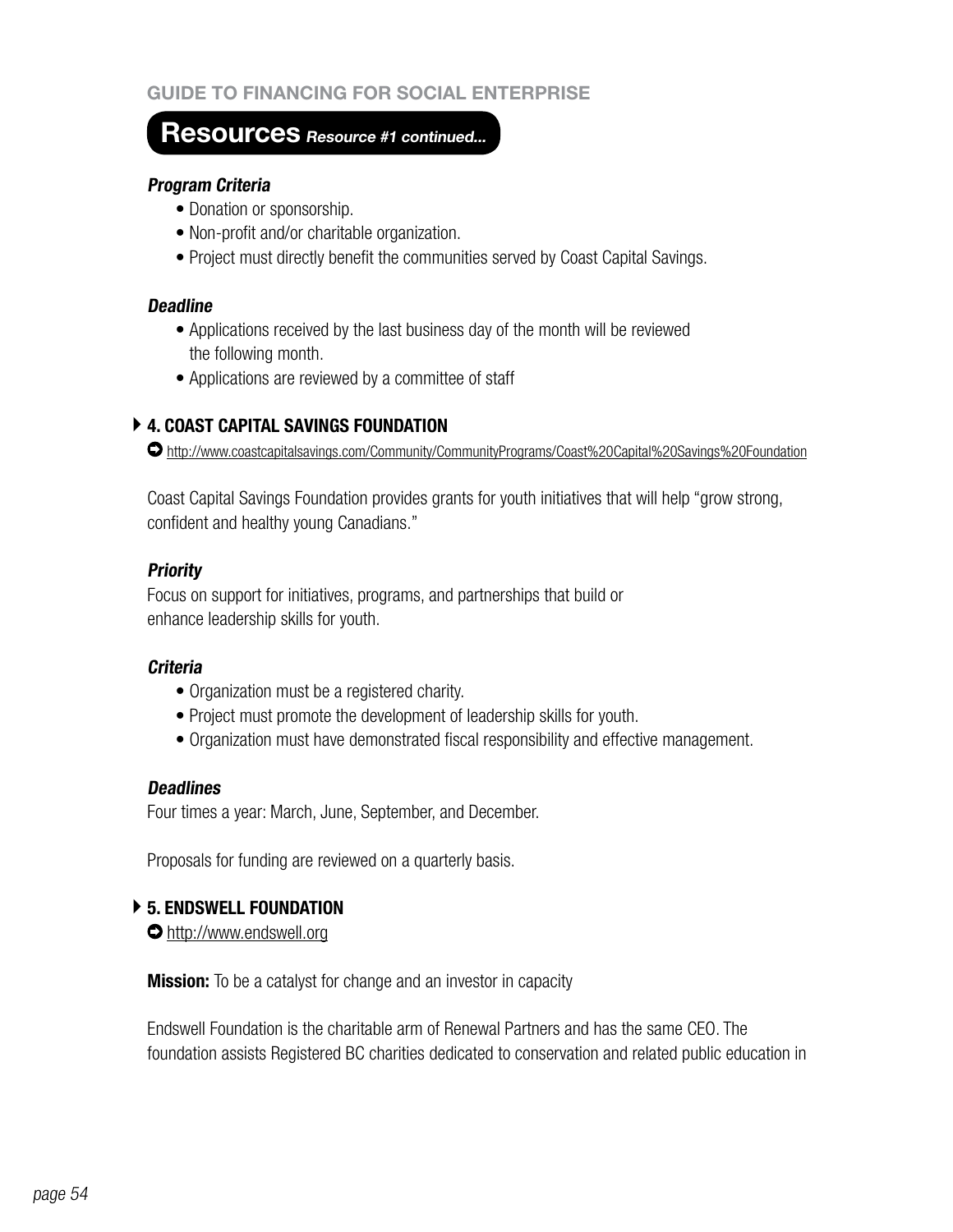## Resources *Resource #1 continued...*

***Program Criteria***

- Donation or sponsorship.
- Non-profit and/or charitable organization.
- Project must directly benefit the communities served by Coast Capital Savings.

***Deadline***

- Applications received by the last business day of the month will be reviewed the following month.
- Applications are reviewed by a committee of staff

### 4. COAST CAPITAL SAVINGS FOUNDATION

http://www.coastcapitalsavings.com/Community/CommunityPrograms/Coast%20Capital%20Savings%20Foundation

Coast Capital Savings Foundation provides grants for youth initiatives that will help "grow strong, confident and healthy young Canadians."

***Priority***

Focus on support for initiatives, programs, and partnerships that build or enhance leadership skills for youth.

***Criteria***

- Organization must be a registered charity.
- Project must promote the development of leadership skills for youth.
- Organization must have demonstrated fiscal responsibility and effective management.

***Deadlines***

Four times a year: March, June, September, and December.

Proposals for funding are reviewed on a quarterly basis.

### 5. ENDSWELL FOUNDATION

http://www.endswell.org

**Mission:** To be a catalyst for change and an investor in capacity

Endswell Foundation is the charitable arm of Renewal Partners and has the same CEO. The foundation assists Registered BC charities dedicated to conservation and related public education in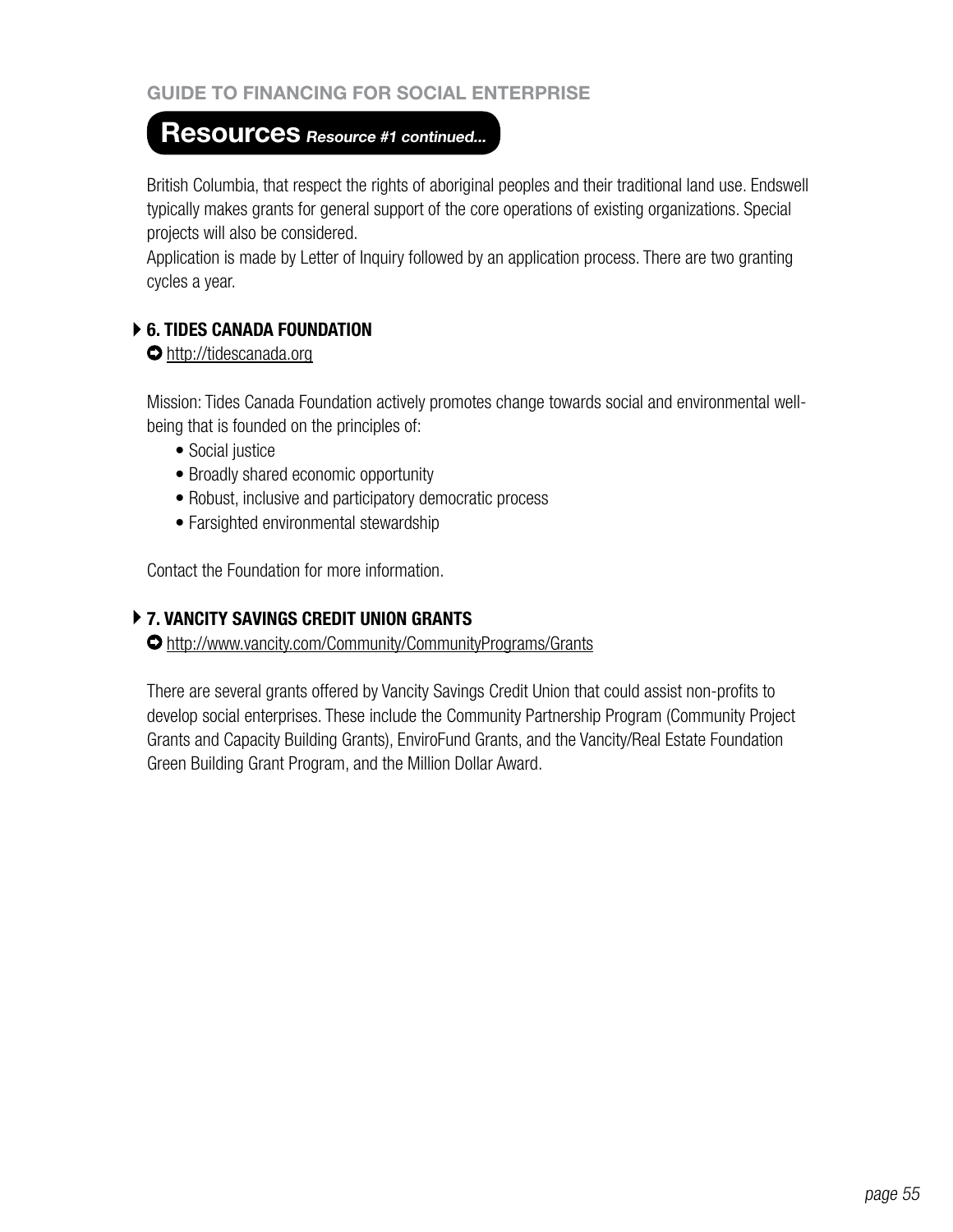## Resources *Resource #1 continued...*

British Columbia, that respect the rights of aboriginal peoples and their traditional land use. Endswell typically makes grants for general support of the core operations of existing organizations. Special projects will also be considered.
Application is made by Letter of Inquiry followed by an application process. There are two granting cycles a year.

### 6. TIDES CANADA FOUNDATION

[http://tidescanada.org](http://tidescanada.org)

Mission: Tides Canada Foundation actively promotes change towards social and environmental well-being that is founded on the principles of:

- Social justice
- Broadly shared economic opportunity
- Robust, inclusive and participatory democratic process
- Farsighted environmental stewardship

Contact the Foundation for more information.

### 7. VANCITY SAVINGS CREDIT UNION GRANTS

[http://www.vancity.com/Community/CommunityPrograms/Grants](http://www.vancity.com/Community/CommunityPrograms/Grants)

There are several grants offered by Vancity Savings Credit Union that could assist non-profits to develop social enterprises. These include the Community Partnership Program (Community Project Grants and Capacity Building Grants), EnviroFund Grants, and the Vancity/Real Estate Foundation Green Building Grant Program, and the Million Dollar Award.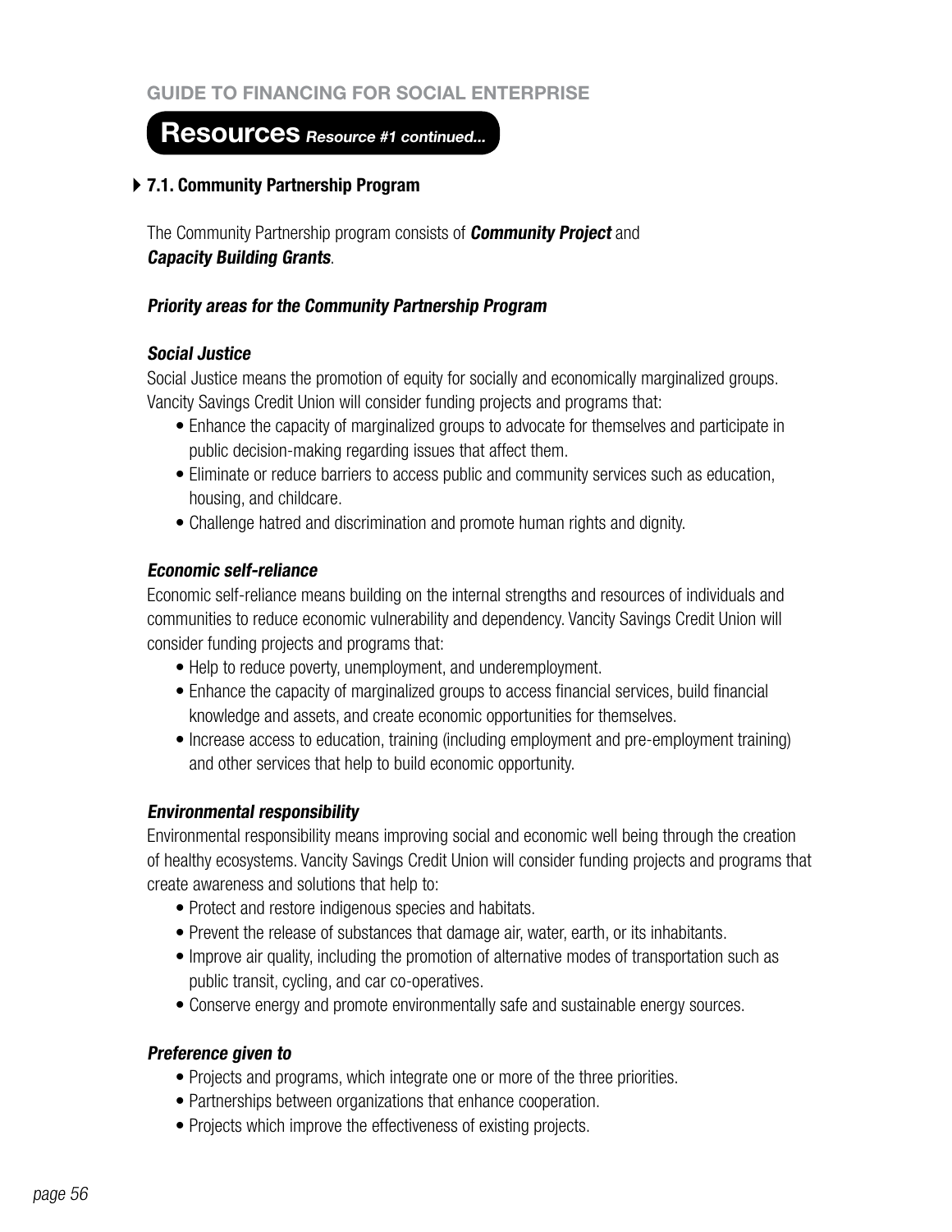## Resources *Resource #1 continued...*

### 7.1. Community Partnership Program

The Community Partnership program consists of ***Community Project*** and ***Capacity Building Grants***.

***Priority areas for the Community Partnership Program***

***Social Justice***

Social Justice means the promotion of equity for socially and economically marginalized groups. Vancity Savings Credit Union will consider funding projects and programs that:

- Enhance the capacity of marginalized groups to advocate for themselves and participate in public decision-making regarding issues that affect them.
- Eliminate or reduce barriers to access public and community services such as education, housing, and childcare.
- Challenge hatred and discrimination and promote human rights and dignity.

***Economic self-reliance***

Economic self-reliance means building on the internal strengths and resources of individuals and communities to reduce economic vulnerability and dependency. Vancity Savings Credit Union will consider funding projects and programs that:

- Help to reduce poverty, unemployment, and underemployment.
- Enhance the capacity of marginalized groups to access financial services, build financial knowledge and assets, and create economic opportunities for themselves.
- Increase access to education, training (including employment and pre-employment training) and other services that help to build economic opportunity.

***Environmental responsibility***

Environmental responsibility means improving social and economic well being through the creation of healthy ecosystems. Vancity Savings Credit Union will consider funding projects and programs that create awareness and solutions that help to:

- Protect and restore indigenous species and habitats.
- Prevent the release of substances that damage air, water, earth, or its inhabitants.
- Improve air quality, including the promotion of alternative modes of transportation such as public transit, cycling, and car co-operatives.
- Conserve energy and promote environmentally safe and sustainable energy sources.

***Preference given to***

- Projects and programs, which integrate one or more of the three priorities.
- Partnerships between organizations that enhance cooperation.
- Projects which improve the effectiveness of existing projects.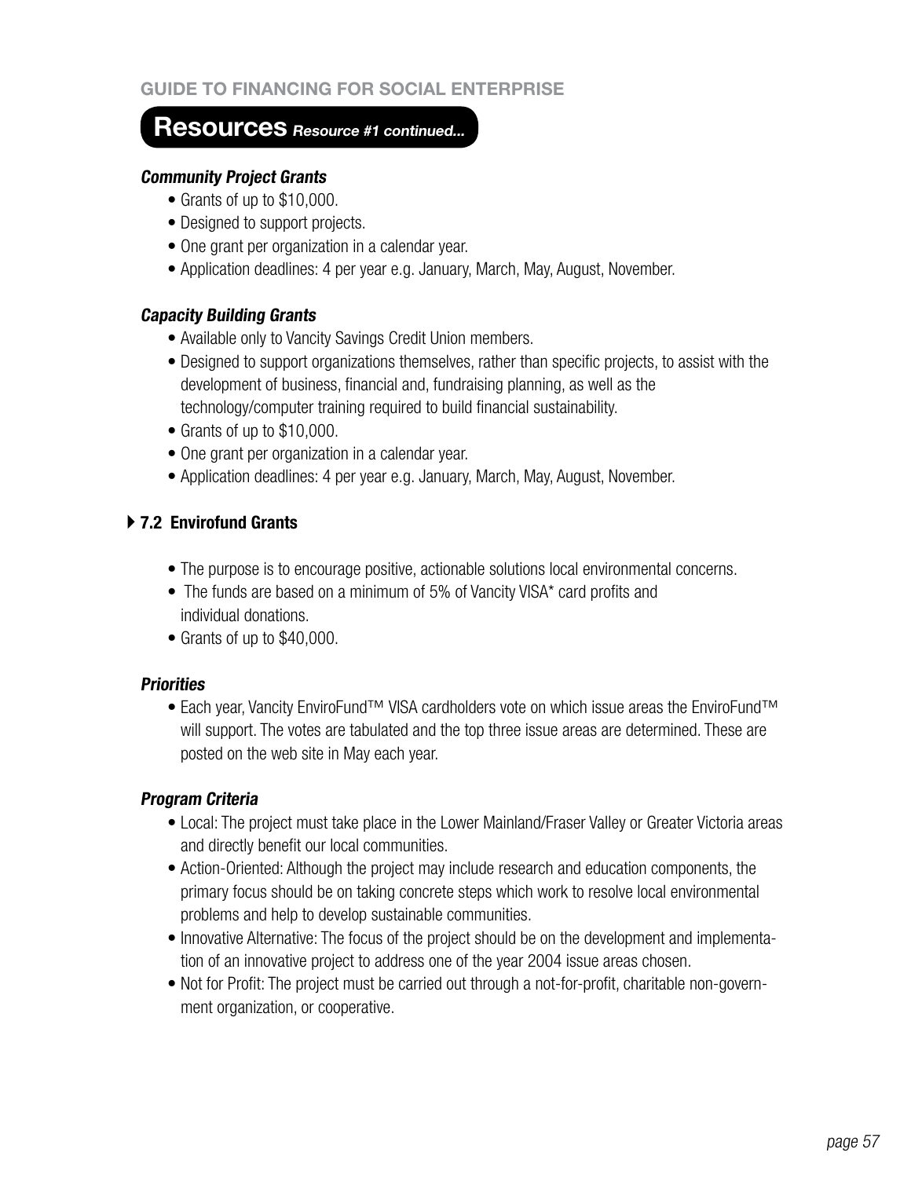## Resources *Resource #1 continued...*

***Community Project Grants***

- Grants of up to $10,000.
- Designed to support projects.
- One grant per organization in a calendar year.
- Application deadlines: 4 per year e.g. January, March, May, August, November.

***Capacity Building Grants***

- Available only to Vancity Savings Credit Union members.
- Designed to support organizations themselves, rather than specific projects, to assist with the development of business, financial and, fundraising planning, as well as the technology/computer training required to build financial sustainability.
- Grants of up to $10,000.
- One grant per organization in a calendar year.
- Application deadlines: 4 per year e.g. January, March, May, August, November.

### 7.2 Envirofund Grants

- The purpose is to encourage positive, actionable solutions local environmental concerns.
- The funds are based on a minimum of 5% of Vancity VISA* card profits and individual donations.
- Grants of up to $40,000.

***Priorities***

- Each year, Vancity EnviroFund™ VISA cardholders vote on which issue areas the EnviroFund™ will support. The votes are tabulated and the top three issue areas are determined. These are posted on the web site in May each year.

***Program Criteria***

- Local: The project must take place in the Lower Mainland/Fraser Valley or Greater Victoria areas and directly benefit our local communities.
- Action-Oriented: Although the project may include research and education components, the primary focus should be on taking concrete steps which work to resolve local environmental problems and help to develop sustainable communities.
- Innovative Alternative: The focus of the project should be on the development and implementation of an innovative project to address one of the year 2004 issue areas chosen.
- Not for Profit: The project must be carried out through a not-for-profit, charitable non-government organization, or cooperative.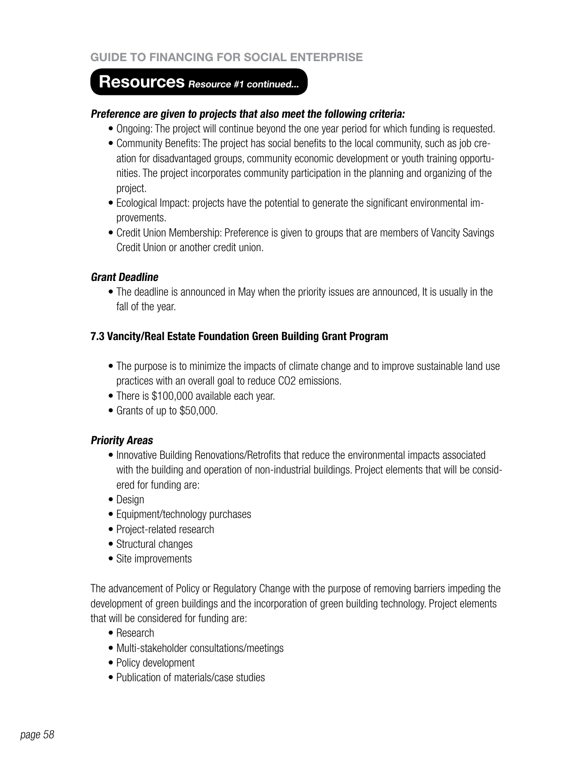## Resources *Resource #1 continued...*

***Preference are given to projects that also meet the following criteria:***

- Ongoing: The project will continue beyond the one year period for which funding is requested.
- Community Benefits: The project has social benefits to the local community, such as job creation for disadvantaged groups, community economic development or youth training opportunities. The project incorporates community participation in the planning and organizing of the project.
- Ecological Impact: projects have the potential to generate the significant environmental improvements.
- Credit Union Membership: Preference is given to groups that are members of Vancity Savings Credit Union or another credit union.

***Grant Deadline***

- The deadline is announced in May when the priority issues are announced, It is usually in the fall of the year.

### 7.3 Vancity/Real Estate Foundation Green Building Grant Program

- The purpose is to minimize the impacts of climate change and to improve sustainable land use practices with an overall goal to reduce CO2 emissions.
- There is $100,000 available each year.
- Grants of up to $50,000.

***Priority Areas***

- Innovative Building Renovations/Retrofits that reduce the environmental impacts associated with the building and operation of non-industrial buildings. Project elements that will be considered for funding are:
- Design
- Equipment/technology purchases
- Project-related research
- Structural changes
- Site improvements

The advancement of Policy or Regulatory Change with the purpose of removing barriers impeding the development of green buildings and the incorporation of green building technology. Project elements that will be considered for funding are:

- Research
- Multi-stakeholder consultations/meetings
- Policy development
- Publication of materials/case studies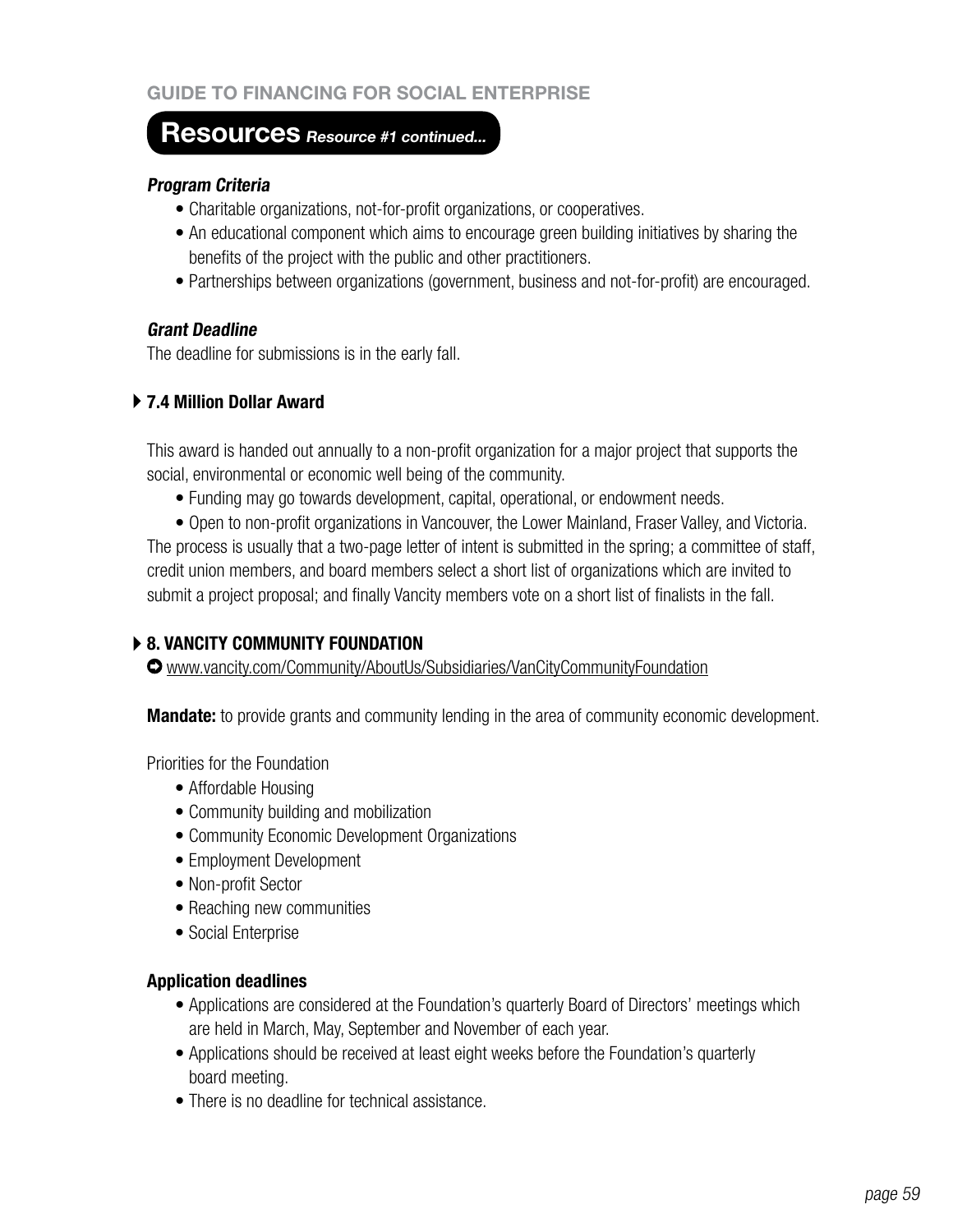## Resources *Resource #1 continued...*

***Program Criteria***

- Charitable organizations, not-for-profit organizations, or cooperatives.
- An educational component which aims to encourage green building initiatives by sharing the benefits of the project with the public and other practitioners.
- Partnerships between organizations (government, business and not-for-profit) are encouraged.

***Grant Deadline***

The deadline for submissions is in the early fall.

### 7.4 Million Dollar Award

This award is handed out annually to a non-profit organization for a major project that supports the social, environmental or economic well being of the community.

- Funding may go towards development, capital, operational, or endowment needs.
- Open to non-profit organizations in Vancouver, the Lower Mainland, Fraser Valley, and Victoria.

The process is usually that a two-page letter of intent is submitted in the spring; a committee of staff, credit union members, and board members select a short list of organizations which are invited to submit a project proposal; and finally Vancity members vote on a short list of finalists in the fall.

### 8. VANCITY COMMUNITY FOUNDATION

www.vancity.com/Community/AboutUs/Subsidiaries/VanCityCommunityFoundation

**Mandate:** to provide grants and community lending in the area of community economic development.

Priorities for the Foundation

- Affordable Housing
- Community building and mobilization
- Community Economic Development Organizations
- Employment Development
- Non-profit Sector
- Reaching new communities
- Social Enterprise

**Application deadlines**

- Applications are considered at the Foundation's quarterly Board of Directors' meetings which are held in March, May, September and November of each year.
- Applications should be received at least eight weeks before the Foundation's quarterly board meeting.
- There is no deadline for technical assistance.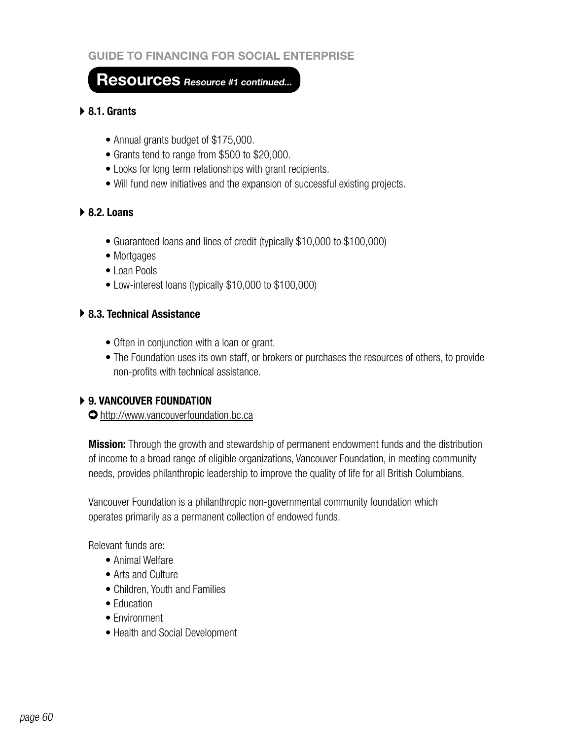## Resources *Resource #1 continued...*

### 8.1. Grants

- Annual grants budget of $175,000.
- Grants tend to range from $500 to $20,000.
- Looks for long term relationships with grant recipients.
- Will fund new initiatives and the expansion of successful existing projects.

### 8.2. Loans

- Guaranteed loans and lines of credit (typically $10,000 to $100,000)
- Mortgages
- Loan Pools
- Low-interest loans (typically $10,000 to $100,000)

### 8.3. Technical Assistance

- Often in conjunction with a loan or grant.
- The Foundation uses its own staff, or brokers or purchases the resources of others, to provide non-profits with technical assistance.

### 9. VANCOUVER FOUNDATION

http://www.vancouverfoundation.bc.ca

**Mission:** Through the growth and stewardship of permanent endowment funds and the distribution of income to a broad range of eligible organizations, Vancouver Foundation, in meeting community needs, provides philanthropic leadership to improve the quality of life for all British Columbians.

Vancouver Foundation is a philanthropic non-governmental community foundation which operates primarily as a permanent collection of endowed funds.

Relevant funds are:

- Animal Welfare
- Arts and Culture
- Children, Youth and Families
- Education
- Environment
- Health and Social Development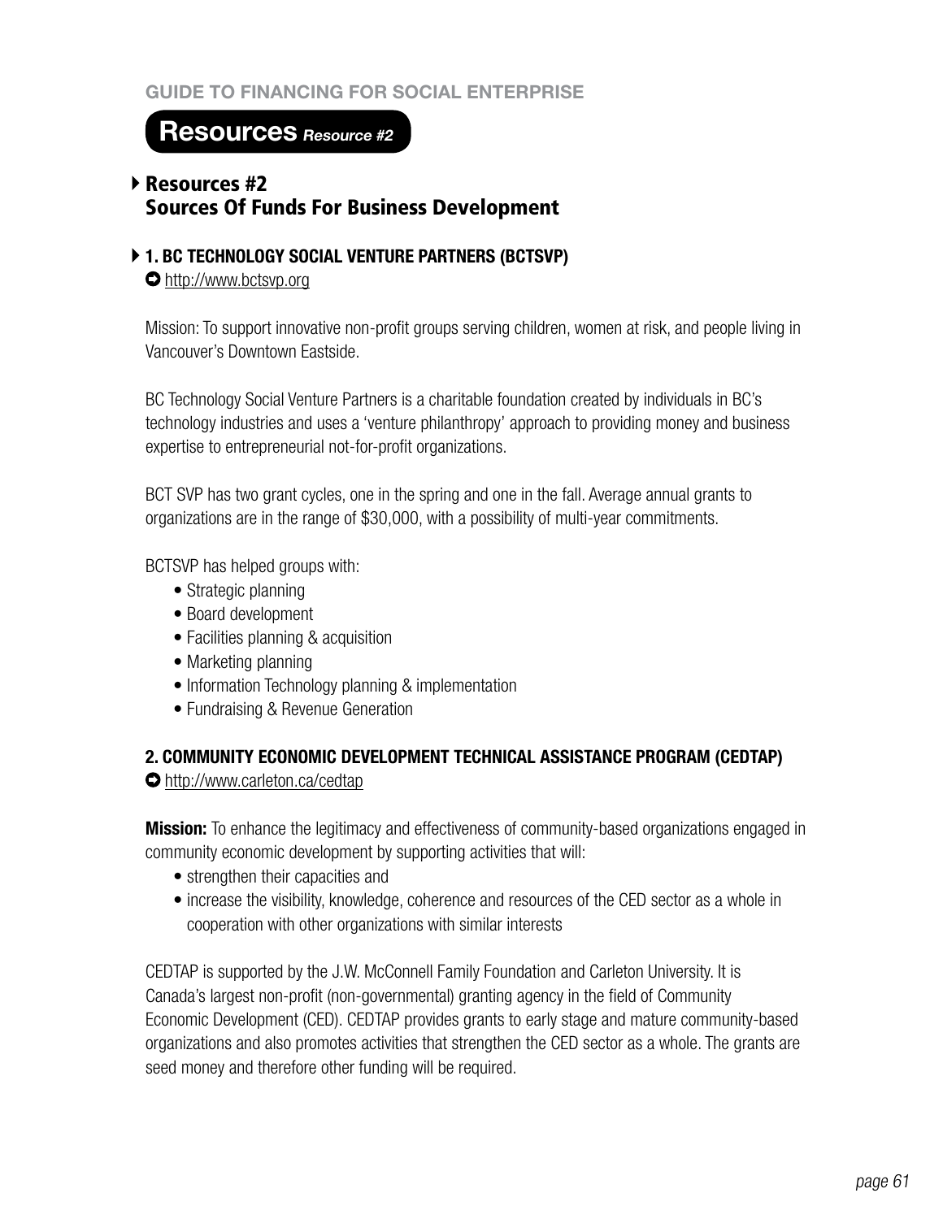## Resources *Resource #2*

### Resources #2 Sources Of Funds For Business Development

#### 1. BC TECHNOLOGY SOCIAL VENTURE PARTNERS (BCTSVP)

http://www.bctsvp.org

Mission: To support innovative non-profit groups serving children, women at risk, and people living in Vancouver's Downtown Eastside.

BC Technology Social Venture Partners is a charitable foundation created by individuals in BC's technology industries and uses a 'venture philanthropy' approach to providing money and business expertise to entrepreneurial not-for-profit organizations.

BCT SVP has two grant cycles, one in the spring and one in the fall. Average annual grants to organizations are in the range of $30,000, with a possibility of multi-year commitments.

BCTSVP has helped groups with:

- Strategic planning
- Board development
- Facilities planning & acquisition
- Marketing planning
- Information Technology planning & implementation
- Fundraising & Revenue Generation

#### 2. COMMUNITY ECONOMIC DEVELOPMENT TECHNICAL ASSISTANCE PROGRAM (CEDTAP)

http://www.carleton.ca/cedtap

**Mission:** To enhance the legitimacy and effectiveness of community-based organizations engaged in community economic development by supporting activities that will:

- strengthen their capacities and
- increase the visibility, knowledge, coherence and resources of the CED sector as a whole in cooperation with other organizations with similar interests

CEDTAP is supported by the J.W. McConnell Family Foundation and Carleton University. It is Canada's largest non-profit (non-governmental) granting agency in the field of Community Economic Development (CED). CEDTAP provides grants to early stage and mature community-based organizations and also promotes activities that strengthen the CED sector as a whole. The grants are seed money and therefore other funding will be required.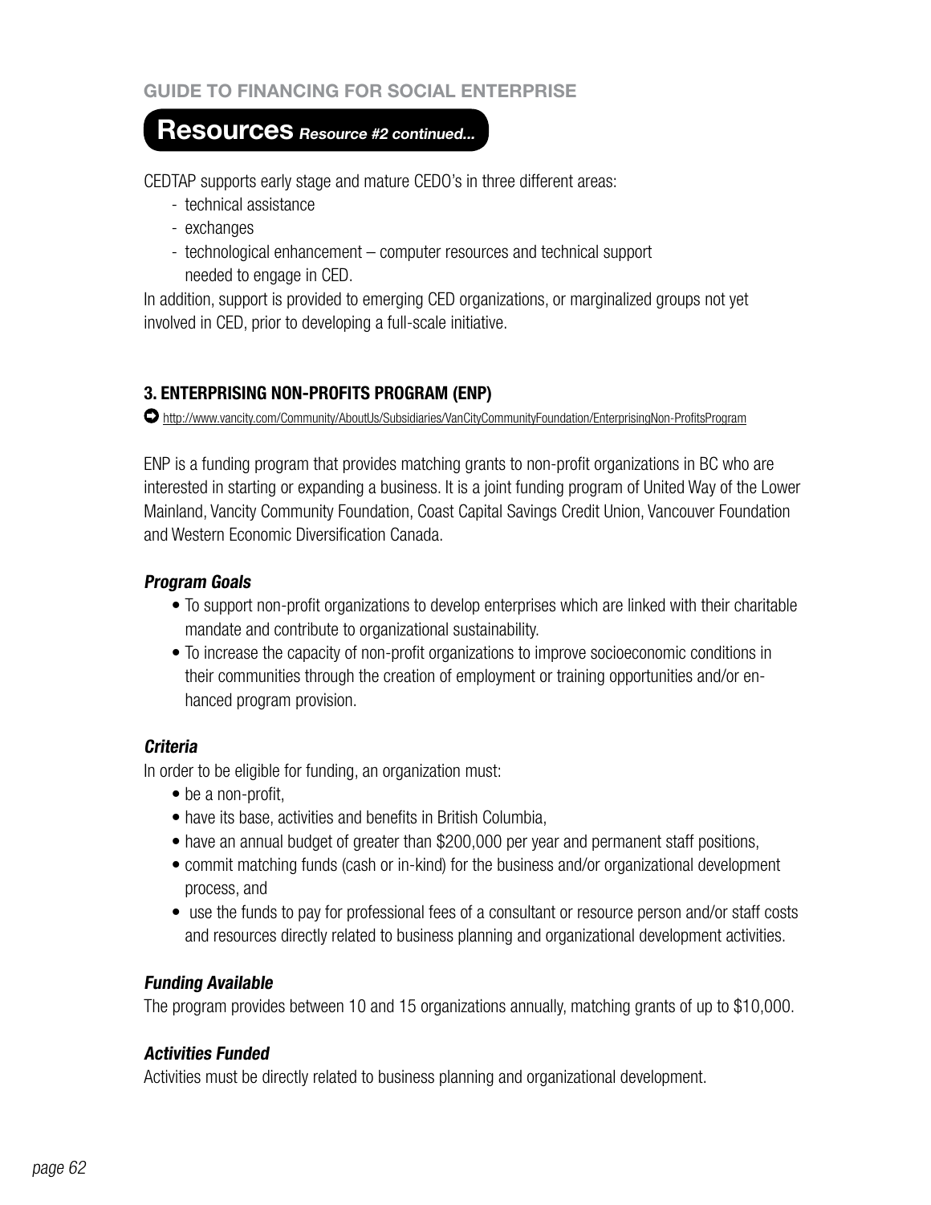## Resources *Resource #2 continued...*

CEDTAP supports early stage and mature CEDO's in three different areas:

- technical assistance
- exchanges
- technological enhancement – computer resources and technical support needed to engage in CED.

In addition, support is provided to emerging CED organizations, or marginalized groups not yet involved in CED, prior to developing a full-scale initiative.

### 3. ENTERPRISING NON-PROFITS PROGRAM (ENP)

➡ http://www.vancity.com/Community/AboutUs/Subsidiaries/VanCityCommunityFoundation/EnterprisingNon-ProfitsProgram

ENP is a funding program that provides matching grants to non-profit organizations in BC who are interested in starting or expanding a business. It is a joint funding program of United Way of the Lower Mainland, Vancity Community Foundation, Coast Capital Savings Credit Union, Vancouver Foundation and Western Economic Diversification Canada.

#### *Program Goals*

- To support non-profit organizations to develop enterprises which are linked with their charitable mandate and contribute to organizational sustainability.
- To increase the capacity of non-profit organizations to improve socioeconomic conditions in their communities through the creation of employment or training opportunities and/or enhanced program provision.

#### *Criteria*

In order to be eligible for funding, an organization must:

- be a non-profit,
- have its base, activities and benefits in British Columbia,
- have an annual budget of greater than $200,000 per year and permanent staff positions,
- commit matching funds (cash or in-kind) for the business and/or organizational development process, and
- use the funds to pay for professional fees of a consultant or resource person and/or staff costs and resources directly related to business planning and organizational development activities.

#### *Funding Available*

The program provides between 10 and 15 organizations annually, matching grants of up to $10,000.

#### *Activities Funded*

Activities must be directly related to business planning and organizational development.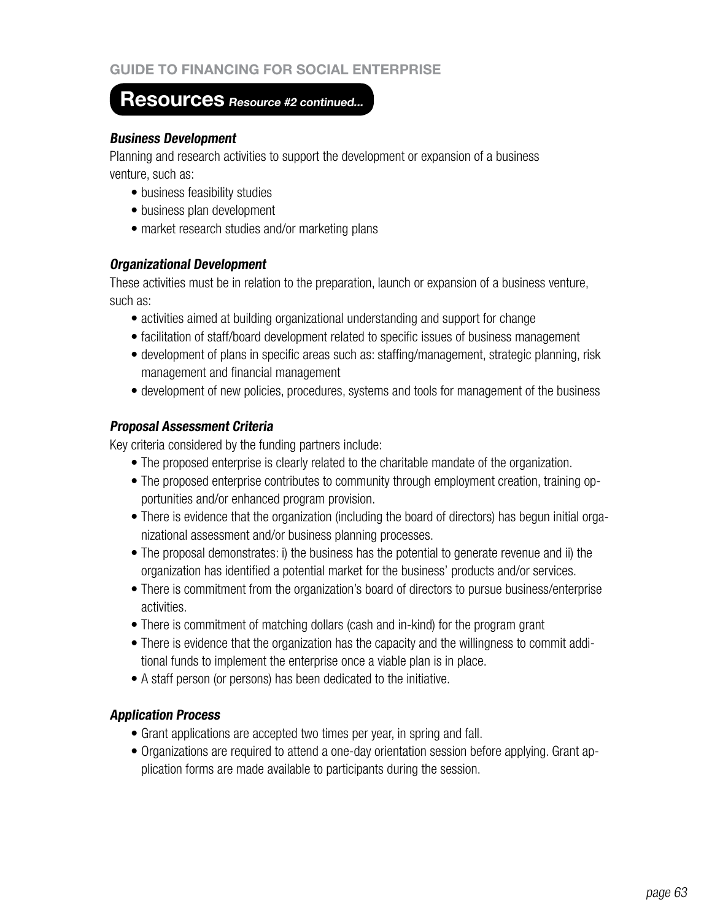## Resources *Resource #2 continued...*

***Business Development***

Planning and research activities to support the development or expansion of a business venture, such as:

- business feasibility studies
- business plan development
- market research studies and/or marketing plans

***Organizational Development***

These activities must be in relation to the preparation, launch or expansion of a business venture, such as:

- activities aimed at building organizational understanding and support for change
- facilitation of staff/board development related to specific issues of business management
- development of plans in specific areas such as: staffing/management, strategic planning, risk management and financial management
- development of new policies, procedures, systems and tools for management of the business

***Proposal Assessment Criteria***

Key criteria considered by the funding partners include:

- The proposed enterprise is clearly related to the charitable mandate of the organization.
- The proposed enterprise contributes to community through employment creation, training opportunities and/or enhanced program provision.
- There is evidence that the organization (including the board of directors) has begun initial organizational assessment and/or business planning processes.
- The proposal demonstrates: i) the business has the potential to generate revenue and ii) the organization has identified a potential market for the business' products and/or services.
- There is commitment from the organization's board of directors to pursue business/enterprise activities.
- There is commitment of matching dollars (cash and in-kind) for the program grant
- There is evidence that the organization has the capacity and the willingness to commit additional funds to implement the enterprise once a viable plan is in place.
- A staff person (or persons) has been dedicated to the initiative.

***Application Process***

- Grant applications are accepted two times per year, in spring and fall.
- Organizations are required to attend a one-day orientation session before applying. Grant application forms are made available to participants during the session.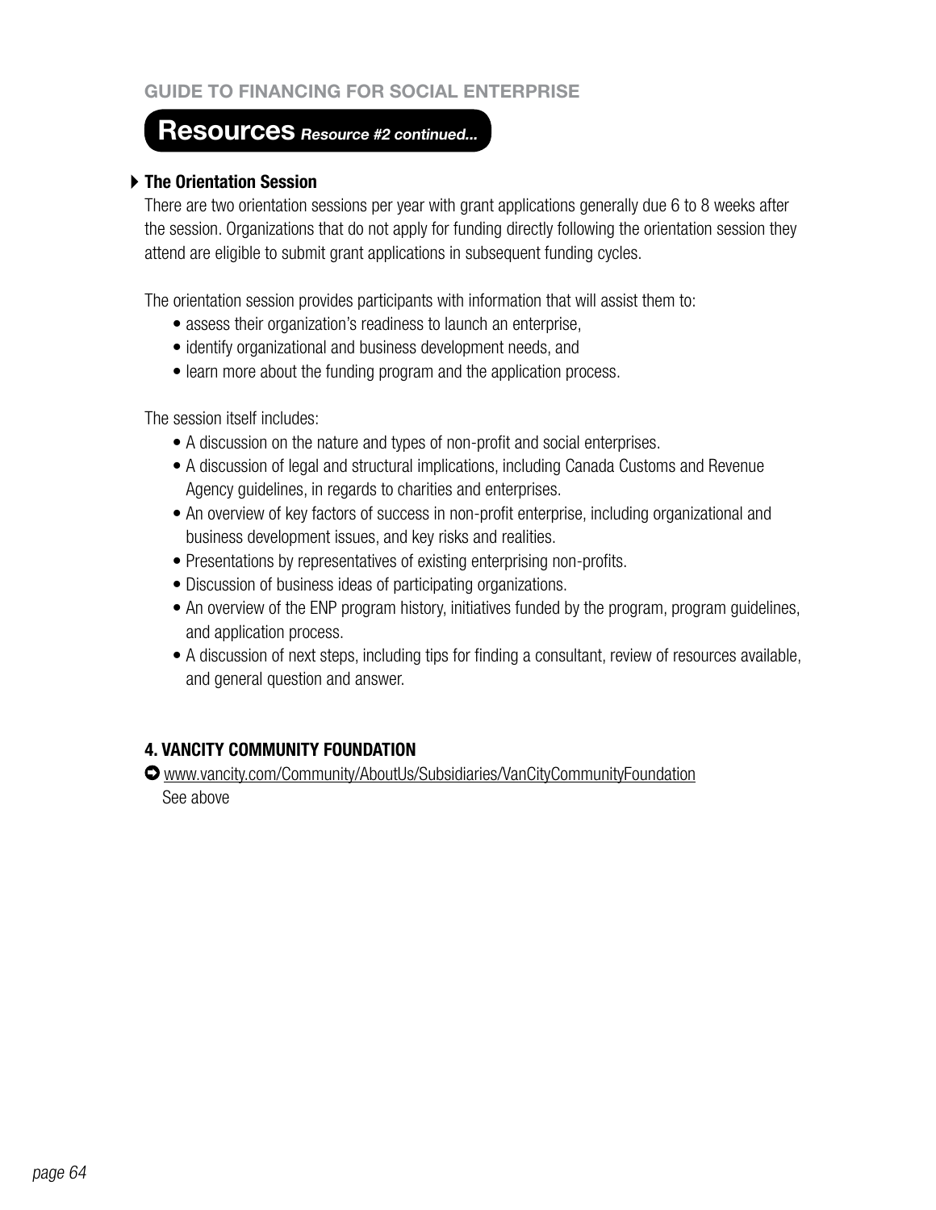## Resources *Resource #2 continued...*

### The Orientation Session

There are two orientation sessions per year with grant applications generally due 6 to 8 weeks after the session. Organizations that do not apply for funding directly following the orientation session they attend are eligible to submit grant applications in subsequent funding cycles.

The orientation session provides participants with information that will assist them to:

- assess their organization's readiness to launch an enterprise,
- identify organizational and business development needs, and
- learn more about the funding program and the application process.

The session itself includes:

- A discussion on the nature and types of non-profit and social enterprises.
- A discussion of legal and structural implications, including Canada Customs and Revenue Agency guidelines, in regards to charities and enterprises.
- An overview of key factors of success in non-profit enterprise, including organizational and business development issues, and key risks and realities.
- Presentations by representatives of existing enterprising non-profits.
- Discussion of business ideas of participating organizations.
- An overview of the ENP program history, initiatives funded by the program, program guidelines, and application process.
- A discussion of next steps, including tips for finding a consultant, review of resources available, and general question and answer.

### 4. VANCITY COMMUNITY FOUNDATION

➡ www.vancity.com/Community/AboutUs/Subsidiaries/VanCityCommunityFoundation

See above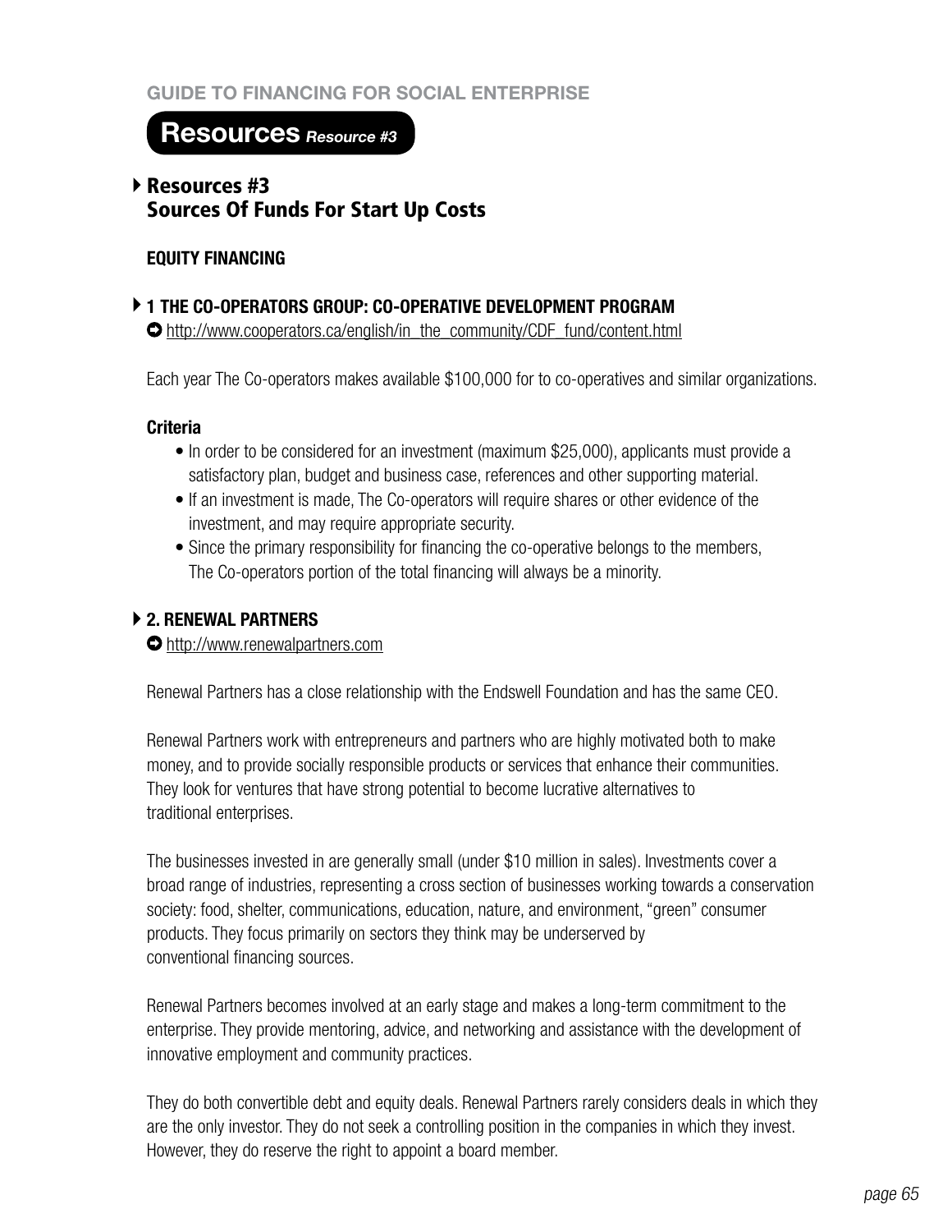# Resources *Resource #3*

## Resources #3 Sources Of Funds For Start Up Costs

### EQUITY FINANCING

#### 1 THE CO-OPERATORS GROUP: CO-OPERATIVE DEVELOPMENT PROGRAM

http://www.cooperators.ca/english/in_the_community/CDF_fund/content.html

Each year The Co-operators makes available $100,000 for to co-operatives and similar organizations.

**Criteria**

- In order to be considered for an investment (maximum $25,000), applicants must provide a satisfactory plan, budget and business case, references and other supporting material.
- If an investment is made, The Co-operators will require shares or other evidence of the investment, and may require appropriate security.
- Since the primary responsibility for financing the co-operative belongs to the members, The Co-operators portion of the total financing will always be a minority.

#### 2. RENEWAL PARTNERS

http://www.renewalpartners.com

Renewal Partners has a close relationship with the Endswell Foundation and has the same CEO.

Renewal Partners work with entrepreneurs and partners who are highly motivated both to make money, and to provide socially responsible products or services that enhance their communities. They look for ventures that have strong potential to become lucrative alternatives to traditional enterprises.

The businesses invested in are generally small (under $10 million in sales). Investments cover a broad range of industries, representing a cross section of businesses working towards a conservation society: food, shelter, communications, education, nature, and environment, "green" consumer products. They focus primarily on sectors they think may be underserved by conventional financing sources.

Renewal Partners becomes involved at an early stage and makes a long-term commitment to the enterprise. They provide mentoring, advice, and networking and assistance with the development of innovative employment and community practices.

They do both convertible debt and equity deals. Renewal Partners rarely considers deals in which they are the only investor. They do not seek a controlling position in the companies in which they invest. However, they do reserve the right to appoint a board member.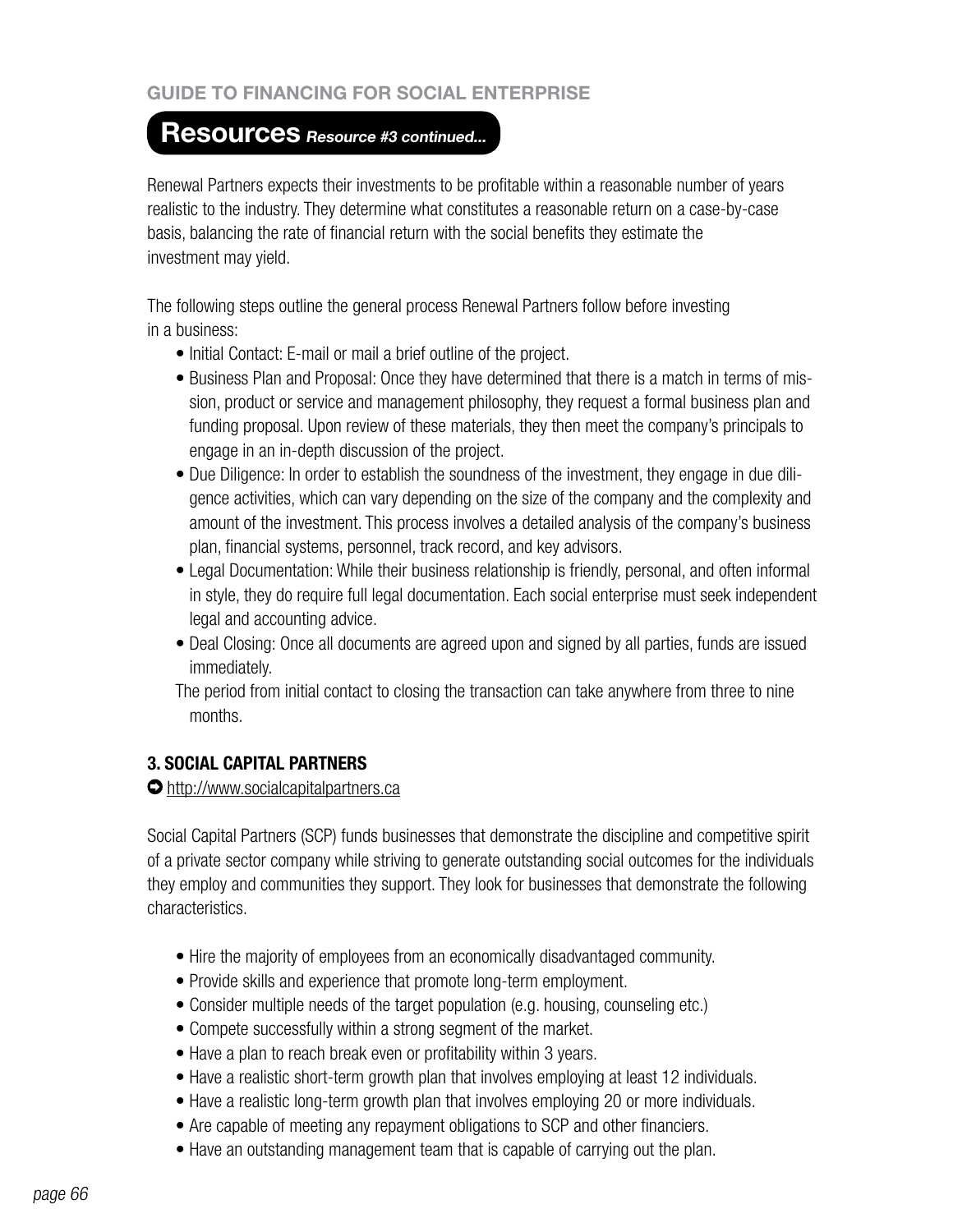## Resources *Resource #3 continued...*

Renewal Partners expects their investments to be profitable within a reasonable number of years realistic to the industry. They determine what constitutes a reasonable return on a case-by-case basis, balancing the rate of financial return with the social benefits they estimate the investment may yield.

The following steps outline the general process Renewal Partners follow before investing in a business:

- Initial Contact: E-mail or mail a brief outline of the project.
- Business Plan and Proposal: Once they have determined that there is a match in terms of mission, product or service and management philosophy, they request a formal business plan and funding proposal. Upon review of these materials, they then meet the company's principals to engage in an in-depth discussion of the project.
- Due Diligence: In order to establish the soundness of the investment, they engage in due diligence activities, which can vary depending on the size of the company and the complexity and amount of the investment. This process involves a detailed analysis of the company's business plan, financial systems, personnel, track record, and key advisors.
- Legal Documentation: While their business relationship is friendly, personal, and often informal in style, they do require full legal documentation. Each social enterprise must seek independent legal and accounting advice.
- Deal Closing: Once all documents are agreed upon and signed by all parties, funds are issued immediately.

The period from initial contact to closing the transaction can take anywhere from three to nine months.

### 3. SOCIAL CAPITAL PARTNERS

➡ http://www.socialcapitalpartners.ca

Social Capital Partners (SCP) funds businesses that demonstrate the discipline and competitive spirit of a private sector company while striving to generate outstanding social outcomes for the individuals they employ and communities they support. They look for businesses that demonstrate the following characteristics.

- Hire the majority of employees from an economically disadvantaged community.
- Provide skills and experience that promote long-term employment.
- Consider multiple needs of the target population (e.g. housing, counseling etc.)
- Compete successfully within a strong segment of the market.
- Have a plan to reach break even or profitability within 3 years.
- Have a realistic short-term growth plan that involves employing at least 12 individuals.
- Have a realistic long-term growth plan that involves employing 20 or more individuals.
- Are capable of meeting any repayment obligations to SCP and other financiers.
- Have an outstanding management team that is capable of carrying out the plan.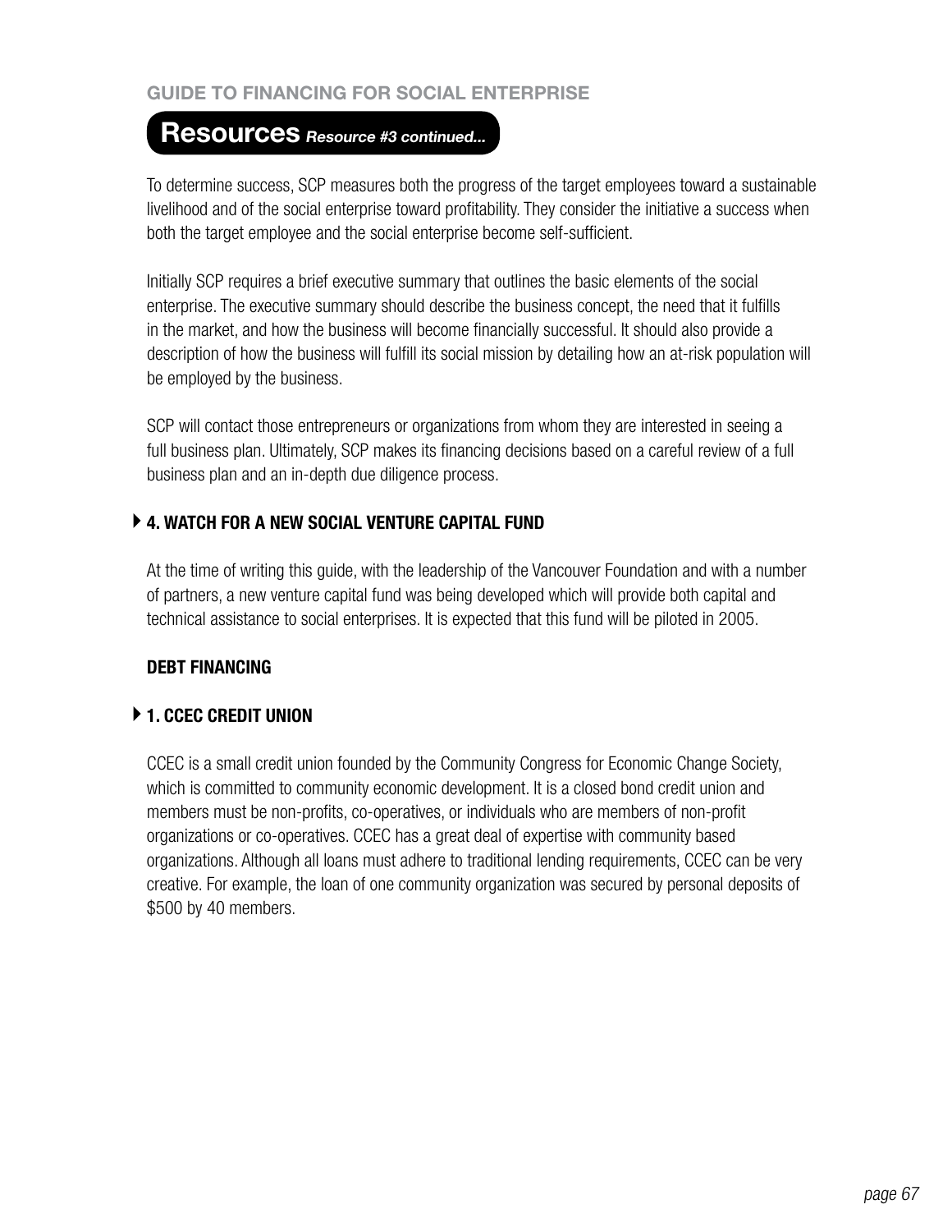## Resources *Resource #3 continued...*

To determine success, SCP measures both the progress of the target employees toward a sustainable livelihood and of the social enterprise toward profitability. They consider the initiative a success when both the target employee and the social enterprise become self-sufficient.

Initially SCP requires a brief executive summary that outlines the basic elements of the social enterprise. The executive summary should describe the business concept, the need that it fulfills in the market, and how the business will become financially successful. It should also provide a description of how the business will fulfill its social mission by detailing how an at-risk population will be employed by the business.

SCP will contact those entrepreneurs or organizations from whom they are interested in seeing a full business plan. Ultimately, SCP makes its financing decisions based on a careful review of a full business plan and an in-depth due diligence process.

### 4. WATCH FOR A NEW SOCIAL VENTURE CAPITAL FUND

At the time of writing this guide, with the leadership of the Vancouver Foundation and with a number of partners, a new venture capital fund was being developed which will provide both capital and technical assistance to social enterprises. It is expected that this fund will be piloted in 2005.

### DEBT FINANCING

### 1. CCEC CREDIT UNION

CCEC is a small credit union founded by the Community Congress for Economic Change Society, which is committed to community economic development. It is a closed bond credit union and members must be non-profits, co-operatives, or individuals who are members of non-profit organizations or co-operatives. CCEC has a great deal of expertise with community based organizations. Although all loans must adhere to traditional lending requirements, CCEC can be very creative. For example, the loan of one community organization was secured by personal deposits of $500 by 40 members.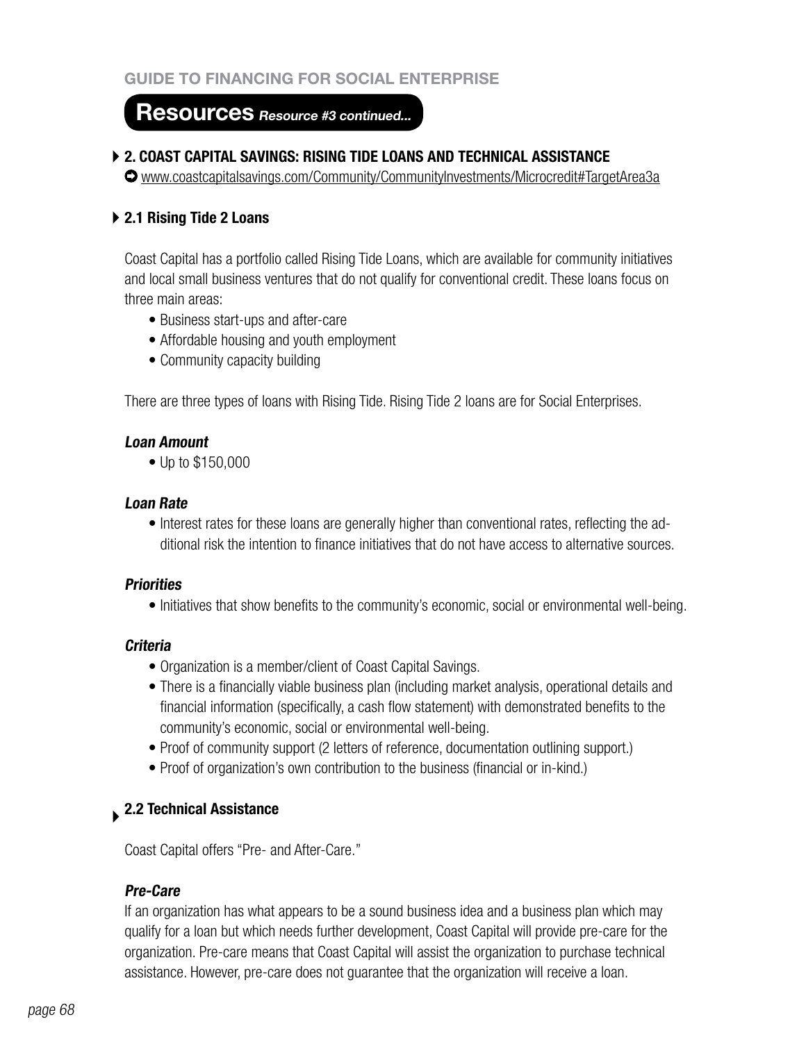## Resources *Resource #3 continued...*

### 2. COAST CAPITAL SAVINGS: RISING TIDE LOANS AND TECHNICAL ASSISTANCE

www.coastcapitalsavings.com/Community/CommunityInvestments/Microcredit#TargetArea3a

### 2.1 Rising Tide 2 Loans

Coast Capital has a portfolio called Rising Tide Loans, which are available for community initiatives and local small business ventures that do not qualify for conventional credit. These loans focus on three main areas:

- Business start-ups and after-care
- Affordable housing and youth employment
- Community capacity building

There are three types of loans with Rising Tide. Rising Tide 2 loans are for Social Enterprises.

#### *Loan Amount*

- Up to $150,000

#### *Loan Rate*

- Interest rates for these loans are generally higher than conventional rates, reflecting the additional risk the intention to finance initiatives that do not have access to alternative sources.

#### *Priorities*

- Initiatives that show benefits to the community's economic, social or environmental well-being.

#### *Criteria*

- Organization is a member/client of Coast Capital Savings.
- There is a financially viable business plan (including market analysis, operational details and financial information (specifically, a cash flow statement) with demonstrated benefits to the community's economic, social or environmental well-being.
- Proof of community support (2 letters of reference, documentation outlining support.)
- Proof of organization's own contribution to the business (financial or in-kind.)

### 2.2 Technical Assistance

Coast Capital offers "Pre- and After-Care."

#### *Pre-Care*

If an organization has what appears to be a sound business idea and a business plan which may qualify for a loan but which needs further development, Coast Capital will provide pre-care for the organization. Pre-care means that Coast Capital will assist the organization to purchase technical assistance. However, pre-care does not guarantee that the organization will receive a loan.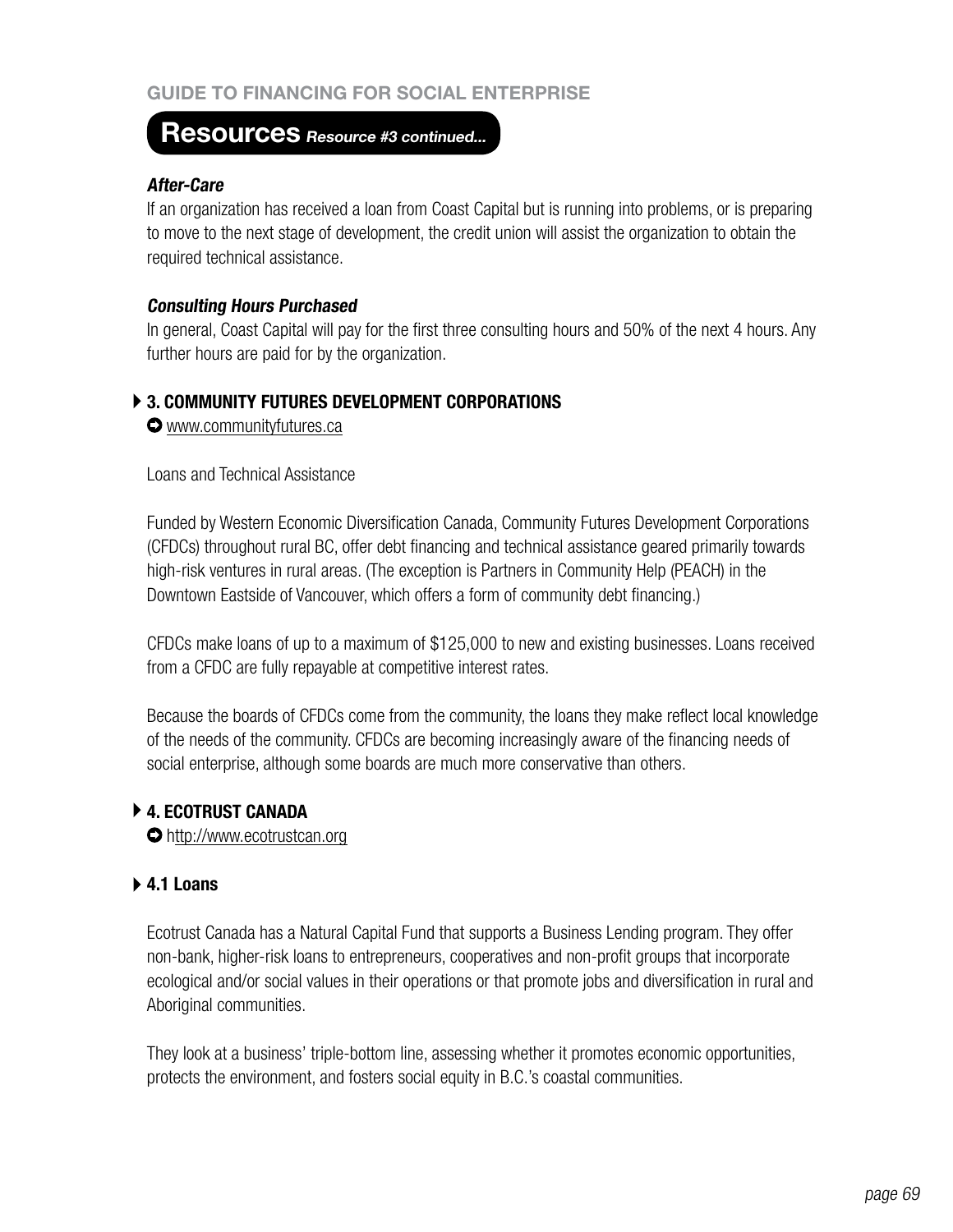## Resources *Resource #3 continued...*

***After-Care***

If an organization has received a loan from Coast Capital but is running into problems, or is preparing to move to the next stage of development, the credit union will assist the organization to obtain the required technical assistance.

***Consulting Hours Purchased***

In general, Coast Capital will pay for the first three consulting hours and 50% of the next 4 hours. Any further hours are paid for by the organization.

### 3. COMMUNITY FUTURES DEVELOPMENT CORPORATIONS

www.communityfutures.ca

Loans and Technical Assistance

Funded by Western Economic Diversification Canada, Community Futures Development Corporations (CFDCs) throughout rural BC, offer debt financing and technical assistance geared primarily towards high-risk ventures in rural areas. (The exception is Partners in Community Help (PEACH) in the Downtown Eastside of Vancouver, which offers a form of community debt financing.)

CFDCs make loans of up to a maximum of $125,000 to new and existing businesses. Loans received from a CFDC are fully repayable at competitive interest rates.

Because the boards of CFDCs come from the community, the loans they make reflect local knowledge of the needs of the community. CFDCs are becoming increasingly aware of the financing needs of social enterprise, although some boards are much more conservative than others.

### 4. ECOTRUST CANADA

http://www.ecotrustcan.org

### 4.1 Loans

Ecotrust Canada has a Natural Capital Fund that supports a Business Lending program. They offer non-bank, higher-risk loans to entrepreneurs, cooperatives and non-profit groups that incorporate ecological and/or social values in their operations or that promote jobs and diversification in rural and Aboriginal communities.

They look at a business' triple-bottom line, assessing whether it promotes economic opportunities, protects the environment, and fosters social equity in B.C.'s coastal communities.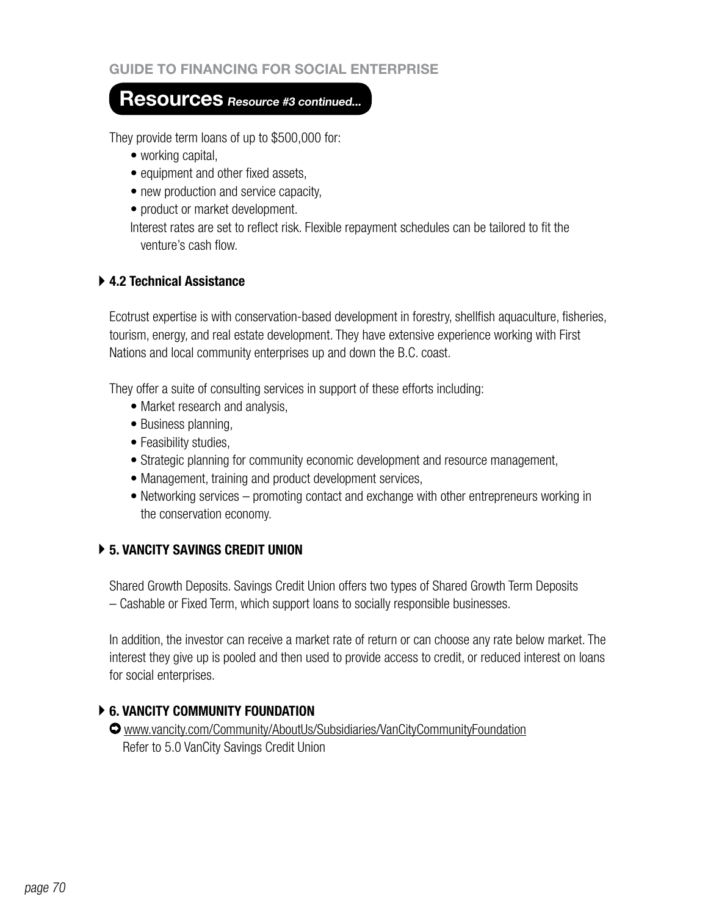## Resources *Resource #3 continued...*

They provide term loans of up to $500,000 for:

- working capital,
- equipment and other fixed assets,
- new production and service capacity,
- product or market development.

Interest rates are set to reflect risk. Flexible repayment schedules can be tailored to fit the venture's cash flow.

### 4.2 Technical Assistance

Ecotrust expertise is with conservation-based development in forestry, shellfish aquaculture, fisheries, tourism, energy, and real estate development. They have extensive experience working with First Nations and local community enterprises up and down the B.C. coast.

They offer a suite of consulting services in support of these efforts including:

- Market research and analysis,
- Business planning,
- Feasibility studies,
- Strategic planning for community economic development and resource management,
- Management, training and product development services,
- Networking services – promoting contact and exchange with other entrepreneurs working in the conservation economy.

### 5. VANCITY SAVINGS CREDIT UNION

Shared Growth Deposits. Savings Credit Union offers two types of Shared Growth Term Deposits – Cashable or Fixed Term, which support loans to socially responsible businesses.

In addition, the investor can receive a market rate of return or can choose any rate below market. The interest they give up is pooled and then used to provide access to credit, or reduced interest on loans for social enterprises.

### 6. VANCITY COMMUNITY FOUNDATION

www.vancity.com/Community/AboutUs/Subsidiaries/VanCityCommunityFoundation
Refer to 5.0 VanCity Savings Credit Union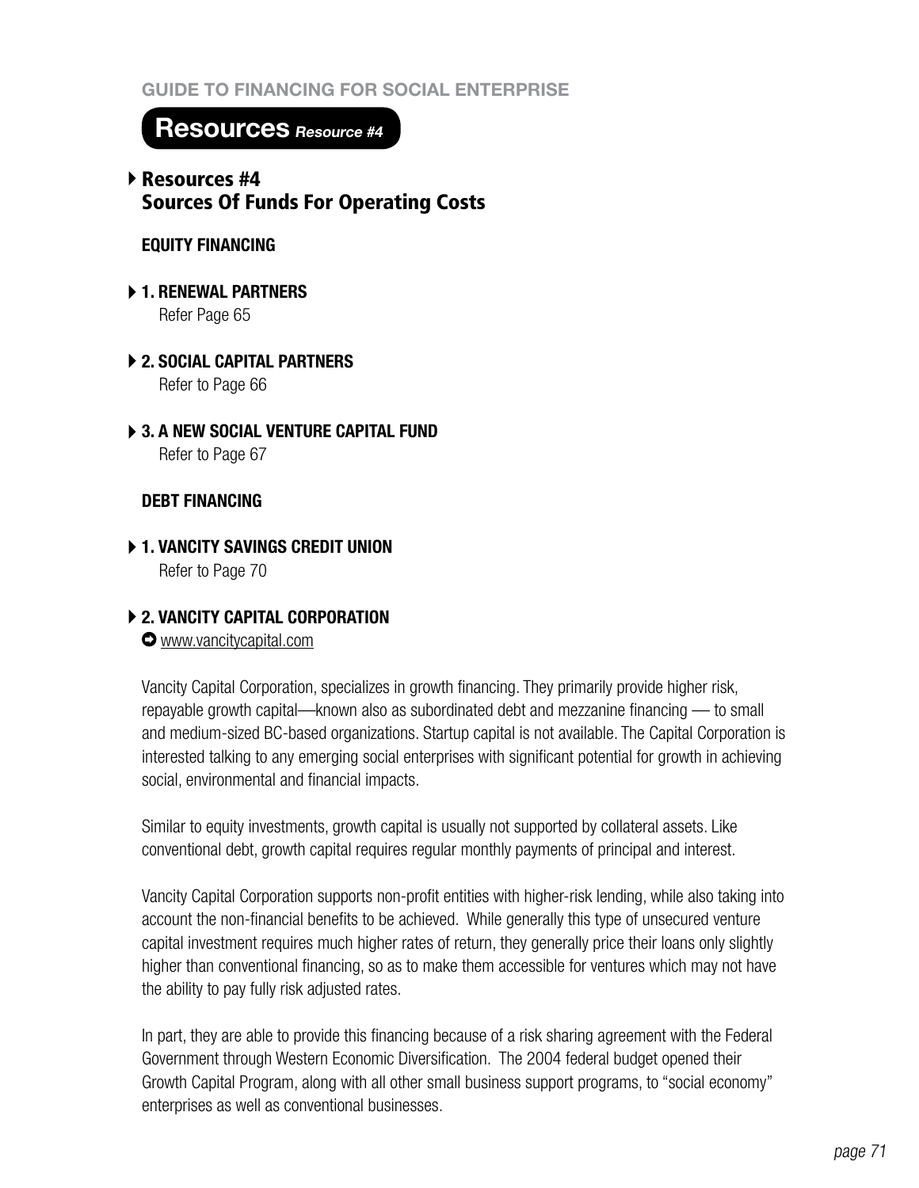## Resources *Resource #4*

### Resources #4
### Sources Of Funds For Operating Costs

**EQUITY FINANCING**

**1. RENEWAL PARTNERS**
Refer Page 65

**2. SOCIAL CAPITAL PARTNERS**
Refer to Page 66

**3. A NEW SOCIAL VENTURE CAPITAL FUND**
Refer to Page 67

**DEBT FINANCING**

**1. VANCITY SAVINGS CREDIT UNION**
Refer to Page 70

**2. VANCITY CAPITAL CORPORATION**
www.vancitycapital.com

Vancity Capital Corporation, specializes in growth financing. They primarily provide higher risk, repayable growth capital—known also as subordinated debt and mezzanine financing — to small and medium-sized BC-based organizations. Startup capital is not available. The Capital Corporation is interested talking to any emerging social enterprises with significant potential for growth in achieving social, environmental and financial impacts.

Similar to equity investments, growth capital is usually not supported by collateral assets. Like conventional debt, growth capital requires regular monthly payments of principal and interest.

Vancity Capital Corporation supports non-profit entities with higher-risk lending, while also taking into account the non-financial benefits to be achieved. While generally this type of unsecured venture capital investment requires much higher rates of return, they generally price their loans only slightly higher than conventional financing, so as to make them accessible for ventures which may not have the ability to pay fully risk adjusted rates.

In part, they are able to provide this financing because of a risk sharing agreement with the Federal Government through Western Economic Diversification. The 2004 federal budget opened their Growth Capital Program, along with all other small business support programs, to "social economy" enterprises as well as conventional businesses.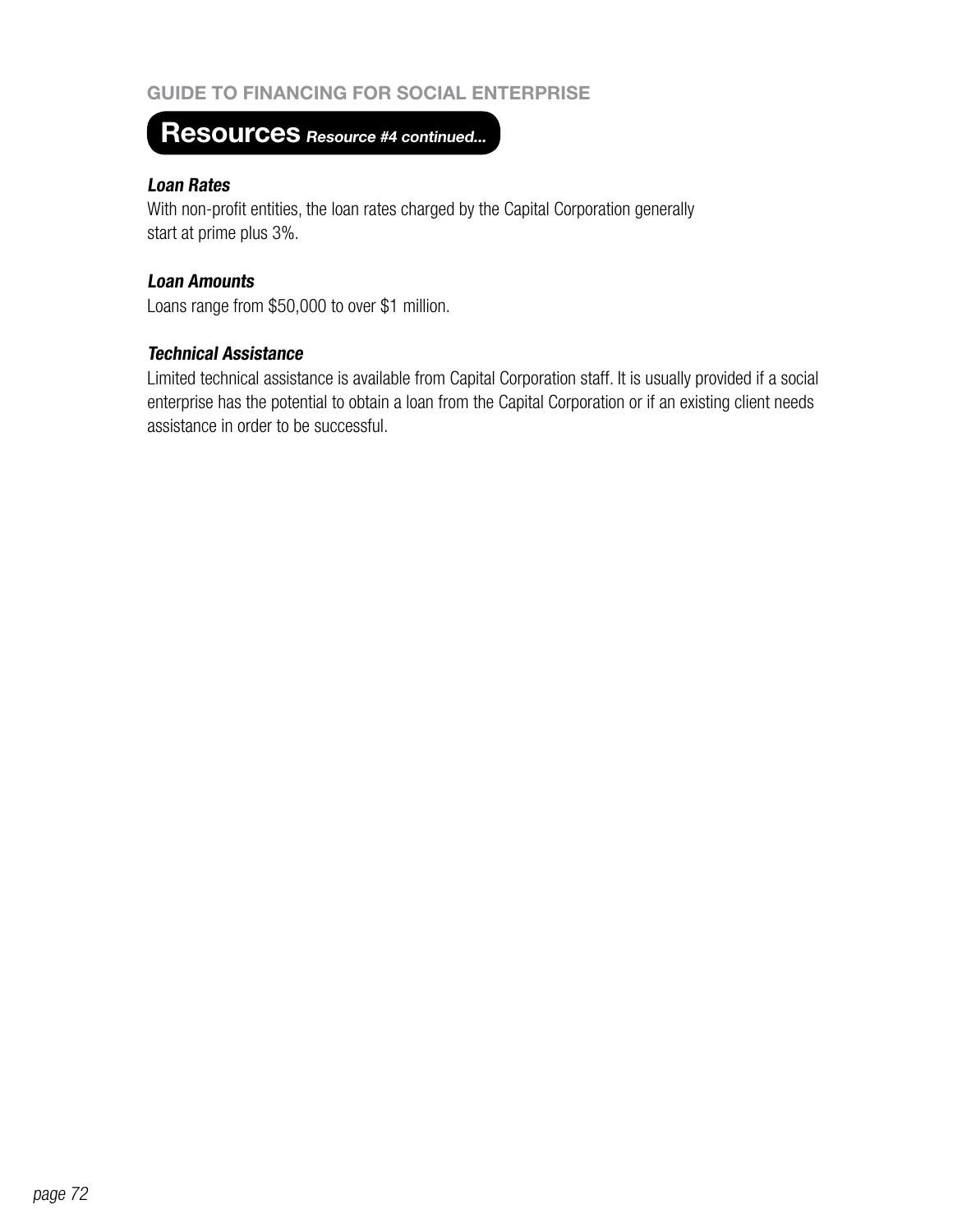## Resources *Resource #4 continued...*

***Loan Rates***

With non-profit entities, the loan rates charged by the Capital Corporation generally start at prime plus 3%.

***Loan Amounts***

Loans range from $50,000 to over $1 million.

***Technical Assistance***

Limited technical assistance is available from Capital Corporation staff. It is usually provided if a social enterprise has the potential to obtain a loan from the Capital Corporation or if an existing client needs assistance in order to be successful.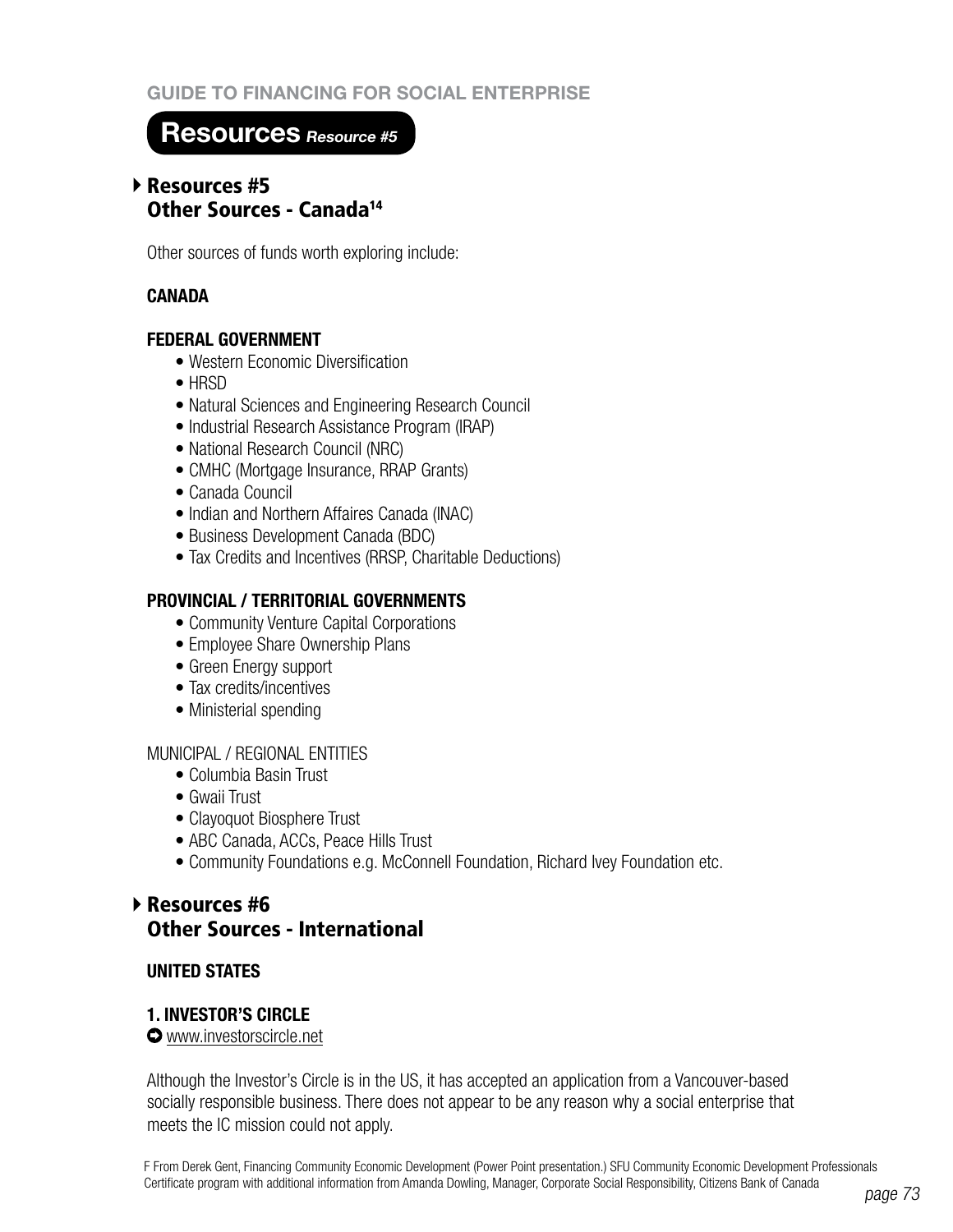# Resources *Resource #5*

## Resources #5
## Other Sources - Canada[14]

Other sources of funds worth exploring include:

**CANADA**

**FEDERAL GOVERNMENT**

- Western Economic Diversification
- HRSD
- Natural Sciences and Engineering Research Council
- Industrial Research Assistance Program (IRAP)
- National Research Council (NRC)
- CMHC (Mortgage Insurance, RRAP Grants)
- Canada Council
- Indian and Northern Affaires Canada (INAC)
- Business Development Canada (BDC)
- Tax Credits and Incentives (RRSP, Charitable Deductions)

**PROVINCIAL / TERRITORIAL GOVERNMENTS**

- Community Venture Capital Corporations
- Employee Share Ownership Plans
- Green Energy support
- Tax credits/incentives
- Ministerial spending

MUNICIPAL / REGIONAL ENTITIES

- Columbia Basin Trust
- Gwaii Trust
- Clayoquot Biosphere Trust
- ABC Canada, ACCs, Peace Hills Trust
- Community Foundations e.g. McConnell Foundation, Richard Ivey Foundation etc.

## Resources #6
## Other Sources - International

**UNITED STATES**

**1. INVESTOR'S CIRCLE**

www.investorscircle.net

Although the Investor's Circle is in the US, it has accepted an application from a Vancouver-based socially responsible business. There does not appear to be any reason why a social enterprise that meets the IC mission could not apply.

F From Derek Gent, Financing Community Economic Development (Power Point presentation.) SFU Community Economic Development Professionals Certificate program with additional information from Amanda Dowling, Manager, Corporate Social Responsibility, Citizens Bank of Canada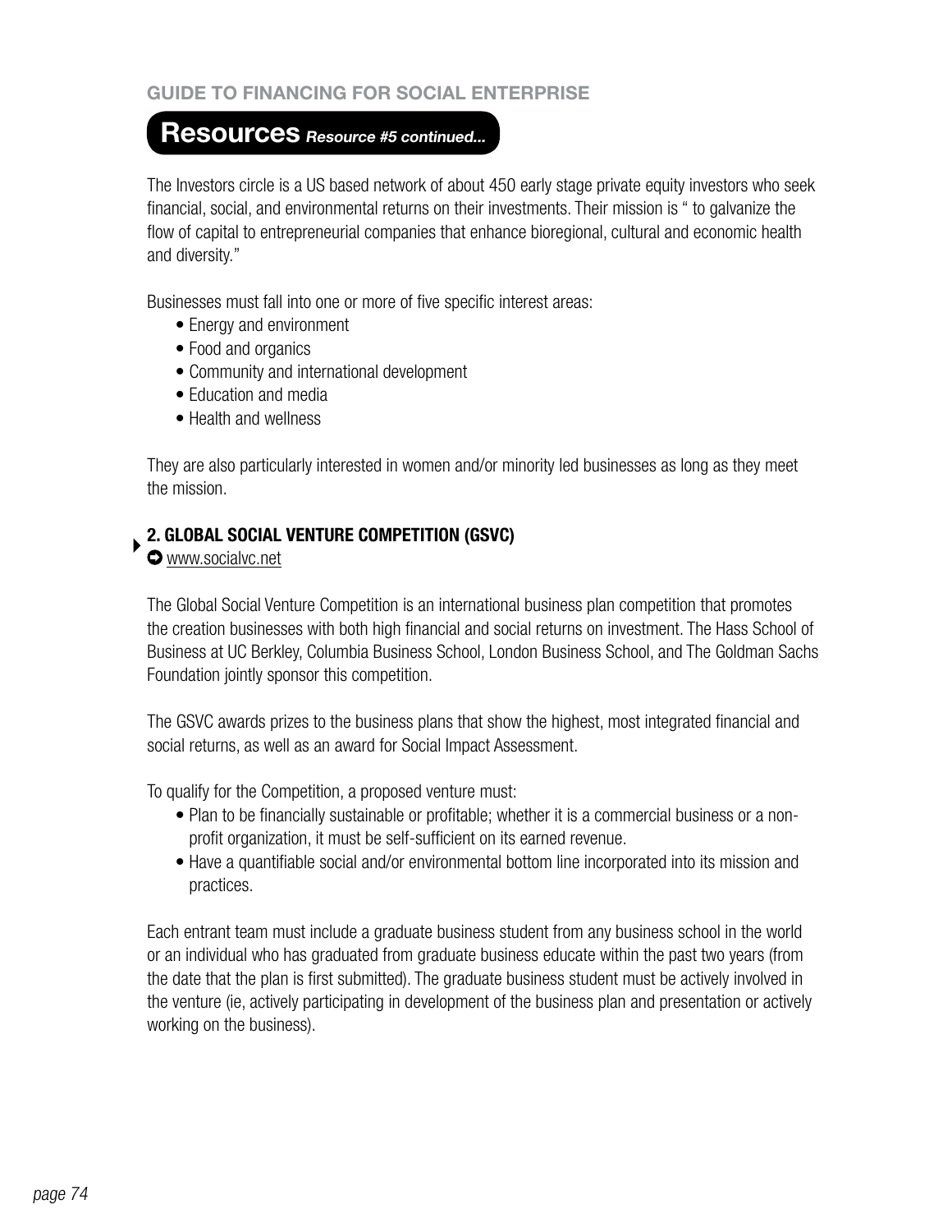## Resources *Resource #5 continued...*

The Investors circle is a US based network of about 450 early stage private equity investors who seek financial, social, and environmental returns on their investments. Their mission is " to galvanize the flow of capital to entrepreneurial companies that enhance bioregional, cultural and economic health and diversity."

Businesses must fall into one or more of five specific interest areas:

- Energy and environment
- Food and organics
- Community and international development
- Education and media
- Health and wellness

They are also particularly interested in women and/or minority led businesses as long as they meet the mission.

### 2. GLOBAL SOCIAL VENTURE COMPETITION (GSVC)

www.socialvc.net

The Global Social Venture Competition is an international business plan competition that promotes the creation businesses with both high financial and social returns on investment. The Hass School of Business at UC Berkley, Columbia Business School, London Business School, and The Goldman Sachs Foundation jointly sponsor this competition.

The GSVC awards prizes to the business plans that show the highest, most integrated financial and social returns, as well as an award for Social Impact Assessment.

To qualify for the Competition, a proposed venture must:

- Plan to be financially sustainable or profitable; whether it is a commercial business or a non-profit organization, it must be self-sufficient on its earned revenue.
- Have a quantifiable social and/or environmental bottom line incorporated into its mission and practices.

Each entrant team must include a graduate business student from any business school in the world or an individual who has graduated from graduate business educate within the past two years (from the date that the plan is first submitted). The graduate business student must be actively involved in the venture (ie, actively participating in development of the business plan and presentation or actively working on the business).